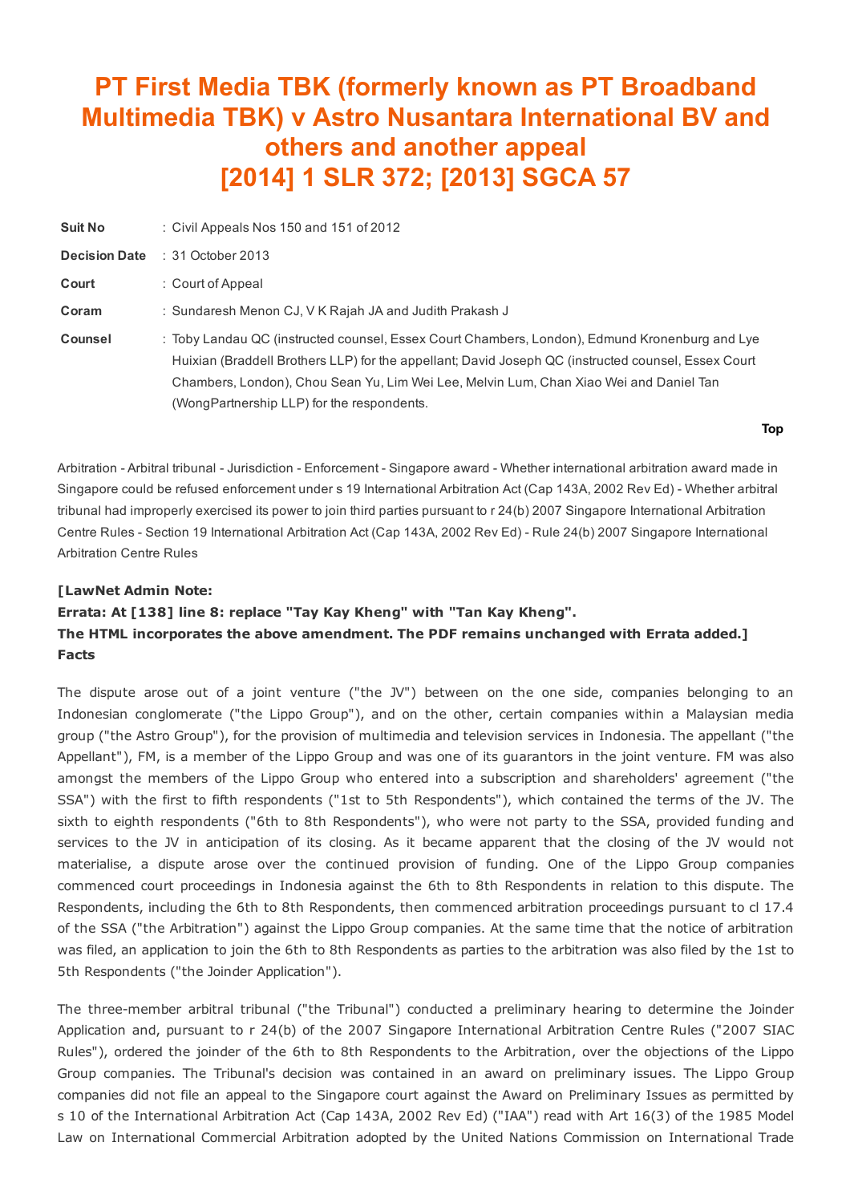# PT First Media TBK (formerly known as PT Broadband Multimedia TBK) v Astro Nusantara International BV and others and another appeal
# [2014] 1 SLR 372; [2013] SGCA 57

| | |
|---|---|
| **Suit No** | : Civil Appeals Nos 150 and 151 of 2012 |
| **Decision Date** | : 31 October 2013 |
| **Court** | : Court of Appeal |
| **Coram** | : Sundaresh Menon CJ, V K Rajah JA and Judith Prakash J |
| **Counsel** | : Toby Landau QC (instructed counsel, Essex Court Chambers, London), Edmund Kronenburg and Lye Huixian (Braddell Brothers LLP) for the appellant; David Joseph QC (instructed counsel, Essex Court Chambers, London), Chou Sean Yu, Lim Wei Lee, Melvin Lum, Chan Xiao Wei and Daniel Tan (WongPartnership LLP) for the respondents. |

**Top**

Arbitration - Arbitral tribunal - Jurisdiction - Enforcement - Singapore award - Whether international arbitration award made in Singapore could be refused enforcement under s 19 International Arbitration Act (Cap 143A, 2002 Rev Ed) - Whether arbitral tribunal had improperly exercised its power to join third parties pursuant to r 24(b) 2007 Singapore International Arbitration Centre Rules - Section 19 International Arbitration Act (Cap 143A, 2002 Rev Ed) - Rule 24(b) 2007 Singapore International Arbitration Centre Rules

**[LawNet Admin Note:**
**Errata: At [138] line 8: replace "Tay Kay Kheng" with "Tan Kay Kheng".**
**The HTML incorporates the above amendment. The PDF remains unchanged with Errata added.]**

**Facts**

The dispute arose out of a joint venture ("the JV") between on the one side, companies belonging to an Indonesian conglomerate ("the Lippo Group"), and on the other, certain companies within a Malaysian media group ("the Astro Group"), for the provision of multimedia and television services in Indonesia. The appellant ("the Appellant"), FM, is a member of the Lippo Group and was one of its guarantors in the joint venture. FM was also amongst the members of the Lippo Group who entered into a subscription and shareholders' agreement ("the SSA") with the first to fifth respondents ("1st to 5th Respondents"), which contained the terms of the JV. The sixth to eighth respondents ("6th to 8th Respondents"), who were not party to the SSA, provided funding and services to the JV in anticipation of its closing. As it became apparent that the closing of the JV would not materialise, a dispute arose over the continued provision of funding. One of the Lippo Group companies commenced court proceedings in Indonesia against the 6th to 8th Respondents in relation to this dispute. The Respondents, including the 6th to 8th Respondents, then commenced arbitration proceedings pursuant to cl 17.4 of the SSA ("the Arbitration") against the Lippo Group companies. At the same time that the notice of arbitration was filed, an application to join the 6th to 8th Respondents as parties to the arbitration was also filed by the 1st to 5th Respondents ("the Joinder Application").

The three-member arbitral tribunal ("the Tribunal") conducted a preliminary hearing to determine the Joinder Application and, pursuant to r 24(b) of the 2007 Singapore International Arbitration Centre Rules ("2007 SIAC Rules"), ordered the joinder of the 6th to 8th Respondents to the Arbitration, over the objections of the Lippo Group companies. The Tribunal's decision was contained in an award on preliminary issues. The Lippo Group companies did not file an appeal to the Singapore court against the Award on Preliminary Issues as permitted by s 10 of the International Arbitration Act (Cap 143A, 2002 Rev Ed) ("IAA") read with Art 16(3) of the 1985 Model Law on International Commercial Arbitration adopted by the United Nations Commission on International Trade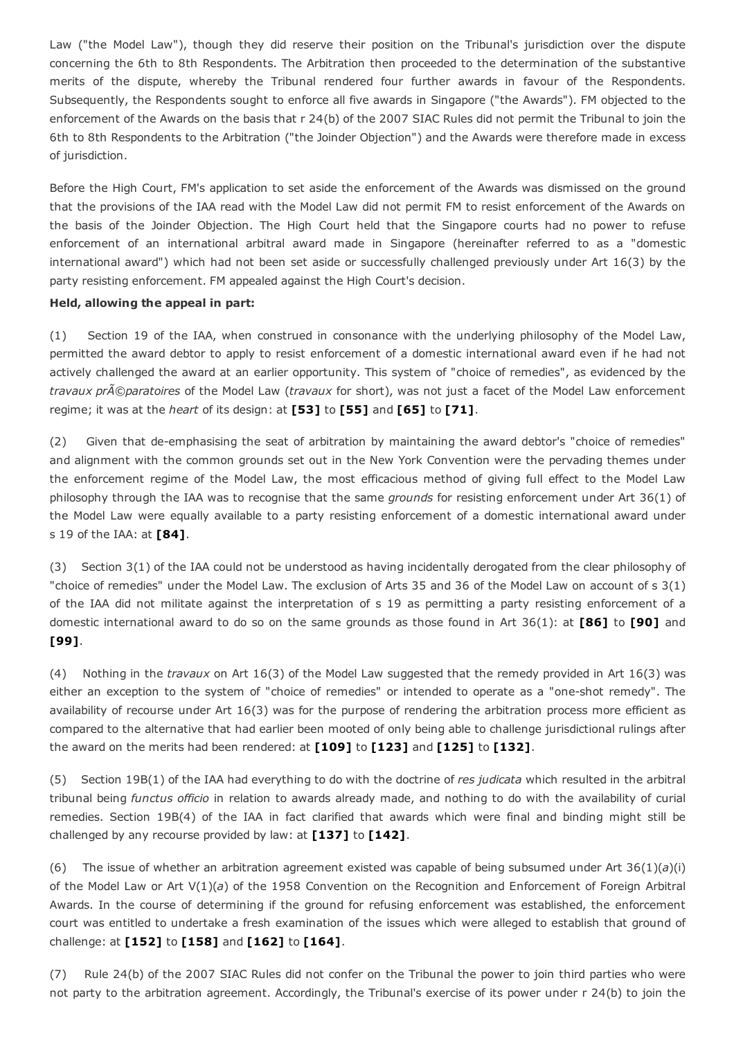Law ("the Model Law"), though they did reserve their position on the Tribunal's jurisdiction over the dispute concerning the 6th to 8th Respondents. The Arbitration then proceeded to the determination of the substantive merits of the dispute, whereby the Tribunal rendered four further awards in favour of the Respondents. Subsequently, the Respondents sought to enforce all five awards in Singapore ("the Awards"). FM objected to the enforcement of the Awards on the basis that r 24(b) of the 2007 SIAC Rules did not permit the Tribunal to join the 6th to 8th Respondents to the Arbitration ("the Joinder Objection") and the Awards were therefore made in excess of jurisdiction.

Before the High Court, FM's application to set aside the enforcement of the Awards was dismissed on the ground that the provisions of the IAA read with the Model Law did not permit FM to resist enforcement of the Awards on the basis of the Joinder Objection. The High Court held that the Singapore courts had no power to refuse enforcement of an international arbitral award made in Singapore (hereinafter referred to as a "domestic international award") which had not been set aside or successfully challenged previously under Art 16(3) by the party resisting enforcement. FM appealed against the High Court's decision.

**Held, allowing the appeal in part:**

(1) Section 19 of the IAA, when construed in consonance with the underlying philosophy of the Model Law, permitted the award debtor to apply to resist enforcement of a domestic international award even if he had not actively challenged the award at an earlier opportunity. This system of "choice of remedies", as evidenced by the *travaux prÃ©paratoires* of the Model Law (*travaux* for short), was not just a facet of the Model Law enforcement regime; it was at the *heart* of its design: at **[53]** to **[55]** and **[65]** to **[71]**.

(2) Given that de-emphasising the seat of arbitration by maintaining the award debtor's "choice of remedies" and alignment with the common grounds set out in the New York Convention were the pervading themes under the enforcement regime of the Model Law, the most efficacious method of giving full effect to the Model Law philosophy through the IAA was to recognise that the same *grounds* for resisting enforcement under Art 36(1) of the Model Law were equally available to a party resisting enforcement of a domestic international award under s 19 of the IAA: at **[84]**.

(3) Section 3(1) of the IAA could not be understood as having incidentally derogated from the clear philosophy of "choice of remedies" under the Model Law. The exclusion of Arts 35 and 36 of the Model Law on account of s 3(1) of the IAA did not militate against the interpretation of s 19 as permitting a party resisting enforcement of a domestic international award to do so on the same grounds as those found in Art 36(1): at **[86]** to **[90]** and **[99]**.

(4) Nothing in the *travaux* on Art 16(3) of the Model Law suggested that the remedy provided in Art 16(3) was either an exception to the system of "choice of remedies" or intended to operate as a "one-shot remedy". The availability of recourse under Art 16(3) was for the purpose of rendering the arbitration process more efficient as compared to the alternative that had earlier been mooted of only being able to challenge jurisdictional rulings after the award on the merits had been rendered: at **[109]** to **[123]** and **[125]** to **[132]**.

(5) Section 19B(1) of the IAA had everything to do with the doctrine of *res judicata* which resulted in the arbitral tribunal being *functus officio* in relation to awards already made, and nothing to do with the availability of curial remedies. Section 19B(4) of the IAA in fact clarified that awards which were final and binding might still be challenged by any recourse provided by law: at **[137]** to **[142]**.

(6) The issue of whether an arbitration agreement existed was capable of being subsumed under Art 36(1)(*a*)(i) of the Model Law or Art V(1)(*a*) of the 1958 Convention on the Recognition and Enforcement of Foreign Arbitral Awards. In the course of determining if the ground for refusing enforcement was established, the enforcement court was entitled to undertake a fresh examination of the issues which were alleged to establish that ground of challenge: at **[152]** to **[158]** and **[162]** to **[164]**.

(7) Rule 24(b) of the 2007 SIAC Rules did not confer on the Tribunal the power to join third parties who were not party to the arbitration agreement. Accordingly, the Tribunal's exercise of its power under r 24(b) to join the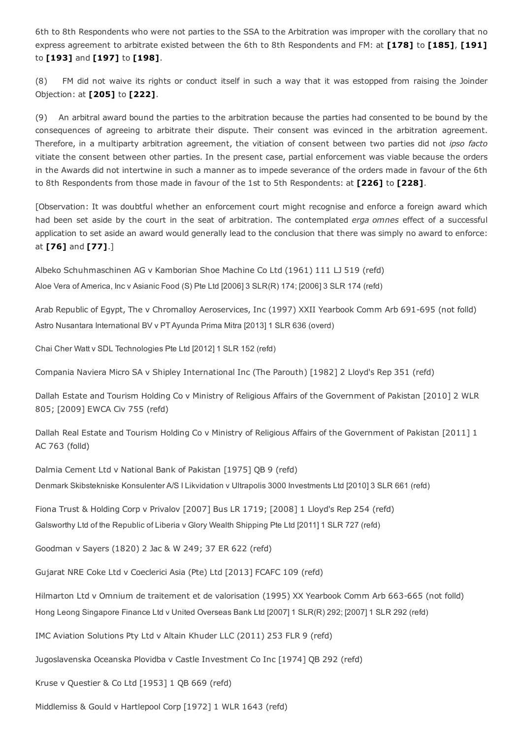6th to 8th Respondents who were not parties to the SSA to the Arbitration was improper with the corollary that no express agreement to arbitrate existed between the 6th to 8th Respondents and FM: at **[178]** to **[185]**, **[191]** to **[193]** and **[197]** to **[198]**.

(8) FM did not waive its rights or conduct itself in such a way that it was estopped from raising the Joinder Objection: at **[205]** to **[222]**.

(9) An arbitral award bound the parties to the arbitration because the parties had consented to be bound by the consequences of agreeing to arbitrate their dispute. Their consent was evinced in the arbitration agreement. Therefore, in a multiparty arbitration agreement, the vitiation of consent between two parties did not *ipso facto* vitiate the consent between other parties. In the present case, partial enforcement was viable because the orders in the Awards did not intertwine in such a manner as to impede severance of the orders made in favour of the 6th to 8th Respondents from those made in favour of the 1st to 5th Respondents: at **[226]** to **[228]**.

[Observation: It was doubtful whether an enforcement court might recognise and enforce a foreign award which had been set aside by the court in the seat of arbitration. The contemplated *erga omnes* effect of a successful application to set aside an award would generally lead to the conclusion that there was simply no award to enforce: at **[76]** and **[77]**.]

Albeko Schuhmaschinen AG v Kamborian Shoe Machine Co Ltd (1961) 111 LJ 519 (refd)

Aloe Vera of America, Inc v Asianic Food (S) Pte Ltd [2006] 3 SLR(R) 174; [2006] 3 SLR 174 (refd)

Arab Republic of Egypt, The v Chromalloy Aeroservices, Inc (1997) XXII Yearbook Comm Arb 691-695 (not folld)

Astro Nusantara International BV v PT Ayunda Prima Mitra [2013] 1 SLR 636 (overd)

Chai Cher Watt v SDL Technologies Pte Ltd [2012] 1 SLR 152 (refd)

Compania Naviera Micro SA v Shipley International Inc (The Parouth) [1982] 2 Lloyd's Rep 351 (refd)

Dallah Estate and Tourism Holding Co v Ministry of Religious Affairs of the Government of Pakistan [2010] 2 WLR 805; [2009] EWCA Civ 755 (refd)

Dallah Real Estate and Tourism Holding Co v Ministry of Religious Affairs of the Government of Pakistan [2011] 1 AC 763 (folld)

Dalmia Cement Ltd v National Bank of Pakistan [1975] QB 9 (refd)

Denmark Skibstekniske Konsulenter A/S I Likvidation v Ultrapolis 3000 Investments Ltd [2010] 3 SLR 661 (refd)

Fiona Trust & Holding Corp v Privalov [2007] Bus LR 1719; [2008] 1 Lloyd's Rep 254 (refd)

Galsworthy Ltd of the Republic of Liberia v Glory Wealth Shipping Pte Ltd [2011] 1 SLR 727 (refd)

Goodman v Sayers (1820) 2 Jac & W 249; 37 ER 622 (refd)

Gujarat NRE Coke Ltd v Coeclerici Asia (Pte) Ltd [2013] FCAFC 109 (refd)

Hilmarton Ltd v Omnium de traitement et de valorisation (1995) XX Yearbook Comm Arb 663-665 (not folld)

Hong Leong Singapore Finance Ltd v United Overseas Bank Ltd [2007] 1 SLR(R) 292; [2007] 1 SLR 292 (refd)

IMC Aviation Solutions Pty Ltd v Altain Khuder LLC (2011) 253 FLR 9 (refd)

Jugoslavenska Oceanska Plovidba v Castle Investment Co Inc [1974] QB 292 (refd)

Kruse v Questier & Co Ltd [1953] 1 QB 669 (refd)

Middlemiss & Gould v Hartlepool Corp [1972] 1 WLR 1643 (refd)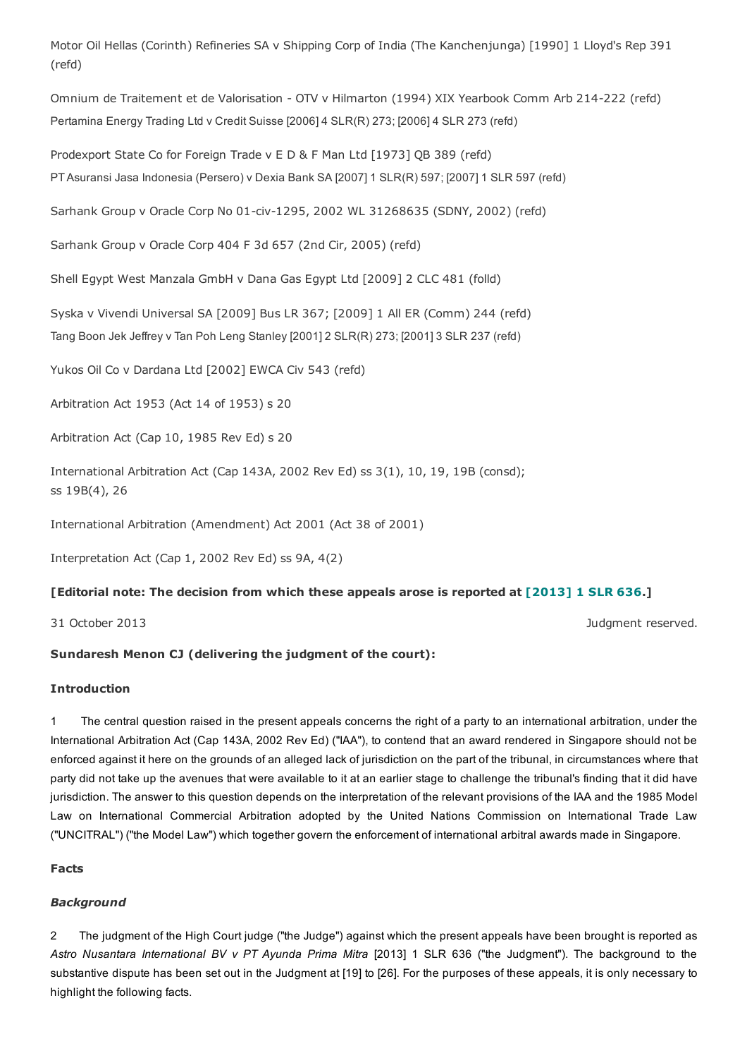Motor Oil Hellas (Corinth) Refineries SA v Shipping Corp of India (The Kanchenjunga) [1990] 1 Lloyd's Rep 391 (refd)

Omnium de Traitement et de Valorisation - OTV v Hilmarton (1994) XIX Yearbook Comm Arb 214-222 (refd)

Pertamina Energy Trading Ltd v Credit Suisse [2006] 4 SLR(R) 273; [2006] 4 SLR 273 (refd)

Prodexport State Co for Foreign Trade v E D & F Man Ltd [1973] QB 389 (refd)

PT Asuransi Jasa Indonesia (Persero) v Dexia Bank SA [2007] 1 SLR(R) 597; [2007] 1 SLR 597 (refd)

Sarhank Group v Oracle Corp No 01-civ-1295, 2002 WL 31268635 (SDNY, 2002) (refd)

Sarhank Group v Oracle Corp 404 F 3d 657 (2nd Cir, 2005) (refd)

Shell Egypt West Manzala GmbH v Dana Gas Egypt Ltd [2009] 2 CLC 481 (folld)

Syska v Vivendi Universal SA [2009] Bus LR 367; [2009] 1 All ER (Comm) 244 (refd)

Tang Boon Jek Jeffrey v Tan Poh Leng Stanley [2001] 2 SLR(R) 273; [2001] 3 SLR 237 (refd)

Yukos Oil Co v Dardana Ltd [2002] EWCA Civ 543 (refd)

Arbitration Act 1953 (Act 14 of 1953) s 20

Arbitration Act (Cap 10, 1985 Rev Ed) s 20

International Arbitration Act (Cap 143A, 2002 Rev Ed) ss 3(1), 10, 19, 19B (consd); ss 19B(4), 26

International Arbitration (Amendment) Act 2001 (Act 38 of 2001)

Interpretation Act (Cap 1, 2002 Rev Ed) ss 9A, 4(2)

**[Editorial note: The decision from which these appeals arose is reported at [2013] 1 SLR 636.]**

31 October 2013 — Judgment reserved.

**Sundaresh Menon CJ (delivering the judgment of the court):**

**Introduction**

1 The central question raised in the present appeals concerns the right of a party to an international arbitration, under the International Arbitration Act (Cap 143A, 2002 Rev Ed) ("IAA"), to contend that an award rendered in Singapore should not be enforced against it here on the grounds of an alleged lack of jurisdiction on the part of the tribunal, in circumstances where that party did not take up the avenues that were available to it at an earlier stage to challenge the tribunal's finding that it did have jurisdiction. The answer to this question depends on the interpretation of the relevant provisions of the IAA and the 1985 Model Law on International Commercial Arbitration adopted by the United Nations Commission on International Trade Law ("UNCITRAL") ("the Model Law") which together govern the enforcement of international arbitral awards made in Singapore.

**Facts**

***Background***

2 The judgment of the High Court judge ("the Judge") against which the present appeals have been brought is reported as *Astro Nusantara International BV v PT Ayunda Prima Mitra* [2013] 1 SLR 636 ("the Judgment"). The background to the substantive dispute has been set out in the Judgment at [19] to [26]. For the purposes of these appeals, it is only necessary to highlight the following facts.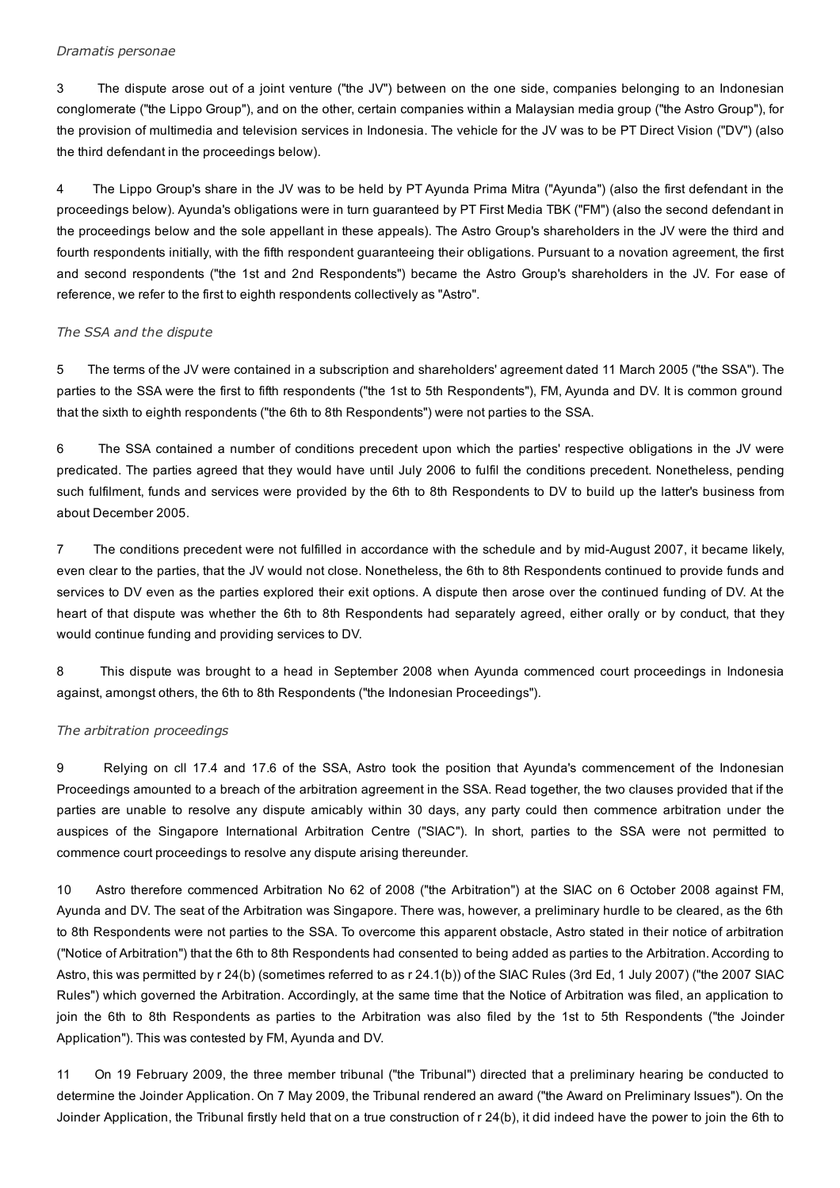*Dramatis personae*

3 The dispute arose out of a joint venture ("the JV") between on the one side, companies belonging to an Indonesian conglomerate ("the Lippo Group"), and on the other, certain companies within a Malaysian media group ("the Astro Group"), for the provision of multimedia and television services in Indonesia. The vehicle for the JV was to be PT Direct Vision ("DV") (also the third defendant in the proceedings below).

4 The Lippo Group's share in the JV was to be held by PT Ayunda Prima Mitra ("Ayunda") (also the first defendant in the proceedings below). Ayunda's obligations were in turn guaranteed by PT First Media TBK ("FM") (also the second defendant in the proceedings below and the sole appellant in these appeals). The Astro Group's shareholders in the JV were the third and fourth respondents initially, with the fifth respondent guaranteeing their obligations. Pursuant to a novation agreement, the first and second respondents ("the 1st and 2nd Respondents") became the Astro Group's shareholders in the JV. For ease of reference, we refer to the first to eighth respondents collectively as "Astro".

*The SSA and the dispute*

5 The terms of the JV were contained in a subscription and shareholders' agreement dated 11 March 2005 ("the SSA"). The parties to the SSA were the first to fifth respondents ("the 1st to 5th Respondents"), FM, Ayunda and DV. It is common ground that the sixth to eighth respondents ("the 6th to 8th Respondents") were not parties to the SSA.

6 The SSA contained a number of conditions precedent upon which the parties' respective obligations in the JV were predicated. The parties agreed that they would have until July 2006 to fulfil the conditions precedent. Nonetheless, pending such fulfilment, funds and services were provided by the 6th to 8th Respondents to DV to build up the latter's business from about December 2005.

7 The conditions precedent were not fulfilled in accordance with the schedule and by mid-August 2007, it became likely, even clear to the parties, that the JV would not close. Nonetheless, the 6th to 8th Respondents continued to provide funds and services to DV even as the parties explored their exit options. A dispute then arose over the continued funding of DV. At the heart of that dispute was whether the 6th to 8th Respondents had separately agreed, either orally or by conduct, that they would continue funding and providing services to DV.

8 This dispute was brought to a head in September 2008 when Ayunda commenced court proceedings in Indonesia against, amongst others, the 6th to 8th Respondents ("the Indonesian Proceedings").

*The arbitration proceedings*

9 Relying on cll 17.4 and 17.6 of the SSA, Astro took the position that Ayunda's commencement of the Indonesian Proceedings amounted to a breach of the arbitration agreement in the SSA. Read together, the two clauses provided that if the parties are unable to resolve any dispute amicably within 30 days, any party could then commence arbitration under the auspices of the Singapore International Arbitration Centre ("SIAC"). In short, parties to the SSA were not permitted to commence court proceedings to resolve any dispute arising thereunder.

10 Astro therefore commenced Arbitration No 62 of 2008 ("the Arbitration") at the SIAC on 6 October 2008 against FM, Ayunda and DV. The seat of the Arbitration was Singapore. There was, however, a preliminary hurdle to be cleared, as the 6th to 8th Respondents were not parties to the SSA. To overcome this apparent obstacle, Astro stated in their notice of arbitration ("Notice of Arbitration") that the 6th to 8th Respondents had consented to being added as parties to the Arbitration. According to Astro, this was permitted by r 24(b) (sometimes referred to as r 24.1(b)) of the SIAC Rules (3rd Ed, 1 July 2007) ("the 2007 SIAC Rules") which governed the Arbitration. Accordingly, at the same time that the Notice of Arbitration was filed, an application to join the 6th to 8th Respondents as parties to the Arbitration was also filed by the 1st to 5th Respondents ("the Joinder Application"). This was contested by FM, Ayunda and DV.

11 On 19 February 2009, the three member tribunal ("the Tribunal") directed that a preliminary hearing be conducted to determine the Joinder Application. On 7 May 2009, the Tribunal rendered an award ("the Award on Preliminary Issues"). On the Joinder Application, the Tribunal firstly held that on a true construction of r 24(b), it did indeed have the power to join the 6th to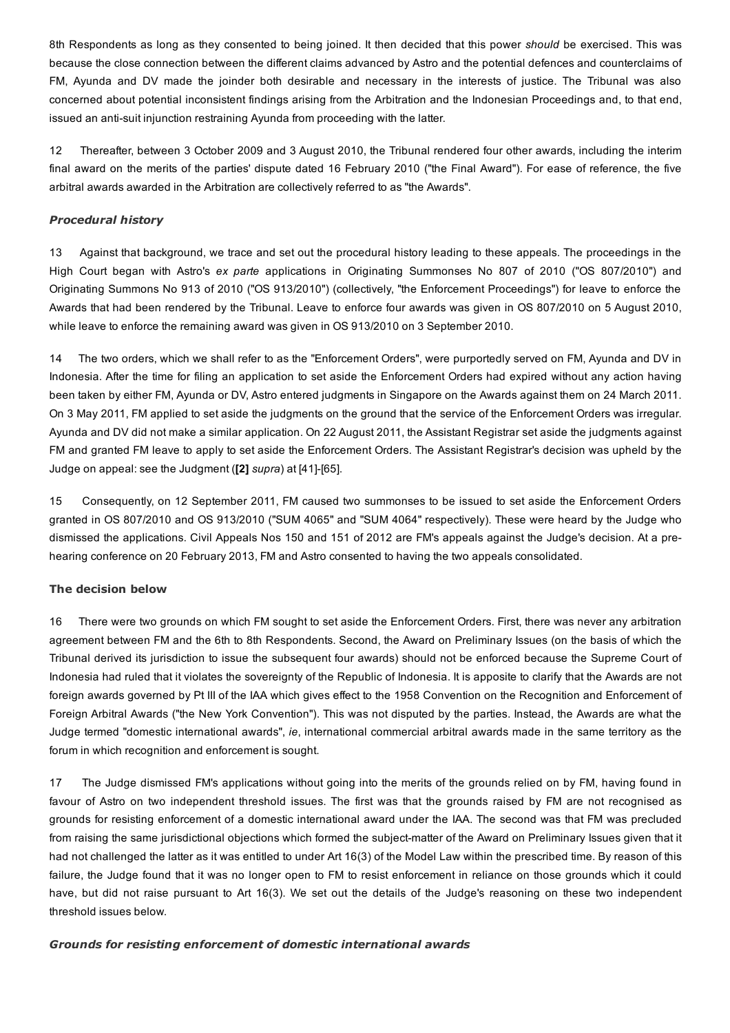8th Respondents as long as they consented to being joined. It then decided that this power *should* be exercised. This was because the close connection between the different claims advanced by Astro and the potential defences and counterclaims of FM, Ayunda and DV made the joinder both desirable and necessary in the interests of justice. The Tribunal was also concerned about potential inconsistent findings arising from the Arbitration and the Indonesian Proceedings and, to that end, issued an anti-suit injunction restraining Ayunda from proceeding with the latter.

12 Thereafter, between 3 October 2009 and 3 August 2010, the Tribunal rendered four other awards, including the interim final award on the merits of the parties' dispute dated 16 February 2010 ("the Final Award"). For ease of reference, the five arbitral awards awarded in the Arbitration are collectively referred to as "the Awards".

### *Procedural history*

13 Against that background, we trace and set out the procedural history leading to these appeals. The proceedings in the High Court began with Astro's *ex parte* applications in Originating Summonses No 807 of 2010 ("OS 807/2010") and Originating Summons No 913 of 2010 ("OS 913/2010") (collectively, "the Enforcement Proceedings") for leave to enforce the Awards that had been rendered by the Tribunal. Leave to enforce four awards was given in OS 807/2010 on 5 August 2010, while leave to enforce the remaining award was given in OS 913/2010 on 3 September 2010.

14 The two orders, which we shall refer to as the "Enforcement Orders", were purportedly served on FM, Ayunda and DV in Indonesia. After the time for filing an application to set aside the Enforcement Orders had expired without any action having been taken by either FM, Ayunda or DV, Astro entered judgments in Singapore on the Awards against them on 24 March 2011. On 3 May 2011, FM applied to set aside the judgments on the ground that the service of the Enforcement Orders was irregular. Ayunda and DV did not make a similar application. On 22 August 2011, the Assistant Registrar set aside the judgments against FM and granted FM leave to apply to set aside the Enforcement Orders. The Assistant Registrar's decision was upheld by the Judge on appeal: see the Judgment (**[2]** *supra*) at [41]-[65].

15 Consequently, on 12 September 2011, FM caused two summonses to be issued to set aside the Enforcement Orders granted in OS 807/2010 and OS 913/2010 ("SUM 4065" and "SUM 4064" respectively). These were heard by the Judge who dismissed the applications. Civil Appeals Nos 150 and 151 of 2012 are FM's appeals against the Judge's decision. At a pre-hearing conference on 20 February 2013, FM and Astro consented to having the two appeals consolidated.

### **The decision below**

16 There were two grounds on which FM sought to set aside the Enforcement Orders. First, there was never any arbitration agreement between FM and the 6th to 8th Respondents. Second, the Award on Preliminary Issues (on the basis of which the Tribunal derived its jurisdiction to issue the subsequent four awards) should not be enforced because the Supreme Court of Indonesia had ruled that it violates the sovereignty of the Republic of Indonesia. It is apposite to clarify that the Awards are not foreign awards governed by Pt III of the IAA which gives effect to the 1958 Convention on the Recognition and Enforcement of Foreign Arbitral Awards ("the New York Convention"). This was not disputed by the parties. Instead, the Awards are what the Judge termed "domestic international awards", *ie*, international commercial arbitral awards made in the same territory as the forum in which recognition and enforcement is sought.

17 The Judge dismissed FM's applications without going into the merits of the grounds relied on by FM, having found in favour of Astro on two independent threshold issues. The first was that the grounds raised by FM are not recognised as grounds for resisting enforcement of a domestic international award under the IAA. The second was that FM was precluded from raising the same jurisdictional objections which formed the subject-matter of the Award on Preliminary Issues given that it had not challenged the latter as it was entitled to under Art 16(3) of the Model Law within the prescribed time. By reason of this failure, the Judge found that it was no longer open to FM to resist enforcement in reliance on those grounds which it could have, but did not raise pursuant to Art 16(3). We set out the details of the Judge's reasoning on these two independent threshold issues below.

### *Grounds for resisting enforcement of domestic international awards*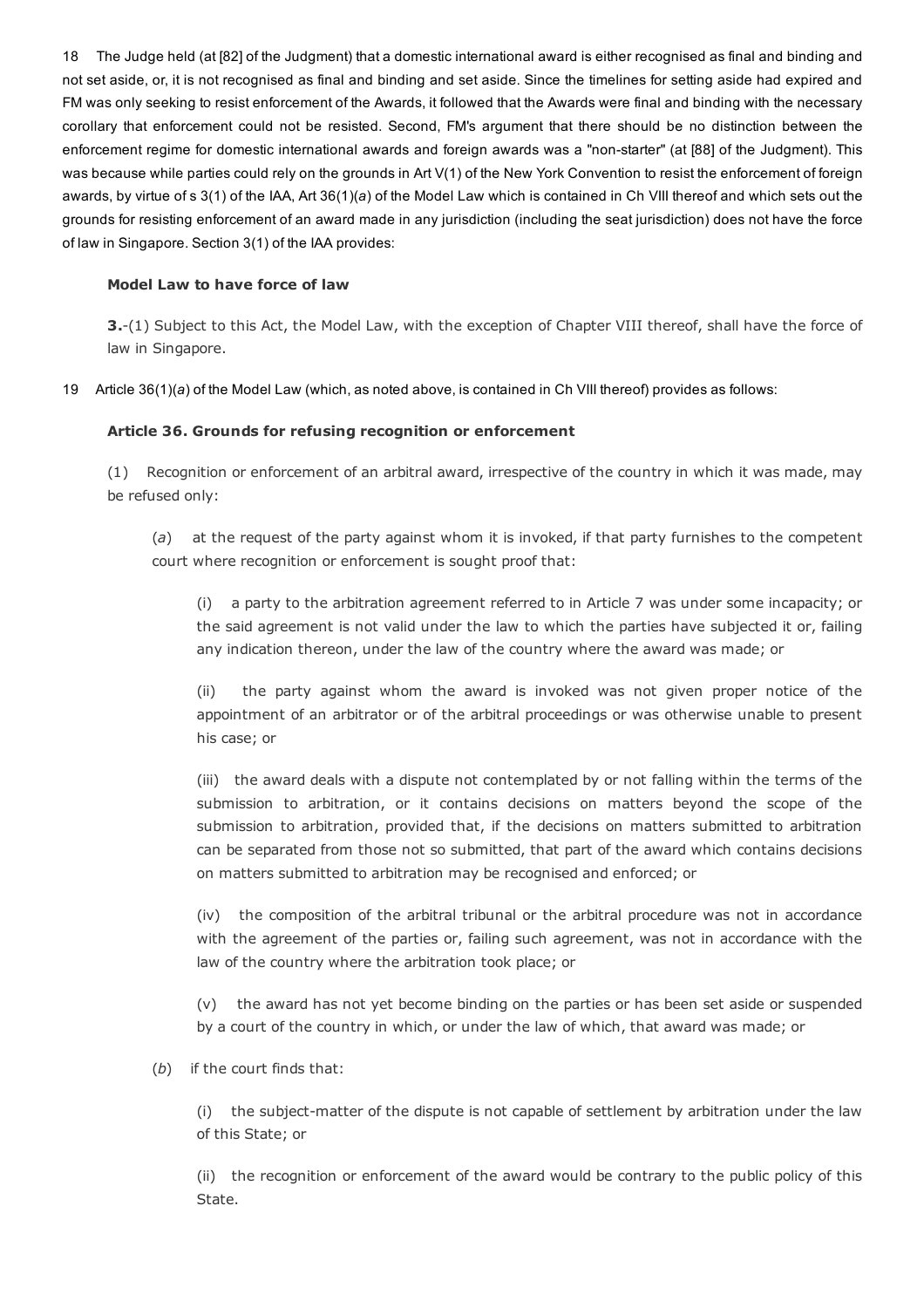18 The Judge held (at [82] of the Judgment) that a domestic international award is either recognised as final and binding and not set aside, or, it is not recognised as final and binding and set aside. Since the timelines for setting aside had expired and FM was only seeking to resist enforcement of the Awards, it followed that the Awards were final and binding with the necessary corollary that enforcement could not be resisted. Second, FM's argument that there should be no distinction between the enforcement regime for domestic international awards and foreign awards was a "non-starter" (at [88] of the Judgment). This was because while parties could rely on the grounds in Art V(1) of the New York Convention to resist the enforcement of foreign awards, by virtue of s 3(1) of the IAA, Art 36(1)(*a*) of the Model Law which is contained in Ch VIII thereof and which sets out the grounds for resisting enforcement of an award made in any jurisdiction (including the seat jurisdiction) does not have the force of law in Singapore. Section 3(1) of the IAA provides:

> **Model Law to have force of law**
>
> **3.**-(1) Subject to this Act, the Model Law, with the exception of Chapter VIII thereof, shall have the force of law in Singapore.

19 Article 36(1)(*a*) of the Model Law (which, as noted above, is contained in Ch VIII thereof) provides as follows:

> **Article 36. Grounds for refusing recognition or enforcement**
>
> (1) Recognition or enforcement of an arbitral award, irrespective of the country in which it was made, may be refused only:
>
> (*a*) at the request of the party against whom it is invoked, if that party furnishes to the competent court where recognition or enforcement is sought proof that:
>
> (i) a party to the arbitration agreement referred to in Article 7 was under some incapacity; or the said agreement is not valid under the law to which the parties have subjected it or, failing any indication thereon, under the law of the country where the award was made; or
>
> (ii) the party against whom the award is invoked was not given proper notice of the appointment of an arbitrator or of the arbitral proceedings or was otherwise unable to present his case; or
>
> (iii) the award deals with a dispute not contemplated by or not falling within the terms of the submission to arbitration, or it contains decisions on matters beyond the scope of the submission to arbitration, provided that, if the decisions on matters submitted to arbitration can be separated from those not so submitted, that part of the award which contains decisions on matters submitted to arbitration may be recognised and enforced; or
>
> (iv) the composition of the arbitral tribunal or the arbitral procedure was not in accordance with the agreement of the parties or, failing such agreement, was not in accordance with the law of the country where the arbitration took place; or
>
> (v) the award has not yet become binding on the parties or has been set aside or suspended by a court of the country in which, or under the law of which, that award was made; or
>
> (*b*) if the court finds that:
>
> (i) the subject-matter of the dispute is not capable of settlement by arbitration under the law of this State; or
>
> (ii) the recognition or enforcement of the award would be contrary to the public policy of this State.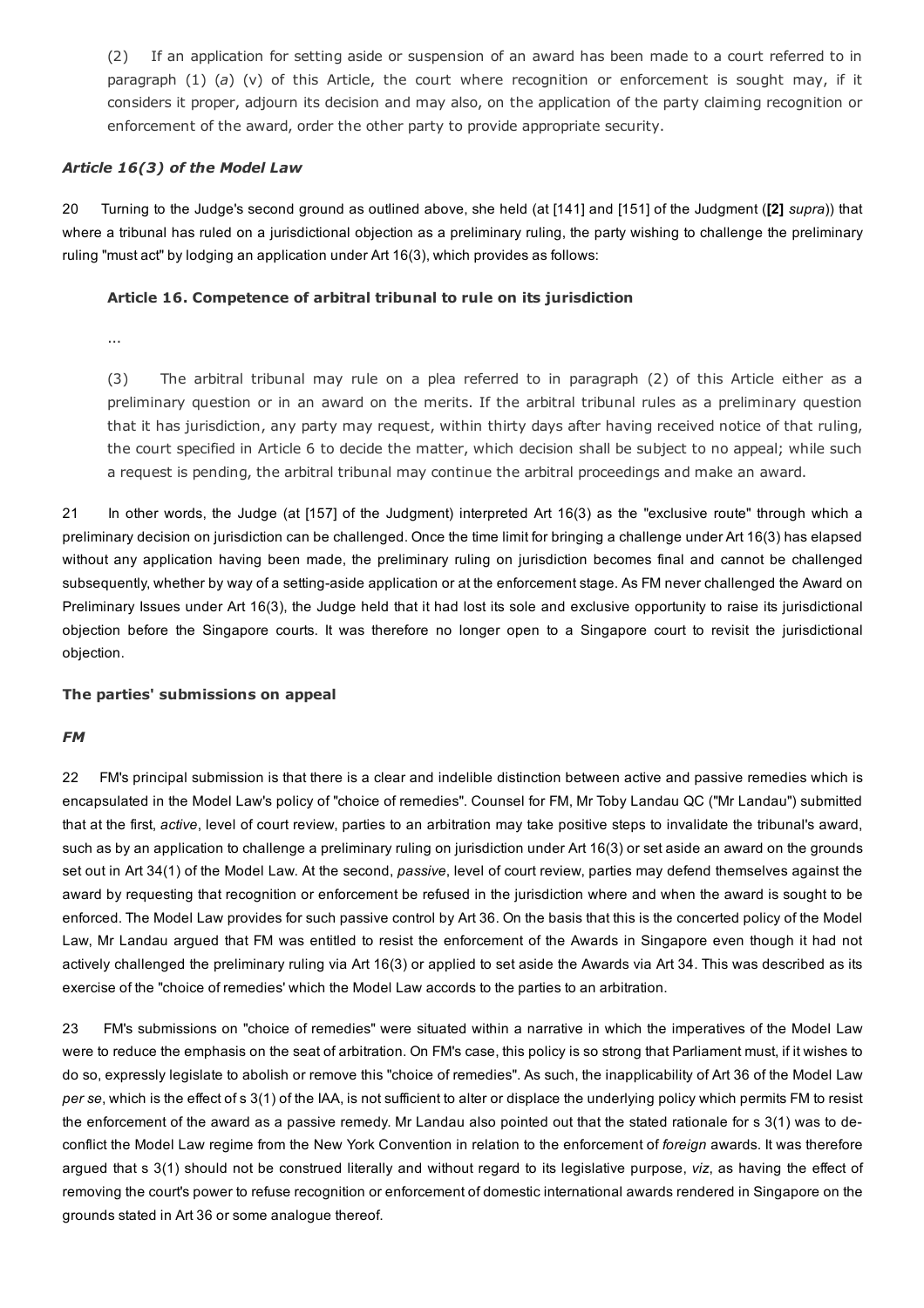(2) If an application for setting aside or suspension of an award has been made to a court referred to in paragraph (1) (*a*) (v) of this Article, the court where recognition or enforcement is sought may, if it considers it proper, adjourn its decision and may also, on the application of the party claiming recognition or enforcement of the award, order the other party to provide appropriate security.

### *Article 16(3) of the Model Law*

20 Turning to the Judge's second ground as outlined above, she held (at [141] and [151] of the Judgment (**[2]** *supra*)) that where a tribunal has ruled on a jurisdictional objection as a preliminary ruling, the party wishing to challenge the preliminary ruling "must act" by lodging an application under Art 16(3), which provides as follows:

**Article 16. Competence of arbitral tribunal to rule on its jurisdiction**

...

(3) The arbitral tribunal may rule on a plea referred to in paragraph (2) of this Article either as a preliminary question or in an award on the merits. If the arbitral tribunal rules as a preliminary question that it has jurisdiction, any party may request, within thirty days after having received notice of that ruling, the court specified in Article 6 to decide the matter, which decision shall be subject to no appeal; while such a request is pending, the arbitral tribunal may continue the arbitral proceedings and make an award.

21 In other words, the Judge (at [157] of the Judgment) interpreted Art 16(3) as the "exclusive route" through which a preliminary decision on jurisdiction can be challenged. Once the time limit for bringing a challenge under Art 16(3) has elapsed without any application having been made, the preliminary ruling on jurisdiction becomes final and cannot be challenged subsequently, whether by way of a setting-aside application or at the enforcement stage. As FM never challenged the Award on Preliminary Issues under Art 16(3), the Judge held that it had lost its sole and exclusive opportunity to raise its jurisdictional objection before the Singapore courts. It was therefore no longer open to a Singapore court to revisit the jurisdictional objection.

### The parties' submissions on appeal

#### *FM*

22 FM's principal submission is that there is a clear and indelible distinction between active and passive remedies which is encapsulated in the Model Law's policy of "choice of remedies". Counsel for FM, Mr Toby Landau QC ("Mr Landau") submitted that at the first, *active*, level of court review, parties to an arbitration may take positive steps to invalidate the tribunal's award, such as by an application to challenge a preliminary ruling on jurisdiction under Art 16(3) or set aside an award on the grounds set out in Art 34(1) of the Model Law. At the second, *passive*, level of court review, parties may defend themselves against the award by requesting that recognition or enforcement be refused in the jurisdiction where and when the award is sought to be enforced. The Model Law provides for such passive control by Art 36. On the basis that this is the concerted policy of the Model Law, Mr Landau argued that FM was entitled to resist the enforcement of the Awards in Singapore even though it had not actively challenged the preliminary ruling via Art 16(3) or applied to set aside the Awards via Art 34. This was described as its exercise of the "choice of remedies' which the Model Law accords to the parties to an arbitration.

23 FM's submissions on "choice of remedies" were situated within a narrative in which the imperatives of the Model Law were to reduce the emphasis on the seat of arbitration. On FM's case, this policy is so strong that Parliament must, if it wishes to do so, expressly legislate to abolish or remove this "choice of remedies". As such, the inapplicability of Art 36 of the Model Law *per se*, which is the effect of s 3(1) of the IAA, is not sufficient to alter or displace the underlying policy which permits FM to resist the enforcement of the award as a passive remedy. Mr Landau also pointed out that the stated rationale for s 3(1) was to de-conflict the Model Law regime from the New York Convention in relation to the enforcement of *foreign* awards. It was therefore argued that s 3(1) should not be construed literally and without regard to its legislative purpose, *viz*, as having the effect of removing the court's power to refuse recognition or enforcement of domestic international awards rendered in Singapore on the grounds stated in Art 36 or some analogue thereof.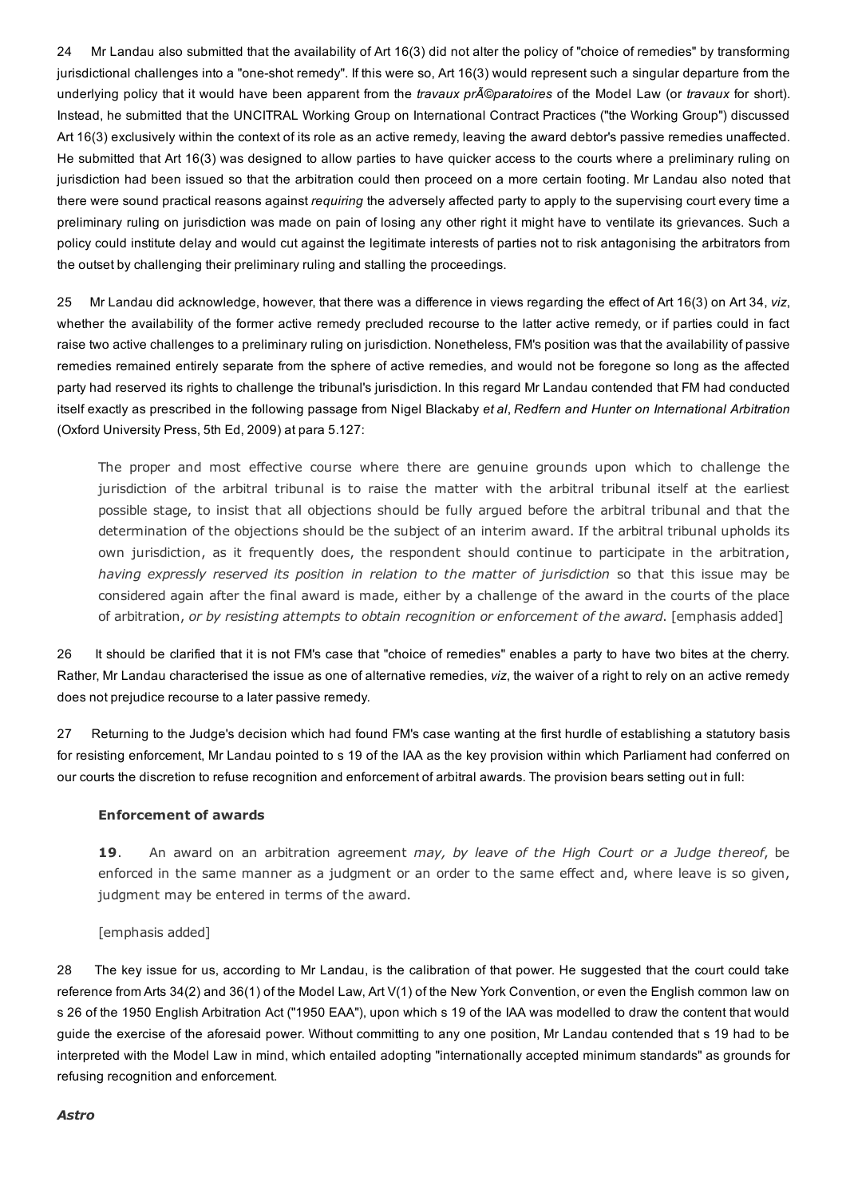24 Mr Landau also submitted that the availability of Art 16(3) did not alter the policy of "choice of remedies" by transforming jurisdictional challenges into a "one-shot remedy". If this were so, Art 16(3) would represent such a singular departure from the underlying policy that it would have been apparent from the *travaux prÃ©paratoires* of the Model Law (or *travaux* for short). Instead, he submitted that the UNCITRAL Working Group on International Contract Practices ("the Working Group") discussed Art 16(3) exclusively within the context of its role as an active remedy, leaving the award debtor's passive remedies unaffected. He submitted that Art 16(3) was designed to allow parties to have quicker access to the courts where a preliminary ruling on jurisdiction had been issued so that the arbitration could then proceed on a more certain footing. Mr Landau also noted that there were sound practical reasons against *requiring* the adversely affected party to apply to the supervising court every time a preliminary ruling on jurisdiction was made on pain of losing any other right it might have to ventilate its grievances. Such a policy could institute delay and would cut against the legitimate interests of parties not to risk antagonising the arbitrators from the outset by challenging their preliminary ruling and stalling the proceedings.

25 Mr Landau did acknowledge, however, that there was a difference in views regarding the effect of Art 16(3) on Art 34, *viz*, whether the availability of the former active remedy precluded recourse to the latter active remedy, or if parties could in fact raise two active challenges to a preliminary ruling on jurisdiction. Nonetheless, FM's position was that the availability of passive remedies remained entirely separate from the sphere of active remedies, and would not be foregone so long as the affected party had reserved its rights to challenge the tribunal's jurisdiction. In this regard Mr Landau contended that FM had conducted itself exactly as prescribed in the following passage from Nigel Blackaby *et al*, *Redfern and Hunter on International Arbitration* (Oxford University Press, 5th Ed, 2009) at para 5.127:

> The proper and most effective course where there are genuine grounds upon which to challenge the jurisdiction of the arbitral tribunal is to raise the matter with the arbitral tribunal itself at the earliest possible stage, to insist that all objections should be fully argued before the arbitral tribunal and that the determination of the objections should be the subject of an interim award. If the arbitral tribunal upholds its own jurisdiction, as it frequently does, the respondent should continue to participate in the arbitration, *having expressly reserved its position in relation to the matter of jurisdiction* so that this issue may be considered again after the final award is made, either by a challenge of the award in the courts of the place of arbitration, *or by resisting attempts to obtain recognition or enforcement of the award*. [emphasis added]

26 It should be clarified that it is not FM's case that "choice of remedies" enables a party to have two bites at the cherry. Rather, Mr Landau characterised the issue as one of alternative remedies, *viz*, the waiver of a right to rely on an active remedy does not prejudice recourse to a later passive remedy.

27 Returning to the Judge's decision which had found FM's case wanting at the first hurdle of establishing a statutory basis for resisting enforcement, Mr Landau pointed to s 19 of the IAA as the key provision within which Parliament had conferred on our courts the discretion to refuse recognition and enforcement of arbitral awards. The provision bears setting out in full:

> **Enforcement of awards**
>
> **19**. An award on an arbitration agreement *may, by leave of the High Court or a Judge thereof*, be enforced in the same manner as a judgment or an order to the same effect and, where leave is so given, judgment may be entered in terms of the award.
>
> [emphasis added]

28 The key issue for us, according to Mr Landau, is the calibration of that power. He suggested that the court could take reference from Arts 34(2) and 36(1) of the Model Law, Art V(1) of the New York Convention, or even the English common law on s 26 of the 1950 English Arbitration Act ("1950 EAA"), upon which s 19 of the IAA was modelled to draw the content that would guide the exercise of the aforesaid power. Without committing to any one position, Mr Landau contended that s 19 had to be interpreted with the Model Law in mind, which entailed adopting "internationally accepted minimum standards" as grounds for refusing recognition and enforcement.

***Astro***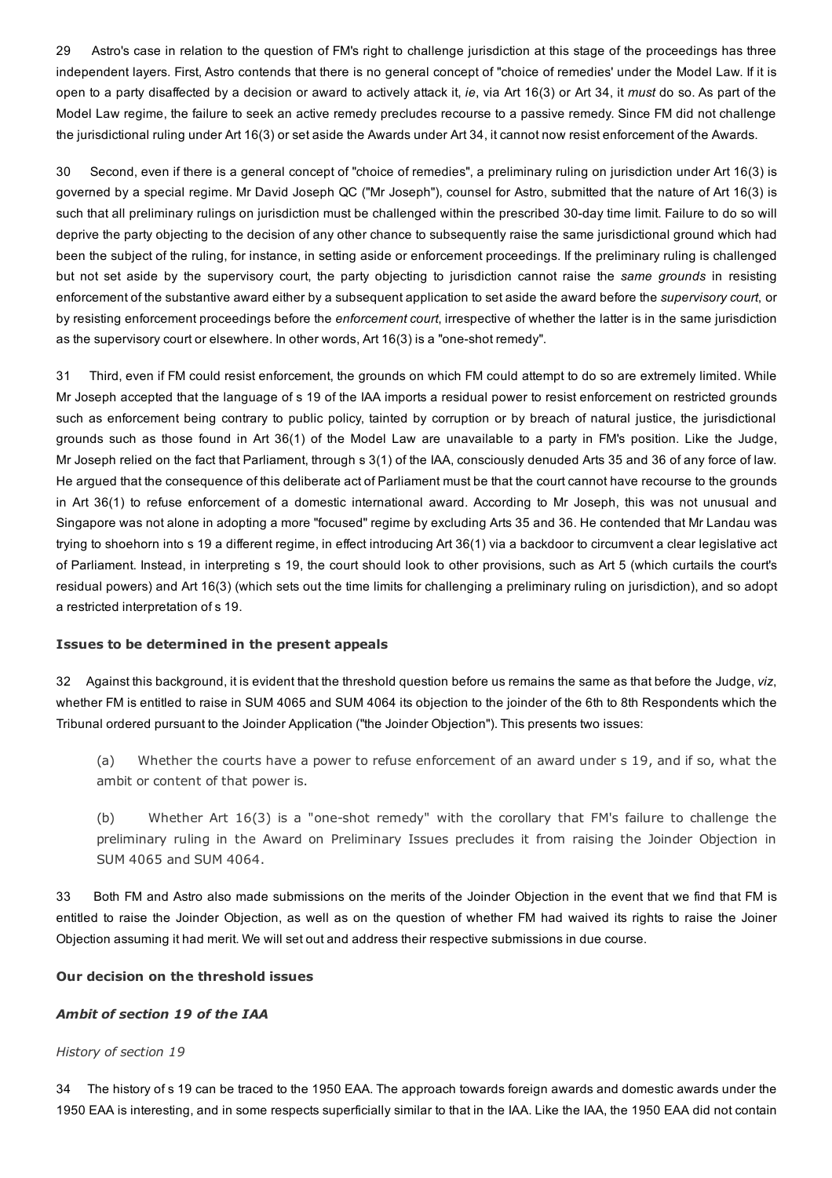29 Astro's case in relation to the question of FM's right to challenge jurisdiction at this stage of the proceedings has three independent layers. First, Astro contends that there is no general concept of "choice of remedies' under the Model Law. If it is open to a party disaffected by a decision or award to actively attack it, *ie*, via Art 16(3) or Art 34, it *must* do so. As part of the Model Law regime, the failure to seek an active remedy precludes recourse to a passive remedy. Since FM did not challenge the jurisdictional ruling under Art 16(3) or set aside the Awards under Art 34, it cannot now resist enforcement of the Awards.

30 Second, even if there is a general concept of "choice of remedies", a preliminary ruling on jurisdiction under Art 16(3) is governed by a special regime. Mr David Joseph QC ("Mr Joseph"), counsel for Astro, submitted that the nature of Art 16(3) is such that all preliminary rulings on jurisdiction must be challenged within the prescribed 30-day time limit. Failure to do so will deprive the party objecting to the decision of any other chance to subsequently raise the same jurisdictional ground which had been the subject of the ruling, for instance, in setting aside or enforcement proceedings. If the preliminary ruling is challenged but not set aside by the supervisory court, the party objecting to jurisdiction cannot raise the *same grounds* in resisting enforcement of the substantive award either by a subsequent application to set aside the award before the *supervisory court*, or by resisting enforcement proceedings before the *enforcement court*, irrespective of whether the latter is in the same jurisdiction as the supervisory court or elsewhere. In other words, Art 16(3) is a "one-shot remedy".

31 Third, even if FM could resist enforcement, the grounds on which FM could attempt to do so are extremely limited. While Mr Joseph accepted that the language of s 19 of the IAA imports a residual power to resist enforcement on restricted grounds such as enforcement being contrary to public policy, tainted by corruption or by breach of natural justice, the jurisdictional grounds such as those found in Art 36(1) of the Model Law are unavailable to a party in FM's position. Like the Judge, Mr Joseph relied on the fact that Parliament, through s 3(1) of the IAA, consciously denuded Arts 35 and 36 of any force of law. He argued that the consequence of this deliberate act of Parliament must be that the court cannot have recourse to the grounds in Art 36(1) to refuse enforcement of a domestic international award. According to Mr Joseph, this was not unusual and Singapore was not alone in adopting a more "focused" regime by excluding Arts 35 and 36. He contended that Mr Landau was trying to shoehorn into s 19 a different regime, in effect introducing Art 36(1) via a backdoor to circumvent a clear legislative act of Parliament. Instead, in interpreting s 19, the court should look to other provisions, such as Art 5 (which curtails the court's residual powers) and Art 16(3) (which sets out the time limits for challenging a preliminary ruling on jurisdiction), and so adopt a restricted interpretation of s 19.

### Issues to be determined in the present appeals

32 Against this background, it is evident that the threshold question before us remains the same as that before the Judge, *viz*, whether FM is entitled to raise in SUM 4065 and SUM 4064 its objection to the joinder of the 6th to 8th Respondents which the Tribunal ordered pursuant to the Joinder Application ("the Joinder Objection"). This presents two issues:

(a) Whether the courts have a power to refuse enforcement of an award under s 19, and if so, what the ambit or content of that power is.

(b) Whether Art 16(3) is a "one-shot remedy" with the corollary that FM's failure to challenge the preliminary ruling in the Award on Preliminary Issues precludes it from raising the Joinder Objection in SUM 4065 and SUM 4064.

33 Both FM and Astro also made submissions on the merits of the Joinder Objection in the event that we find that FM is entitled to raise the Joinder Objection, as well as on the question of whether FM had waived its rights to raise the Joiner Objection assuming it had merit. We will set out and address their respective submissions in due course.

### Our decision on the threshold issues

#### *Ambit of section 19 of the IAA*

##### *History of section 19*

34 The history of s 19 can be traced to the 1950 EAA. The approach towards foreign awards and domestic awards under the 1950 EAA is interesting, and in some respects superficially similar to that in the IAA. Like the IAA, the 1950 EAA did not contain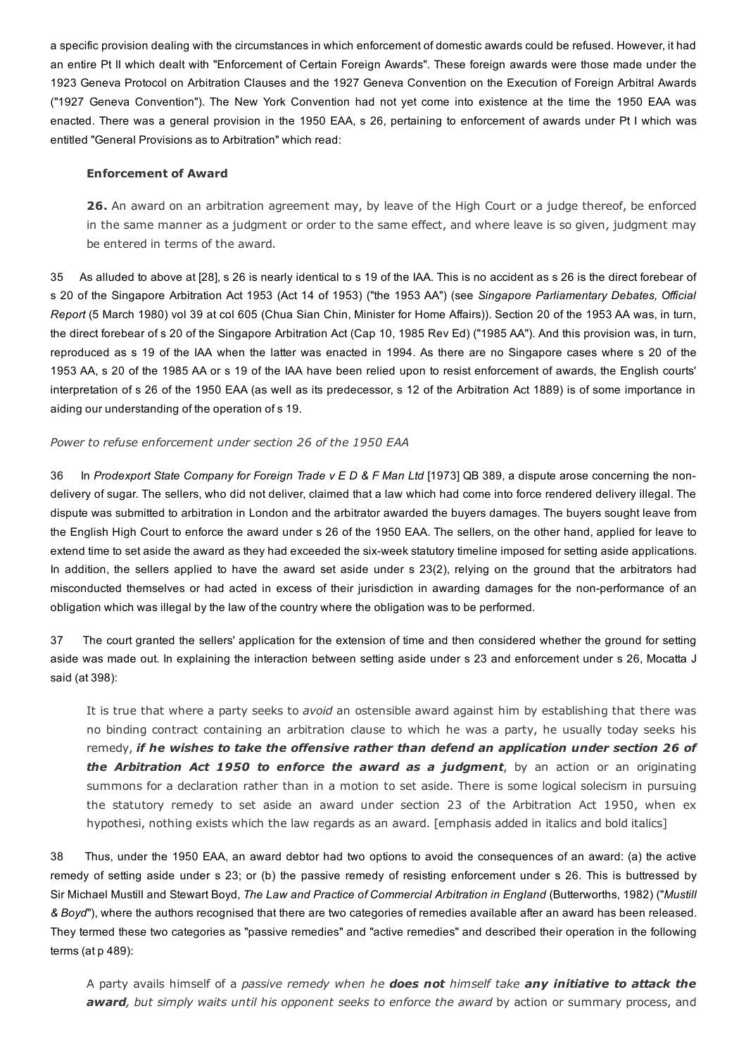a specific provision dealing with the circumstances in which enforcement of domestic awards could be refused. However, it had an entire Pt II which dealt with "Enforcement of Certain Foreign Awards". These foreign awards were those made under the 1923 Geneva Protocol on Arbitration Clauses and the 1927 Geneva Convention on the Execution of Foreign Arbitral Awards ("1927 Geneva Convention"). The New York Convention had not yet come into existence at the time the 1950 EAA was enacted. There was a general provision in the 1950 EAA, s 26, pertaining to enforcement of awards under Pt I which was entitled "General Provisions as to Arbitration" which read:

> **Enforcement of Award**
>
> **26.** An award on an arbitration agreement may, by leave of the High Court or a judge thereof, be enforced in the same manner as a judgment or order to the same effect, and where leave is so given, judgment may be entered in terms of the award.

35 As alluded to above at [28], s 26 is nearly identical to s 19 of the IAA. This is no accident as s 26 is the direct forebear of s 20 of the Singapore Arbitration Act 1953 (Act 14 of 1953) ("the 1953 AA") (see *Singapore Parliamentary Debates, Official Report* (5 March 1980) vol 39 at col 605 (Chua Sian Chin, Minister for Home Affairs)). Section 20 of the 1953 AA was, in turn, the direct forebear of s 20 of the Singapore Arbitration Act (Cap 10, 1985 Rev Ed) ("1985 AA"). And this provision was, in turn, reproduced as s 19 of the IAA when the latter was enacted in 1994. As there are no Singapore cases where s 20 of the 1953 AA, s 20 of the 1985 AA or s 19 of the IAA have been relied upon to resist enforcement of awards, the English courts' interpretation of s 26 of the 1950 EAA (as well as its predecessor, s 12 of the Arbitration Act 1889) is of some importance in aiding our understanding of the operation of s 19.

*Power to refuse enforcement under section 26 of the 1950 EAA*

36 In *Prodexport State Company for Foreign Trade v E D & F Man Ltd* [1973] QB 389, a dispute arose concerning the non-delivery of sugar. The sellers, who did not deliver, claimed that a law which had come into force rendered delivery illegal. The dispute was submitted to arbitration in London and the arbitrator awarded the buyers damages. The buyers sought leave from the English High Court to enforce the award under s 26 of the 1950 EAA. The sellers, on the other hand, applied for leave to extend time to set aside the award as they had exceeded the six-week statutory timeline imposed for setting aside applications. In addition, the sellers applied to have the award set aside under s 23(2), relying on the ground that the arbitrators had misconducted themselves or had acted in excess of their jurisdiction in awarding damages for the non-performance of an obligation which was illegal by the law of the country where the obligation was to be performed.

37 The court granted the sellers' application for the extension of time and then considered whether the ground for setting aside was made out. In explaining the interaction between setting aside under s 23 and enforcement under s 26, Mocatta J said (at 398):

> It is true that where a party seeks to *avoid* an ostensible award against him by establishing that there was no binding contract containing an arbitration clause to which he was a party, he usually today seeks his remedy, ***if he wishes to take the offensive rather than defend an application under section 26 of the Arbitration Act 1950 to enforce the award as a judgment***, by an action or an originating summons for a declaration rather than in a motion to set aside. There is some logical solecism in pursuing the statutory remedy to set aside an award under section 23 of the Arbitration Act 1950, when ex hypothesi, nothing exists which the law regards as an award. [emphasis added in italics and bold italics]

38 Thus, under the 1950 EAA, an award debtor had two options to avoid the consequences of an award: (a) the active remedy of setting aside under s 23; or (b) the passive remedy of resisting enforcement under s 26. This is buttressed by Sir Michael Mustill and Stewart Boyd, *The Law and Practice of Commercial Arbitration in England* (Butterworths, 1982) ("*Mustill & Boyd*"), where the authors recognised that there are two categories of remedies available after an award has been released. They termed these two categories as "passive remedies" and "active remedies" and described their operation in the following terms (at p 489):

> A party avails himself of a *passive remedy when he **does not** himself take **any initiative to attack the award**, but simply waits until his opponent seeks to enforce the award* by action or summary process, and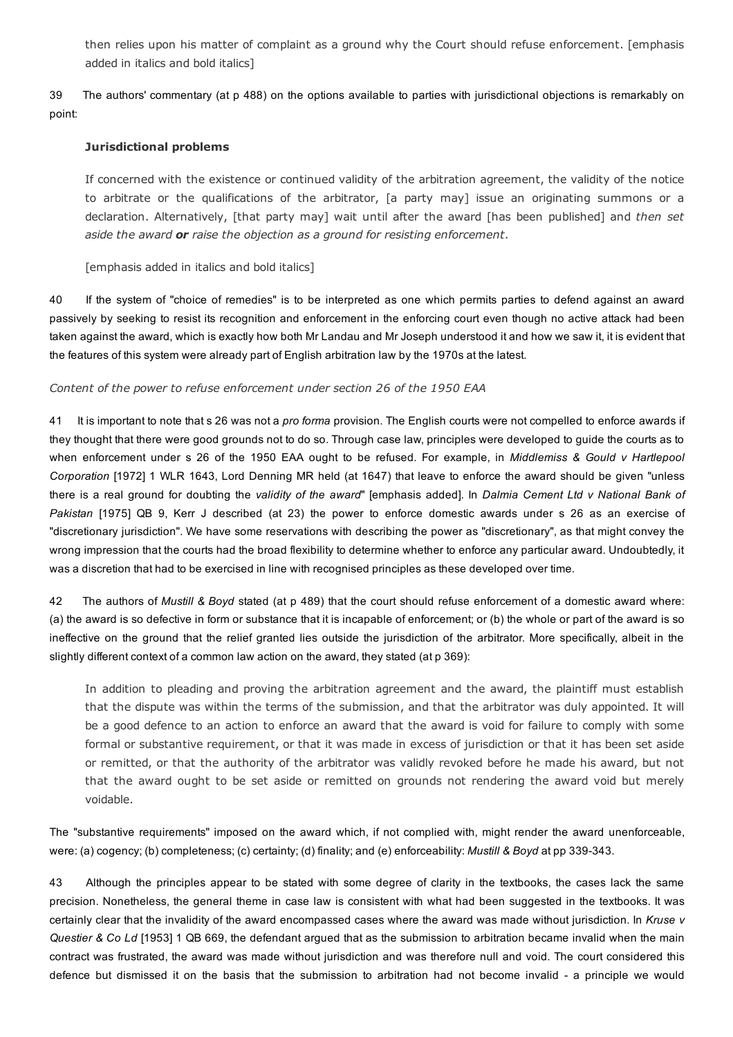then relies upon his matter of complaint as a ground why the Court should refuse enforcement. [emphasis added in italics and bold italics]

39 The authors' commentary (at p 488) on the options available to parties with jurisdictional objections is remarkably on point:

> **Jurisdictional problems**
>
> If concerned with the existence or continued validity of the arbitration agreement, the validity of the notice to arbitrate or the qualifications of the arbitrator, [a party may] issue an originating summons or a declaration. Alternatively, [that party may] wait until after the award [has been published] and *then set aside the award* ***or*** *raise the objection as a ground for resisting enforcement*.
>
> [emphasis added in italics and bold italics]

40 If the system of "choice of remedies" is to be interpreted as one which permits parties to defend against an award passively by seeking to resist its recognition and enforcement in the enforcing court even though no active attack had been taken against the award, which is exactly how both Mr Landau and Mr Joseph understood it and how we saw it, it is evident that the features of this system were already part of English arbitration law by the 1970s at the latest.

*Content of the power to refuse enforcement under section 26 of the 1950 EAA*

41 It is important to note that s 26 was not a *pro forma* provision. The English courts were not compelled to enforce awards if they thought that there were good grounds not to do so. Through case law, principles were developed to guide the courts as to when enforcement under s 26 of the 1950 EAA ought to be refused. For example, in *Middlemiss & Gould v Hartlepool Corporation* [1972] 1 WLR 1643, Lord Denning MR held (at 1647) that leave to enforce the award should be given "unless there is a real ground for doubting the *validity of the award*" [emphasis added]. In *Dalmia Cement Ltd v National Bank of Pakistan* [1975] QB 9, Kerr J described (at 23) the power to enforce domestic awards under s 26 as an exercise of "discretionary jurisdiction". We have some reservations with describing the power as "discretionary", as that might convey the wrong impression that the courts had the broad flexibility to determine whether to enforce any particular award. Undoubtedly, it was a discretion that had to be exercised in line with recognised principles as these developed over time.

42 The authors of *Mustill & Boyd* stated (at p 489) that the court should refuse enforcement of a domestic award where: (a) the award is so defective in form or substance that it is incapable of enforcement; or (b) the whole or part of the award is so ineffective on the ground that the relief granted lies outside the jurisdiction of the arbitrator. More specifically, albeit in the slightly different context of a common law action on the award, they stated (at p 369):

> In addition to pleading and proving the arbitration agreement and the award, the plaintiff must establish that the dispute was within the terms of the submission, and that the arbitrator was duly appointed. It will be a good defence to an action to enforce an award that the award is void for failure to comply with some formal or substantive requirement, or that it was made in excess of jurisdiction or that it has been set aside or remitted, or that the authority of the arbitrator was validly revoked before he made his award, but not that the award ought to be set aside or remitted on grounds not rendering the award void but merely voidable.

The "substantive requirements" imposed on the award which, if not complied with, might render the award unenforceable, were: (a) cogency; (b) completeness; (c) certainty; (d) finality; and (e) enforceability: *Mustill & Boyd* at pp 339-343.

43 Although the principles appear to be stated with some degree of clarity in the textbooks, the cases lack the same precision. Nonetheless, the general theme in case law is consistent with what had been suggested in the textbooks. It was certainly clear that the invalidity of the award encompassed cases where the award was made without jurisdiction. In *Kruse v Questier & Co Ltd* [1953] 1 QB 669, the defendant argued that as the submission to arbitration became invalid when the main contract was frustrated, the award was made without jurisdiction and was therefore null and void. The court considered this defence but dismissed it on the basis that the submission to arbitration had not become invalid - a principle we would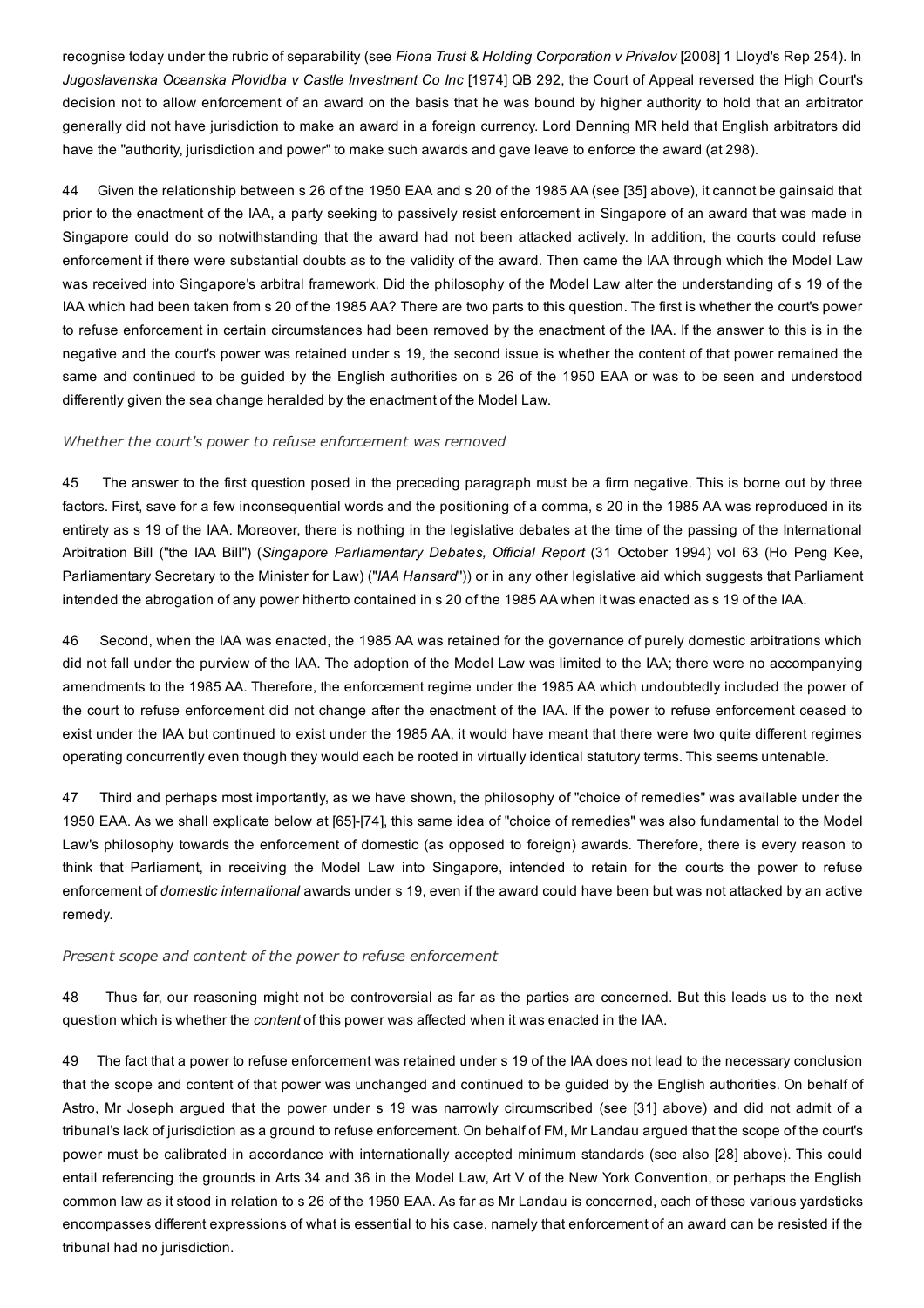recognise today under the rubric of separability (see *Fiona Trust & Holding Corporation v Privalov* [2008] 1 Lloyd's Rep 254). In *Jugoslavenska Oceanska Plovidba v Castle Investment Co Inc* [1974] QB 292, the Court of Appeal reversed the High Court's decision not to allow enforcement of an award on the basis that he was bound by higher authority to hold that an arbitrator generally did not have jurisdiction to make an award in a foreign currency. Lord Denning MR held that English arbitrators did have the "authority, jurisdiction and power" to make such awards and gave leave to enforce the award (at 298).

44 Given the relationship between s 26 of the 1950 EAA and s 20 of the 1985 AA (see [35] above), it cannot be gainsaid that prior to the enactment of the IAA, a party seeking to passively resist enforcement in Singapore of an award that was made in Singapore could do so notwithstanding that the award had not been attacked actively. In addition, the courts could refuse enforcement if there were substantial doubts as to the validity of the award. Then came the IAA through which the Model Law was received into Singapore's arbitral framework. Did the philosophy of the Model Law alter the understanding of s 19 of the IAA which had been taken from s 20 of the 1985 AA? There are two parts to this question. The first is whether the court's power to refuse enforcement in certain circumstances had been removed by the enactment of the IAA. If the answer to this is in the negative and the court's power was retained under s 19, the second issue is whether the content of that power remained the same and continued to be guided by the English authorities on s 26 of the 1950 EAA or was to be seen and understood differently given the sea change heralded by the enactment of the Model Law.

*Whether the court's power to refuse enforcement was removed*

45 The answer to the first question posed in the preceding paragraph must be a firm negative. This is borne out by three factors. First, save for a few inconsequential words and the positioning of a comma, s 20 in the 1985 AA was reproduced in its entirety as s 19 of the IAA. Moreover, there is nothing in the legislative debates at the time of the passing of the International Arbitration Bill ("the IAA Bill") (*Singapore Parliamentary Debates, Official Report* (31 October 1994) vol 63 (Ho Peng Kee, Parliamentary Secretary to the Minister for Law) ("*IAA Hansard*")) or in any other legislative aid which suggests that Parliament intended the abrogation of any power hitherto contained in s 20 of the 1985 AA when it was enacted as s 19 of the IAA.

46 Second, when the IAA was enacted, the 1985 AA was retained for the governance of purely domestic arbitrations which did not fall under the purview of the IAA. The adoption of the Model Law was limited to the IAA; there were no accompanying amendments to the 1985 AA. Therefore, the enforcement regime under the 1985 AA which undoubtedly included the power of the court to refuse enforcement did not change after the enactment of the IAA. If the power to refuse enforcement ceased to exist under the IAA but continued to exist under the 1985 AA, it would have meant that there were two quite different regimes operating concurrently even though they would each be rooted in virtually identical statutory terms. This seems untenable.

47 Third and perhaps most importantly, as we have shown, the philosophy of "choice of remedies" was available under the 1950 EAA. As we shall explicate below at [65]-[74], this same idea of "choice of remedies" was also fundamental to the Model Law's philosophy towards the enforcement of domestic (as opposed to foreign) awards. Therefore, there is every reason to think that Parliament, in receiving the Model Law into Singapore, intended to retain for the courts the power to refuse enforcement of *domestic international* awards under s 19, even if the award could have been but was not attacked by an active remedy.

*Present scope and content of the power to refuse enforcement*

48 Thus far, our reasoning might not be controversial as far as the parties are concerned. But this leads us to the next question which is whether the *content* of this power was affected when it was enacted in the IAA.

49 The fact that a power to refuse enforcement was retained under s 19 of the IAA does not lead to the necessary conclusion that the scope and content of that power was unchanged and continued to be guided by the English authorities. On behalf of Astro, Mr Joseph argued that the power under s 19 was narrowly circumscribed (see [31] above) and did not admit of a tribunal's lack of jurisdiction as a ground to refuse enforcement. On behalf of FM, Mr Landau argued that the scope of the court's power must be calibrated in accordance with internationally accepted minimum standards (see also [28] above). This could entail referencing the grounds in Arts 34 and 36 in the Model Law, Art V of the New York Convention, or perhaps the English common law as it stood in relation to s 26 of the 1950 EAA. As far as Mr Landau is concerned, each of these various yardsticks encompasses different expressions of what is essential to his case, namely that enforcement of an award can be resisted if the tribunal had no jurisdiction.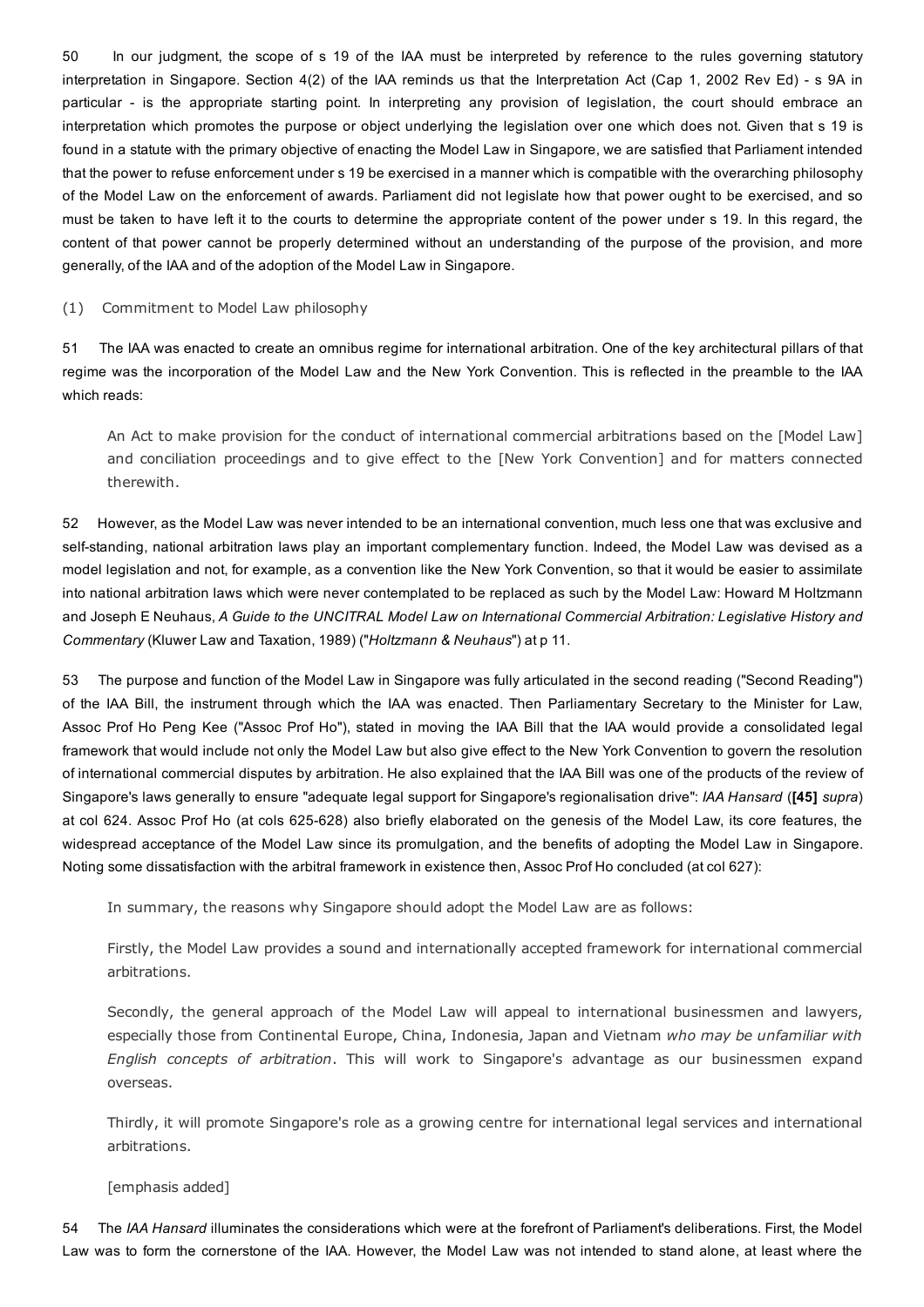50 In our judgment, the scope of s 19 of the IAA must be interpreted by reference to the rules governing statutory interpretation in Singapore. Section 4(2) of the IAA reminds us that the Interpretation Act (Cap 1, 2002 Rev Ed) - s 9A in particular - is the appropriate starting point. In interpreting any provision of legislation, the court should embrace an interpretation which promotes the purpose or object underlying the legislation over one which does not. Given that s 19 is found in a statute with the primary objective of enacting the Model Law in Singapore, we are satisfied that Parliament intended that the power to refuse enforcement under s 19 be exercised in a manner which is compatible with the overarching philosophy of the Model Law on the enforcement of awards. Parliament did not legislate how that power ought to be exercised, and so must be taken to have left it to the courts to determine the appropriate content of the power under s 19. In this regard, the content of that power cannot be properly determined without an understanding of the purpose of the provision, and more generally, of the IAA and of the adoption of the Model Law in Singapore.

(1) Commitment to Model Law philosophy

51 The IAA was enacted to create an omnibus regime for international arbitration. One of the key architectural pillars of that regime was the incorporation of the Model Law and the New York Convention. This is reflected in the preamble to the IAA which reads:

> An Act to make provision for the conduct of international commercial arbitrations based on the [Model Law] and conciliation proceedings and to give effect to the [New York Convention] and for matters connected therewith.

52 However, as the Model Law was never intended to be an international convention, much less one that was exclusive and self-standing, national arbitration laws play an important complementary function. Indeed, the Model Law was devised as a model legislation and not, for example, as a convention like the New York Convention, so that it would be easier to assimilate into national arbitration laws which were never contemplated to be replaced as such by the Model Law: Howard M Holtzmann and Joseph E Neuhaus, *A Guide to the UNCITRAL Model Law on International Commercial Arbitration: Legislative History and Commentary* (Kluwer Law and Taxation, 1989) ("*Holtzmann & Neuhaus*") at p 11.

53 The purpose and function of the Model Law in Singapore was fully articulated in the second reading ("Second Reading") of the IAA Bill, the instrument through which the IAA was enacted. Then Parliamentary Secretary to the Minister for Law, Assoc Prof Ho Peng Kee ("Assoc Prof Ho"), stated in moving the IAA Bill that the IAA would provide a consolidated legal framework that would include not only the Model Law but also give effect to the New York Convention to govern the resolution of international commercial disputes by arbitration. He also explained that the IAA Bill was one of the products of the review of Singapore's laws generally to ensure "adequate legal support for Singapore's regionalisation drive": *IAA Hansard* (**[45]** *supra*) at col 624. Assoc Prof Ho (at cols 625-628) also briefly elaborated on the genesis of the Model Law, its core features, the widespread acceptance of the Model Law since its promulgation, and the benefits of adopting the Model Law in Singapore. Noting some dissatisfaction with the arbitral framework in existence then, Assoc Prof Ho concluded (at col 627):

> In summary, the reasons why Singapore should adopt the Model Law are as follows:
>
> Firstly, the Model Law provides a sound and internationally accepted framework for international commercial arbitrations.
>
> Secondly, the general approach of the Model Law will appeal to international businessmen and lawyers, especially those from Continental Europe, China, Indonesia, Japan and Vietnam *who may be unfamiliar with English concepts of arbitration*. This will work to Singapore's advantage as our businessmen expand overseas.
>
> Thirdly, it will promote Singapore's role as a growing centre for international legal services and international arbitrations.
>
> [emphasis added]

54 The *IAA Hansard* illuminates the considerations which were at the forefront of Parliament's deliberations. First, the Model Law was to form the cornerstone of the IAA. However, the Model Law was not intended to stand alone, at least where the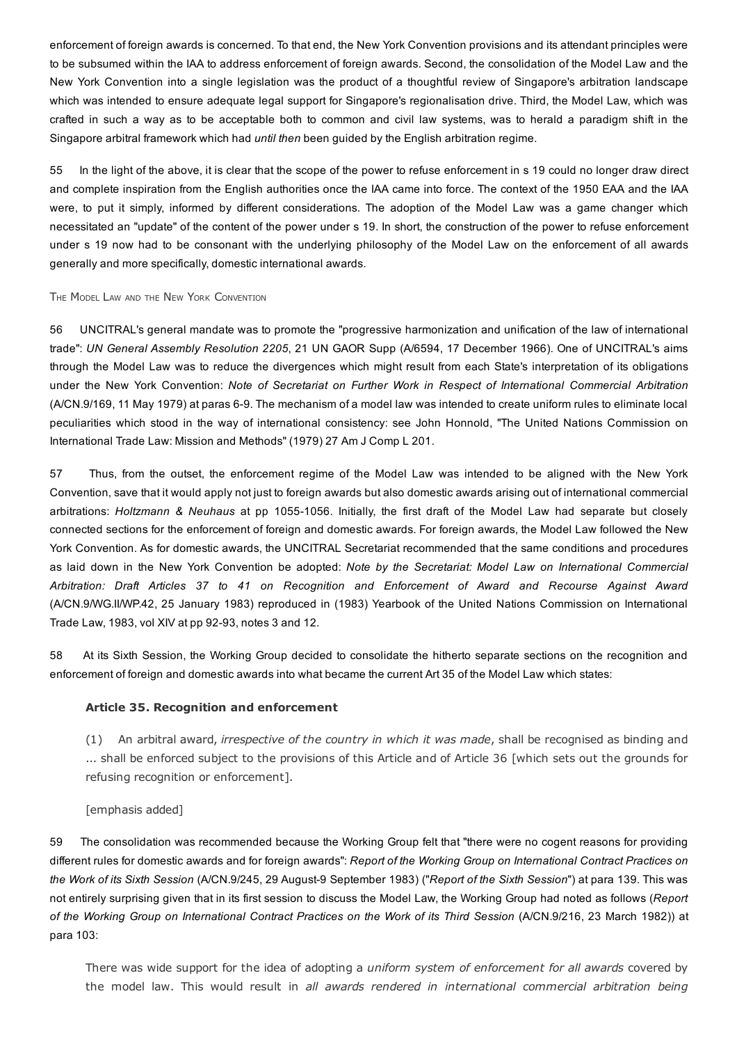enforcement of foreign awards is concerned. To that end, the New York Convention provisions and its attendant principles were to be subsumed within the IAA to address enforcement of foreign awards. Second, the consolidation of the Model Law and the New York Convention into a single legislation was the product of a thoughtful review of Singapore's arbitration landscape which was intended to ensure adequate legal support for Singapore's regionalisation drive. Third, the Model Law, which was crafted in such a way as to be acceptable both to common and civil law systems, was to herald a paradigm shift in the Singapore arbitral framework which had *until then* been guided by the English arbitration regime.

55 In the light of the above, it is clear that the scope of the power to refuse enforcement in s 19 could no longer draw direct and complete inspiration from the English authorities once the IAA came into force. The context of the 1950 EAA and the IAA were, to put it simply, informed by different considerations. The adoption of the Model Law was a game changer which necessitated an "update" of the content of the power under s 19. In short, the construction of the power to refuse enforcement under s 19 now had to be consonant with the underlying philosophy of the Model Law on the enforcement of all awards generally and more specifically, domestic international awards.

#### The Model Law and the New York Convention

56 UNCITRAL's general mandate was to promote the "progressive harmonization and unification of the law of international trade": *UN General Assembly Resolution 2205*, 21 UN GAOR Supp (A/6594, 17 December 1966). One of UNCITRAL's aims through the Model Law was to reduce the divergences which might result from each State's interpretation of its obligations under the New York Convention: *Note of Secretariat on Further Work in Respect of International Commercial Arbitration* (A/CN.9/169, 11 May 1979) at paras 6-9. The mechanism of a model law was intended to create uniform rules to eliminate local peculiarities which stood in the way of international consistency: see John Honnold, "The United Nations Commission on International Trade Law: Mission and Methods" (1979) 27 Am J Comp L 201.

57 Thus, from the outset, the enforcement regime of the Model Law was intended to be aligned with the New York Convention, save that it would apply not just to foreign awards but also domestic awards arising out of international commercial arbitrations: *Holtzmann & Neuhaus* at pp 1055-1056. Initially, the first draft of the Model Law had separate but closely connected sections for the enforcement of foreign and domestic awards. For foreign awards, the Model Law followed the New York Convention. As for domestic awards, the UNCITRAL Secretariat recommended that the same conditions and procedures as laid down in the New York Convention be adopted: *Note by the Secretariat: Model Law on International Commercial Arbitration: Draft Articles 37 to 41 on Recognition and Enforcement of Award and Recourse Against Award* (A/CN.9/WG.II/WP.42, 25 January 1983) reproduced in (1983) Yearbook of the United Nations Commission on International Trade Law, 1983, vol XIV at pp 92-93, notes 3 and 12.

58 At its Sixth Session, the Working Group decided to consolidate the hitherto separate sections on the recognition and enforcement of foreign and domestic awards into what became the current Art 35 of the Model Law which states:

> **Article 35. Recognition and enforcement**
>
> (1) An arbitral award, *irrespective of the country in which it was made*, shall be recognised as binding and ... shall be enforced subject to the provisions of this Article and of Article 36 [which sets out the grounds for refusing recognition or enforcement].
>
> [emphasis added]

59 The consolidation was recommended because the Working Group felt that "there were no cogent reasons for providing different rules for domestic awards and for foreign awards": *Report of the Working Group on International Contract Practices on the Work of its Sixth Session* (A/CN.9/245, 29 August-9 September 1983) ("*Report of the Sixth Session*") at para 139. This was not entirely surprising given that in its first session to discuss the Model Law, the Working Group had noted as follows (*Report of the Working Group on International Contract Practices on the Work of its Third Session* (A/CN.9/216, 23 March 1982)) at para 103:

> There was wide support for the idea of adopting a *uniform system of enforcement for all awards* covered by the model law. This would result in *all awards rendered in international commercial arbitration being*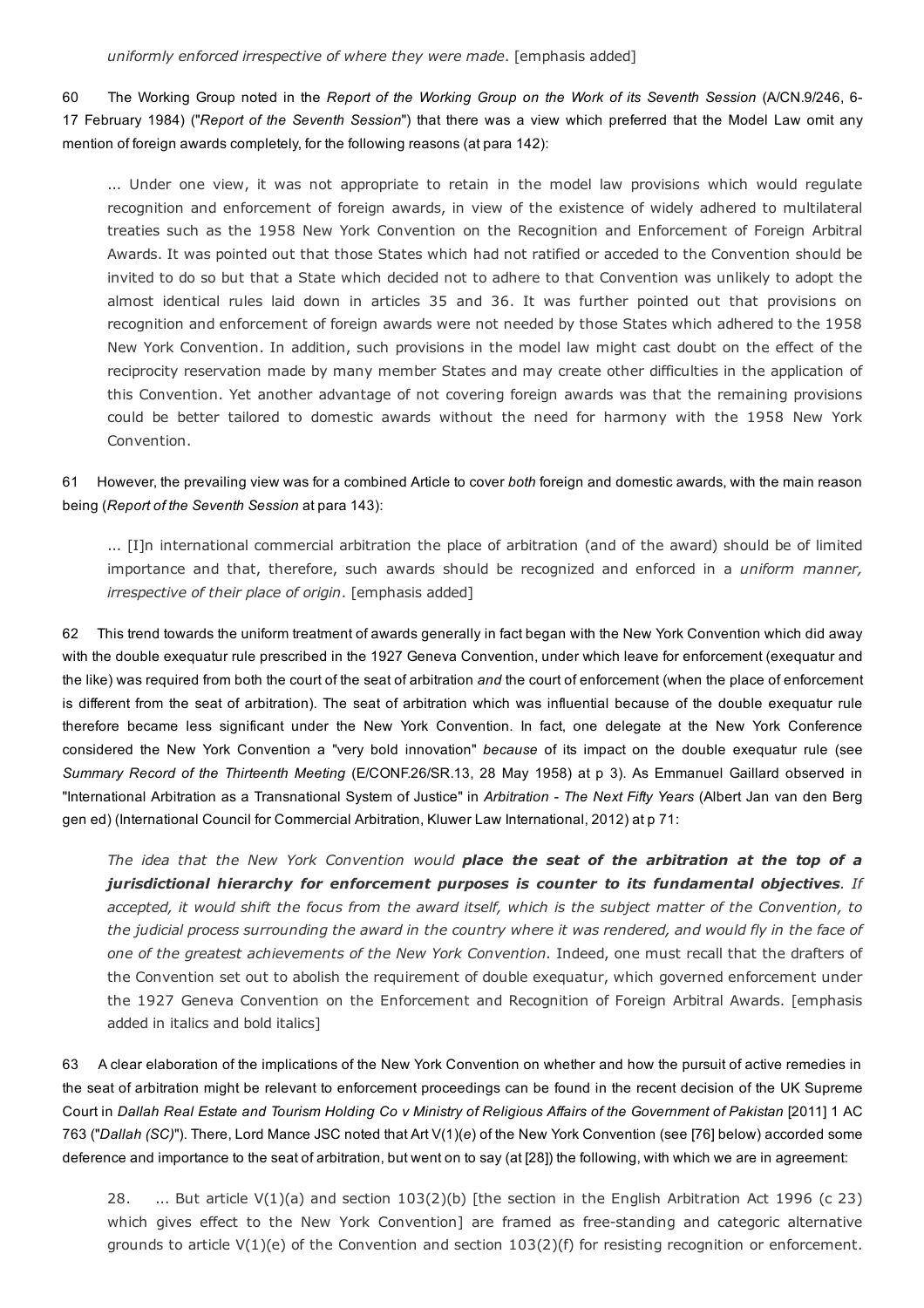*uniformly enforced irrespective of where they were made*. [emphasis added]

60 The Working Group noted in the *Report of the Working Group on the Work of its Seventh Session* (A/CN.9/246, 6-17 February 1984) ("*Report of the Seventh Session*") that there was a view which preferred that the Model Law omit any mention of foreign awards completely, for the following reasons (at para 142):

> ... Under one view, it was not appropriate to retain in the model law provisions which would regulate recognition and enforcement of foreign awards, in view of the existence of widely adhered to multilateral treaties such as the 1958 New York Convention on the Recognition and Enforcement of Foreign Arbitral Awards. It was pointed out that those States which had not ratified or acceded to the Convention should be invited to do so but that a State which decided not to adhere to that Convention was unlikely to adopt the almost identical rules laid down in articles 35 and 36. It was further pointed out that provisions on recognition and enforcement of foreign awards were not needed by those States which adhered to the 1958 New York Convention. In addition, such provisions in the model law might cast doubt on the effect of the reciprocity reservation made by many member States and may create other difficulties in the application of this Convention. Yet another advantage of not covering foreign awards was that the remaining provisions could be better tailored to domestic awards without the need for harmony with the 1958 New York Convention.

61 However, the prevailing view was for a combined Article to cover *both* foreign and domestic awards, with the main reason being (*Report of the Seventh Session* at para 143):

> ... [I]n international commercial arbitration the place of arbitration (and of the award) should be of limited importance and that, therefore, such awards should be recognized and enforced in a *uniform manner, irrespective of their place of origin*. [emphasis added]

62 This trend towards the uniform treatment of awards generally in fact began with the New York Convention which did away with the double exequatur rule prescribed in the 1927 Geneva Convention, under which leave for enforcement (exequatur and the like) was required from both the court of the seat of arbitration *and* the court of enforcement (when the place of enforcement is different from the seat of arbitration). The seat of arbitration which was influential because of the double exequatur rule therefore became less significant under the New York Convention. In fact, one delegate at the New York Conference considered the New York Convention a "very bold innovation" *because* of its impact on the double exequatur rule (see *Summary Record of the Thirteenth Meeting* (E/CONF.26/SR.13, 28 May 1958) at p 3). As Emmanuel Gaillard observed in "International Arbitration as a Transnational System of Justice" in *Arbitration - The Next Fifty Years* (Albert Jan van den Berg gen ed) (International Council for Commercial Arbitration, Kluwer Law International, 2012) at p 71:

> *The idea that the New York Convention would* ***place the seat of the arbitration at the top of a jurisdictional hierarchy for enforcement purposes is counter to its fundamental objectives****. If accepted, it would shift the focus from the award itself, which is the subject matter of the Convention, to the judicial process surrounding the award in the country where it was rendered, and would fly in the face of one of the greatest achievements of the New York Convention.* Indeed, one must recall that the drafters of the Convention set out to abolish the requirement of double exequatur, which governed enforcement under the 1927 Geneva Convention on the Enforcement and Recognition of Foreign Arbitral Awards. [emphasis added in italics and bold italics]

63 A clear elaboration of the implications of the New York Convention on whether and how the pursuit of active remedies in the seat of arbitration might be relevant to enforcement proceedings can be found in the recent decision of the UK Supreme Court in *Dallah Real Estate and Tourism Holding Co v Ministry of Religious Affairs of the Government of Pakistan* [2011] 1 AC 763 ("*Dallah (SC)*"). There, Lord Mance JSC noted that Art V(1)(*e*) of the New York Convention (see [76] below) accorded some deference and importance to the seat of arbitration, but went on to say (at [28]) the following, with which we are in agreement:

> 28. ... But article V(1)(a) and section 103(2)(b) [the section in the English Arbitration Act 1996 (c 23) which gives effect to the New York Convention] are framed as free-standing and categoric alternative grounds to article V(1)(e) of the Convention and section 103(2)(f) for resisting recognition or enforcement.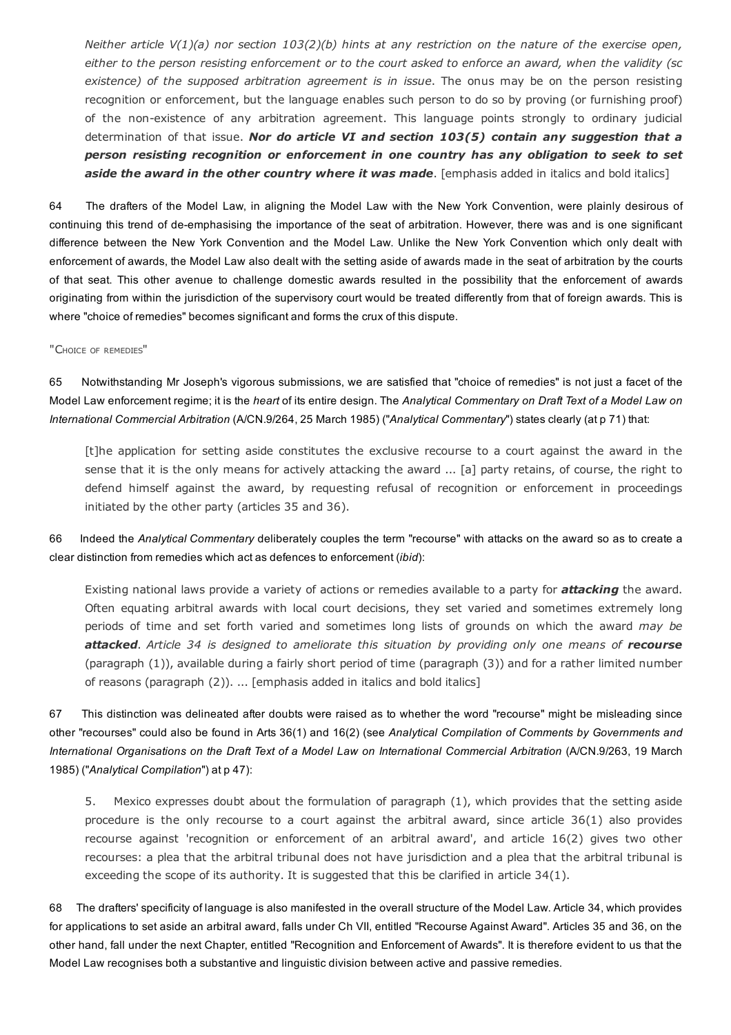> *Neither article V(1)(a) nor section 103(2)(b) hints at any restriction on the nature of the exercise open, either to the person resisting enforcement or to the court asked to enforce an award, when the validity (sc existence) of the supposed arbitration agreement is in issue.* The onus may be on the person resisting recognition or enforcement, but the language enables such person to do so by proving (or furnishing proof) of the non-existence of any arbitration agreement. This language points strongly to ordinary judicial determination of that issue. ***Nor do article VI and section 103(5) contain any suggestion that a person resisting recognition or enforcement in one country has any obligation to seek to set aside the award in the other country where it was made***. [emphasis added in italics and bold italics]

64 The drafters of the Model Law, in aligning the Model Law with the New York Convention, were plainly desirous of continuing this trend of de-emphasising the importance of the seat of arbitration. However, there was and is one significant difference between the New York Convention and the Model Law. Unlike the New York Convention which only dealt with enforcement of awards, the Model Law also dealt with the setting aside of awards made in the seat of arbitration by the courts of that seat. This other avenue to challenge domestic awards resulted in the possibility that the enforcement of awards originating from within the jurisdiction of the supervisory court would be treated differently from that of foreign awards. This is where "choice of remedies" becomes significant and forms the crux of this dispute.

"Choice of remedies"

65 Notwithstanding Mr Joseph's vigorous submissions, we are satisfied that "choice of remedies" is not just a facet of the Model Law enforcement regime; it is the *heart* of its entire design. The *Analytical Commentary on Draft Text of a Model Law on International Commercial Arbitration* (A/CN.9/264, 25 March 1985) ("*Analytical Commentary*") states clearly (at p 71) that:

> [t]he application for setting aside constitutes the exclusive recourse to a court against the award in the sense that it is the only means for actively attacking the award ... [a] party retains, of course, the right to defend himself against the award, by requesting refusal of recognition or enforcement in proceedings initiated by the other party (articles 35 and 36).

66 Indeed the *Analytical Commentary* deliberately couples the term "recourse" with attacks on the award so as to create a clear distinction from remedies which act as defences to enforcement (*ibid*):

> Existing national laws provide a variety of actions or remedies available to a party for ***attacking*** the award. Often equating arbitral awards with local court decisions, they set varied and sometimes extremely long periods of time and set forth varied and sometimes long lists of grounds on which the award *may be **attacked***. *Article 34 is designed to ameliorate this situation by providing only one means of **recourse*** (paragraph (1)), available during a fairly short period of time (paragraph (3)) and for a rather limited number of reasons (paragraph (2)). ... [emphasis added in italics and bold italics]

67 This distinction was delineated after doubts were raised as to whether the word "recourse" might be misleading since other "recourses" could also be found in Arts 36(1) and 16(2) (see *Analytical Compilation of Comments by Governments and International Organisations on the Draft Text of a Model Law on International Commercial Arbitration* (A/CN.9/263, 19 March 1985) ("*Analytical Compilation*") at p 47):

> 5. Mexico expresses doubt about the formulation of paragraph (1), which provides that the setting aside procedure is the only recourse to a court against the arbitral award, since article 36(1) also provides recourse against 'recognition or enforcement of an arbitral award', and article 16(2) gives two other recourses: a plea that the arbitral tribunal does not have jurisdiction and a plea that the arbitral tribunal is exceeding the scope of its authority. It is suggested that this be clarified in article 34(1).

68 The drafters' specificity of language is also manifested in the overall structure of the Model Law. Article 34, which provides for applications to set aside an arbitral award, falls under Ch VII, entitled "Recourse Against Award". Articles 35 and 36, on the other hand, fall under the next Chapter, entitled "Recognition and Enforcement of Awards". It is therefore evident to us that the Model Law recognises both a substantive and linguistic division between active and passive remedies.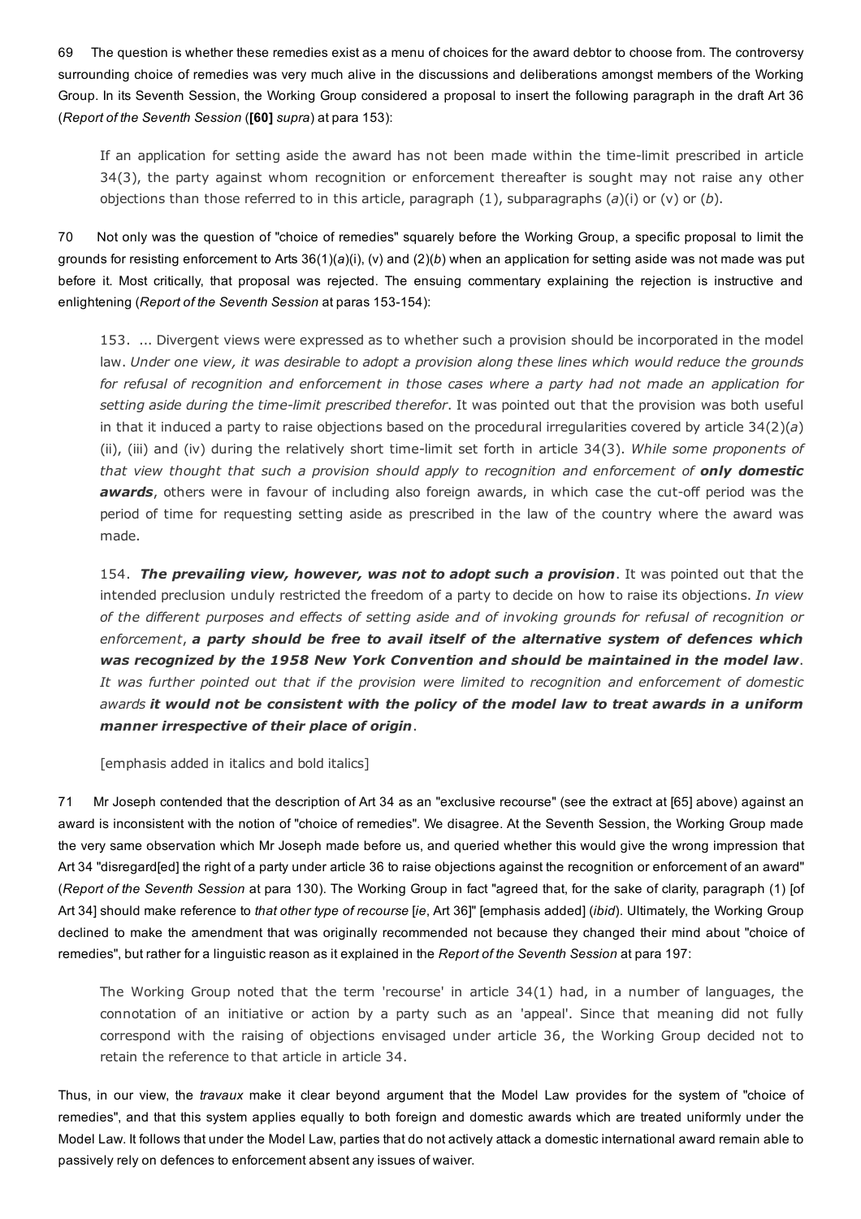69 The question is whether these remedies exist as a menu of choices for the award debtor to choose from. The controversy surrounding choice of remedies was very much alive in the discussions and deliberations amongst members of the Working Group. In its Seventh Session, the Working Group considered a proposal to insert the following paragraph in the draft Art 36 (*Report of the Seventh Session* (**[60]** *supra*) at para 153):

> If an application for setting aside the award has not been made within the time-limit prescribed in article 34(3), the party against whom recognition or enforcement thereafter is sought may not raise any other objections than those referred to in this article, paragraph (1), subparagraphs (*a*)(i) or (v) or (*b*).

70 Not only was the question of "choice of remedies" squarely before the Working Group, a specific proposal to limit the grounds for resisting enforcement to Arts 36(1)(*a*)(i), (v) and (2)(*b*) when an application for setting aside was not made was put before it. Most critically, that proposal was rejected. The ensuing commentary explaining the rejection is instructive and enlightening (*Report of the Seventh Session* at paras 153-154):

> 153. ... Divergent views were expressed as to whether such a provision should be incorporated in the model law. *Under one view, it was desirable to adopt a provision along these lines which would reduce the grounds for refusal of recognition and enforcement in those cases where a party had not made an application for setting aside during the time-limit prescribed therefor*. It was pointed out that the provision was both useful in that it induced a party to raise objections based on the procedural irregularities covered by article 34(2)(*a*)(ii), (iii) and (iv) during the relatively short time-limit set forth in article 34(3). *While some proponents of that view thought that such a provision should apply to recognition and enforcement of* ***only domestic awards***, others were in favour of including also foreign awards, in which case the cut-off period was the period of time for requesting setting aside as prescribed in the law of the country where the award was made.
>
> 154. ***The prevailing view, however, was not to adopt such a provision***. It was pointed out that the intended preclusion unduly restricted the freedom of a party to decide on how to raise its objections. *In view of the different purposes and effects of setting aside and of invoking grounds for refusal of recognition or enforcement*, ***a party should be free to avail itself of the alternative system of defences which was recognized by the 1958 New York Convention and should be maintained in the model law***. *It was further pointed out that if the provision were limited to recognition and enforcement of domestic awards* ***it would not be consistent with the policy of the model law to treat awards in a uniform manner irrespective of their place of origin***.
>
> [emphasis added in italics and bold italics]

71 Mr Joseph contended that the description of Art 34 as an "exclusive recourse" (see the extract at [65] above) against an award is inconsistent with the notion of "choice of remedies". We disagree. At the Seventh Session, the Working Group made the very same observation which Mr Joseph made before us, and queried whether this would give the wrong impression that Art 34 "disregard[ed] the right of a party under article 36 to raise objections against the recognition or enforcement of an award" (*Report of the Seventh Session* at para 130). The Working Group in fact "agreed that, for the sake of clarity, paragraph (1) [of Art 34] should make reference to *that other type of recourse* [*ie*, Art 36]" [emphasis added] (*ibid*). Ultimately, the Working Group declined to make the amendment that was originally recommended not because they changed their mind about "choice of remedies", but rather for a linguistic reason as it explained in the *Report of the Seventh Session* at para 197:

> The Working Group noted that the term 'recourse' in article 34(1) had, in a number of languages, the connotation of an initiative or action by a party such as an 'appeal'. Since that meaning did not fully correspond with the raising of objections envisaged under article 36, the Working Group decided not to retain the reference to that article in article 34.

Thus, in our view, the *travaux* make it clear beyond argument that the Model Law provides for the system of "choice of remedies", and that this system applies equally to both foreign and domestic awards which are treated uniformly under the Model Law. It follows that under the Model Law, parties that do not actively attack a domestic international award remain able to passively rely on defences to enforcement absent any issues of waiver.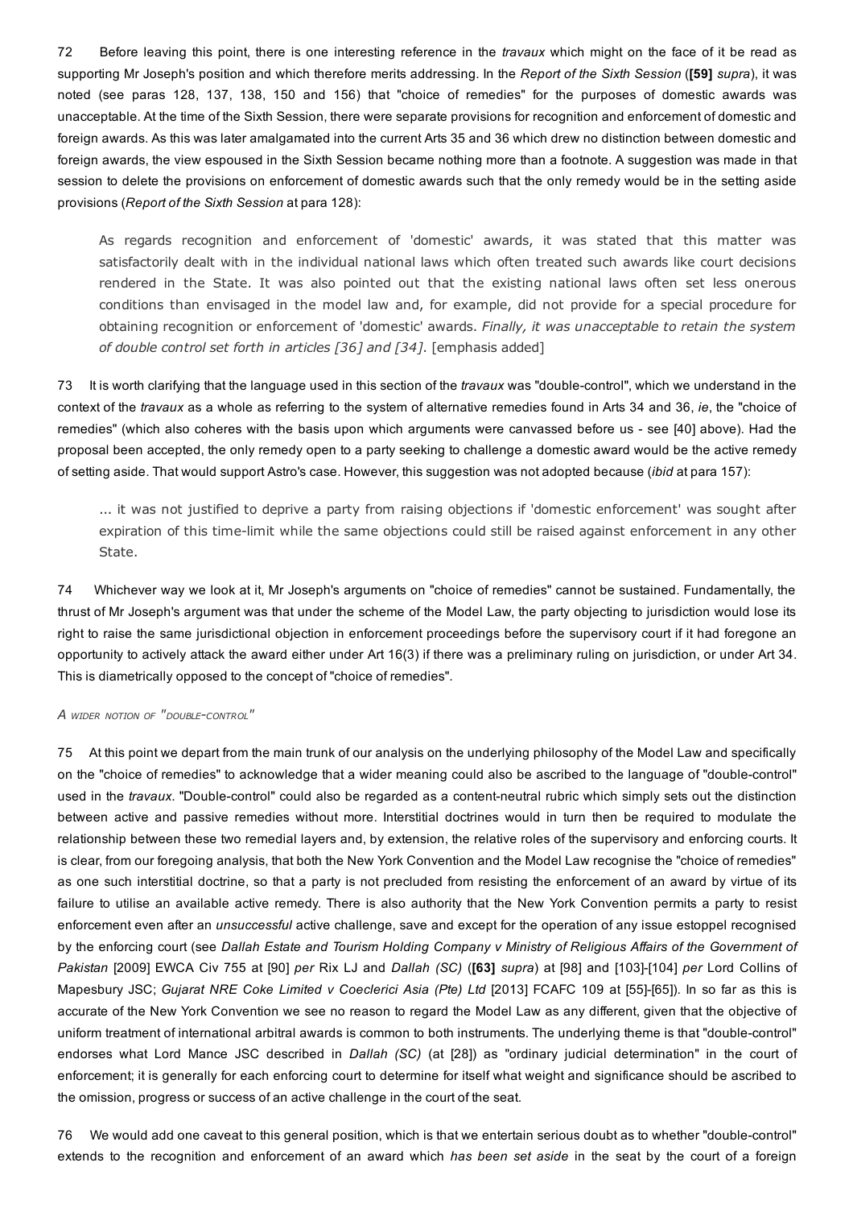72 Before leaving this point, there is one interesting reference in the *travaux* which might on the face of it be read as supporting Mr Joseph's position and which therefore merits addressing. In the *Report of the Sixth Session* (**[59]** *supra*), it was noted (see paras 128, 137, 138, 150 and 156) that "choice of remedies" for the purposes of domestic awards was unacceptable. At the time of the Sixth Session, there were separate provisions for recognition and enforcement of domestic and foreign awards. As this was later amalgamated into the current Arts 35 and 36 which drew no distinction between domestic and foreign awards, the view espoused in the Sixth Session became nothing more than a footnote. A suggestion was made in that session to delete the provisions on enforcement of domestic awards such that the only remedy would be in the setting aside provisions (*Report of the Sixth Session* at para 128):

> As regards recognition and enforcement of 'domestic' awards, it was stated that this matter was satisfactorily dealt with in the individual national laws which often treated such awards like court decisions rendered in the State. It was also pointed out that the existing national laws often set less onerous conditions than envisaged in the model law and, for example, did not provide for a special procedure for obtaining recognition or enforcement of 'domestic' awards. *Finally, it was unacceptable to retain the system of double control set forth in articles [36] and [34]*. [emphasis added]

73 It is worth clarifying that the language used in this section of the *travaux* was "double-control", which we understand in the context of the *travaux* as a whole as referring to the system of alternative remedies found in Arts 34 and 36, *ie*, the "choice of remedies" (which also coheres with the basis upon which arguments were canvassed before us - see [40] above). Had the proposal been accepted, the only remedy open to a party seeking to challenge a domestic award would be the active remedy of setting aside. That would support Astro's case. However, this suggestion was not adopted because (*ibid* at para 157):

> ... it was not justified to deprive a party from raising objections if 'domestic enforcement' was sought after expiration of this time-limit while the same objections could still be raised against enforcement in any other State.

74 Whichever way we look at it, Mr Joseph's arguments on "choice of remedies" cannot be sustained. Fundamentally, the thrust of Mr Joseph's argument was that under the scheme of the Model Law, the party objecting to jurisdiction would lose its right to raise the same jurisdictional objection in enforcement proceedings before the supervisory court if it had foregone an opportunity to actively attack the award either under Art 16(3) if there was a preliminary ruling on jurisdiction, or under Art 34. This is diametrically opposed to the concept of "choice of remedies".

*A wider notion of "double-control"*

75 At this point we depart from the main trunk of our analysis on the underlying philosophy of the Model Law and specifically on the "choice of remedies" to acknowledge that a wider meaning could also be ascribed to the language of "double-control" used in the *travaux*. "Double-control" could also be regarded as a content-neutral rubric which simply sets out the distinction between active and passive remedies without more. Interstitial doctrines would in turn then be required to modulate the relationship between these two remedial layers and, by extension, the relative roles of the supervisory and enforcing courts. It is clear, from our foregoing analysis, that both the New York Convention and the Model Law recognise the "choice of remedies" as one such interstitial doctrine, so that a party is not precluded from resisting the enforcement of an award by virtue of its failure to utilise an available active remedy. There is also authority that the New York Convention permits a party to resist enforcement even after an *unsuccessful* active challenge, save and except for the operation of any issue estoppel recognised by the enforcing court (see *Dallah Estate and Tourism Holding Company v Ministry of Religious Affairs of the Government of Pakistan* [2009] EWCA Civ 755 at [90] *per* Rix LJ and *Dallah (SC)* (**[63]** *supra*) at [98] and [103]-[104] *per* Lord Collins of Mapesbury JSC; *Gujarat NRE Coke Limited v Coeclerici Asia (Pte) Ltd* [2013] FCAFC 109 at [55]-[65]). In so far as this is accurate of the New York Convention we see no reason to regard the Model Law as any different, given that the objective of uniform treatment of international arbitral awards is common to both instruments. The underlying theme is that "double-control" endorses what Lord Mance JSC described in *Dallah (SC)* (at [28]) as "ordinary judicial determination" in the court of enforcement; it is generally for each enforcing court to determine for itself what weight and significance should be ascribed to the omission, progress or success of an active challenge in the court of the seat.

76 We would add one caveat to this general position, which is that we entertain serious doubt as to whether "double-control" extends to the recognition and enforcement of an award which *has been set aside* in the seat by the court of a foreign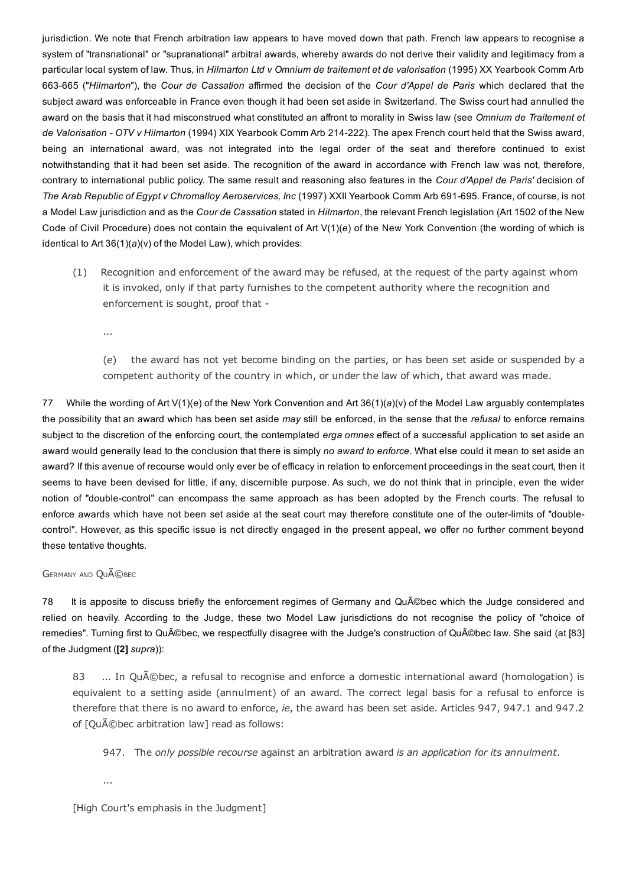jurisdiction. We note that French arbitration law appears to have moved down that path. French law appears to recognise a system of "transnational" or "supranational" arbitral awards, whereby awards do not derive their validity and legitimacy from a particular local system of law. Thus, in *Hilmarton Ltd v Omnium de traitement et de valorisation* (1995) XX Yearbook Comm Arb 663-665 ("*Hilmarton*"), the *Cour de Cassation* affirmed the decision of the *Cour d'Appel de Paris* which declared that the subject award was enforceable in France even though it had been set aside in Switzerland. The Swiss court had annulled the award on the basis that it had misconstrued what constituted an affront to morality in Swiss law (see *Omnium de Traitement et de Valorisation - OTV v Hilmarton* (1994) XIX Yearbook Comm Arb 214-222). The apex French court held that the Swiss award, being an international award, was not integrated into the legal order of the seat and therefore continued to exist notwithstanding that it had been set aside. The recognition of the award in accordance with French law was not, therefore, contrary to international public policy. The same result and reasoning also features in the *Cour d'Appel de Paris'* decision of *The Arab Republic of Egypt v Chromalloy Aeroservices, Inc* (1997) XXII Yearbook Comm Arb 691-695. France, of course, is not a Model Law jurisdiction and as the *Cour de Cassation* stated in *Hilmarton*, the relevant French legislation (Art 1502 of the New Code of Civil Procedure) does not contain the equivalent of Art V(1)(*e*) of the New York Convention (the wording of which is identical to Art 36(1)(*a*)(v) of the Model Law), which provides:

> (1) Recognition and enforcement of the award may be refused, at the request of the party against whom it is invoked, only if that party furnishes to the competent authority where the recognition and enforcement is sought, proof that -
>
> ...
>
> (*e*) the award has not yet become binding on the parties, or has been set aside or suspended by a competent authority of the country in which, or under the law of which, that award was made.

77 While the wording of Art V(1)(*e*) of the New York Convention and Art 36(1)(*a*)(v) of the Model Law arguably contemplates the possibility that an award which has been set aside *may* still be enforced, in the sense that the *refusal* to enforce remains subject to the discretion of the enforcing court, the contemplated *erga omnes* effect of a successful application to set aside an award would generally lead to the conclusion that there is simply *no award to enforce*. What else could it mean to set aside an award? If this avenue of recourse would only ever be of efficacy in relation to enforcement proceedings in the seat court, then it seems to have been devised for little, if any, discernible purpose. As such, we do not think that in principle, even the wider notion of "double-control" can encompass the same approach as has been adopted by the French courts. The refusal to enforce awards which have not been set aside at the seat court may therefore constitute one of the outer-limits of "double-control". However, as this specific issue is not directly engaged in the present appeal, we offer no further comment beyond these tentative thoughts.

### Germany and QuÃ©bec

78 It is apposite to discuss briefly the enforcement regimes of Germany and QuÃ©bec which the Judge considered and relied on heavily. According to the Judge, these two Model Law jurisdictions do not recognise the policy of "choice of remedies". Turning first to QuÃ©bec, we respectfully disagree with the Judge's construction of QuÃ©bec law. She said (at [83] of the Judgment (**[2]** *supra*)):

> 83 ... In QuÃ©bec, a refusal to recognise and enforce a domestic international award (homologation) is equivalent to a setting aside (annulment) of an award. The correct legal basis for a refusal to enforce is therefore that there is no award to enforce, *ie*, the award has been set aside. Articles 947, 947.1 and 947.2 of [QuÃ©bec arbitration law] read as follows:
>
> > 947. The *only possible recourse* against an arbitration award *is an application for its annulment*.
> >
> > ...
>
> [High Court's emphasis in the Judgment]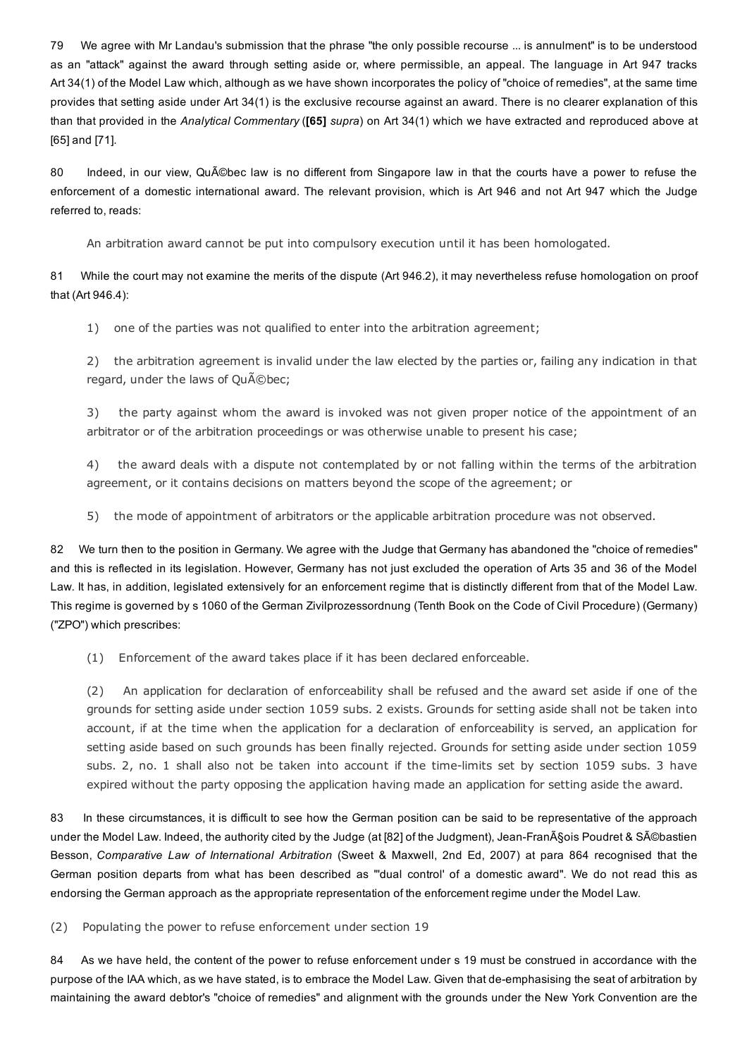79 We agree with Mr Landau's submission that the phrase "the only possible recourse ... is annulment" is to be understood as an "attack" against the award through setting aside or, where permissible, an appeal. The language in Art 947 tracks Art 34(1) of the Model Law which, although as we have shown incorporates the policy of "choice of remedies", at the same time provides that setting aside under Art 34(1) is the exclusive recourse against an award. There is no clearer explanation of this than that provided in the *Analytical Commentary* (**[65]** *supra*) on Art 34(1) which we have extracted and reproduced above at [65] and [71].

80 Indeed, in our view, QuÃ©bec law is no different from Singapore law in that the courts have a power to refuse the enforcement of a domestic international award. The relevant provision, which is Art 946 and not Art 947 which the Judge referred to, reads:

> An arbitration award cannot be put into compulsory execution until it has been homologated.

81 While the court may not examine the merits of the dispute (Art 946.2), it may nevertheless refuse homologation on proof that (Art 946.4):

> 1) one of the parties was not qualified to enter into the arbitration agreement;
>
> 2) the arbitration agreement is invalid under the law elected by the parties or, failing any indication in that regard, under the laws of QuÃ©bec;
>
> 3) the party against whom the award is invoked was not given proper notice of the appointment of an arbitrator or of the arbitration proceedings or was otherwise unable to present his case;
>
> 4) the award deals with a dispute not contemplated by or not falling within the terms of the arbitration agreement, or it contains decisions on matters beyond the scope of the agreement; or
>
> 5) the mode of appointment of arbitrators or the applicable arbitration procedure was not observed.

82 We turn then to the position in Germany. We agree with the Judge that Germany has abandoned the "choice of remedies" and this is reflected in its legislation. However, Germany has not just excluded the operation of Arts 35 and 36 of the Model Law. It has, in addition, legislated extensively for an enforcement regime that is distinctly different from that of the Model Law. This regime is governed by s 1060 of the German Zivilprozessordnung (Tenth Book on the Code of Civil Procedure) (Germany) ("ZPO") which prescribes:

> (1) Enforcement of the award takes place if it has been declared enforceable.
>
> (2) An application for declaration of enforceability shall be refused and the award set aside if one of the grounds for setting aside under section 1059 subs. 2 exists. Grounds for setting aside shall not be taken into account, if at the time when the application for a declaration of enforceability is served, an application for setting aside based on such grounds has been finally rejected. Grounds for setting aside under section 1059 subs. 2, no. 1 shall also not be taken into account if the time-limits set by section 1059 subs. 3 have expired without the party opposing the application having made an application for setting aside the award.

83 In these circumstances, it is difficult to see how the German position can be said to be representative of the approach under the Model Law. Indeed, the authority cited by the Judge (at [82] of the Judgment), Jean-FranÃ§ois Poudret & SÃ©bastien Besson, *Comparative Law of International Arbitration* (Sweet & Maxwell, 2nd Ed, 2007) at para 864 recognised that the German position departs from what has been described as "'dual control' of a domestic award". We do not read this as endorsing the German approach as the appropriate representation of the enforcement regime under the Model Law.

(2) Populating the power to refuse enforcement under section 19

84 As we have held, the content of the power to refuse enforcement under s 19 must be construed in accordance with the purpose of the IAA which, as we have stated, is to embrace the Model Law. Given that de-emphasising the seat of arbitration by maintaining the award debtor's "choice of remedies" and alignment with the grounds under the New York Convention are the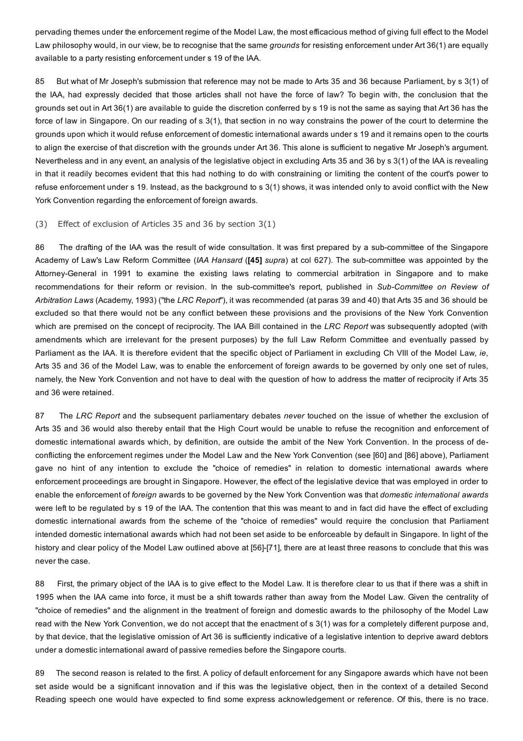pervading themes under the enforcement regime of the Model Law, the most efficacious method of giving full effect to the Model Law philosophy would, in our view, be to recognise that the same *grounds* for resisting enforcement under Art 36(1) are equally available to a party resisting enforcement under s 19 of the IAA.

85 But what of Mr Joseph's submission that reference may not be made to Arts 35 and 36 because Parliament, by s 3(1) of the IAA, had expressly decided that those articles shall not have the force of law? To begin with, the conclusion that the grounds set out in Art 36(1) are available to guide the discretion conferred by s 19 is not the same as saying that Art 36 has the force of law in Singapore. On our reading of s 3(1), that section in no way constrains the power of the court to determine the grounds upon which it would refuse enforcement of domestic international awards under s 19 and it remains open to the courts to align the exercise of that discretion with the grounds under Art 36. This alone is sufficient to negative Mr Joseph's argument. Nevertheless and in any event, an analysis of the legislative object in excluding Arts 35 and 36 by s 3(1) of the IAA is revealing in that it readily becomes evident that this had nothing to do with constraining or limiting the content of the court's power to refuse enforcement under s 19. Instead, as the background to s 3(1) shows, it was intended only to avoid conflict with the New York Convention regarding the enforcement of foreign awards.

(3) Effect of exclusion of Articles 35 and 36 by section 3(1)

86 The drafting of the IAA was the result of wide consultation. It was first prepared by a sub-committee of the Singapore Academy of Law's Law Reform Committee (*IAA Hansard* (**[45]** *supra*) at col 627). The sub-committee was appointed by the Attorney-General in 1991 to examine the existing laws relating to commercial arbitration in Singapore and to make recommendations for their reform or revision. In the sub-committee's report, published in *Sub-Committee on Review of Arbitration Laws* (Academy, 1993) ("the *LRC Report*"), it was recommended (at paras 39 and 40) that Arts 35 and 36 should be excluded so that there would not be any conflict between these provisions and the provisions of the New York Convention which are premised on the concept of reciprocity. The IAA Bill contained in the *LRC Report* was subsequently adopted (with amendments which are irrelevant for the present purposes) by the full Law Reform Committee and eventually passed by Parliament as the IAA. It is therefore evident that the specific object of Parliament in excluding Ch VIII of the Model Law, *ie*, Arts 35 and 36 of the Model Law, was to enable the enforcement of foreign awards to be governed by only one set of rules, namely, the New York Convention and not have to deal with the question of how to address the matter of reciprocity if Arts 35 and 36 were retained.

87 The *LRC Report* and the subsequent parliamentary debates *never* touched on the issue of whether the exclusion of Arts 35 and 36 would also thereby entail that the High Court would be unable to refuse the recognition and enforcement of domestic international awards which, by definition, are outside the ambit of the New York Convention. In the process of de-conflicting the enforcement regimes under the Model Law and the New York Convention (see [60] and [86] above), Parliament gave no hint of any intention to exclude the "choice of remedies" in relation to domestic international awards where enforcement proceedings are brought in Singapore. However, the effect of the legislative device that was employed in order to enable the enforcement of *foreign* awards to be governed by the New York Convention was that *domestic international awards* were left to be regulated by s 19 of the IAA. The contention that this was meant to and in fact did have the effect of excluding domestic international awards from the scheme of the "choice of remedies" would require the conclusion that Parliament intended domestic international awards which had not been set aside to be enforceable by default in Singapore. In light of the history and clear policy of the Model Law outlined above at [56]-[71], there are at least three reasons to conclude that this was never the case.

88 First, the primary object of the IAA is to give effect to the Model Law. It is therefore clear to us that if there was a shift in 1995 when the IAA came into force, it must be a shift towards rather than away from the Model Law. Given the centrality of "choice of remedies" and the alignment in the treatment of foreign and domestic awards to the philosophy of the Model Law read with the New York Convention, we do not accept that the enactment of s 3(1) was for a completely different purpose and, by that device, that the legislative omission of Art 36 is sufficiently indicative of a legislative intention to deprive award debtors under a domestic international award of passive remedies before the Singapore courts.

89 The second reason is related to the first. A policy of default enforcement for any Singapore awards which have not been set aside would be a significant innovation and if this was the legislative object, then in the context of a detailed Second Reading speech one would have expected to find some express acknowledgement or reference. Of this, there is no trace.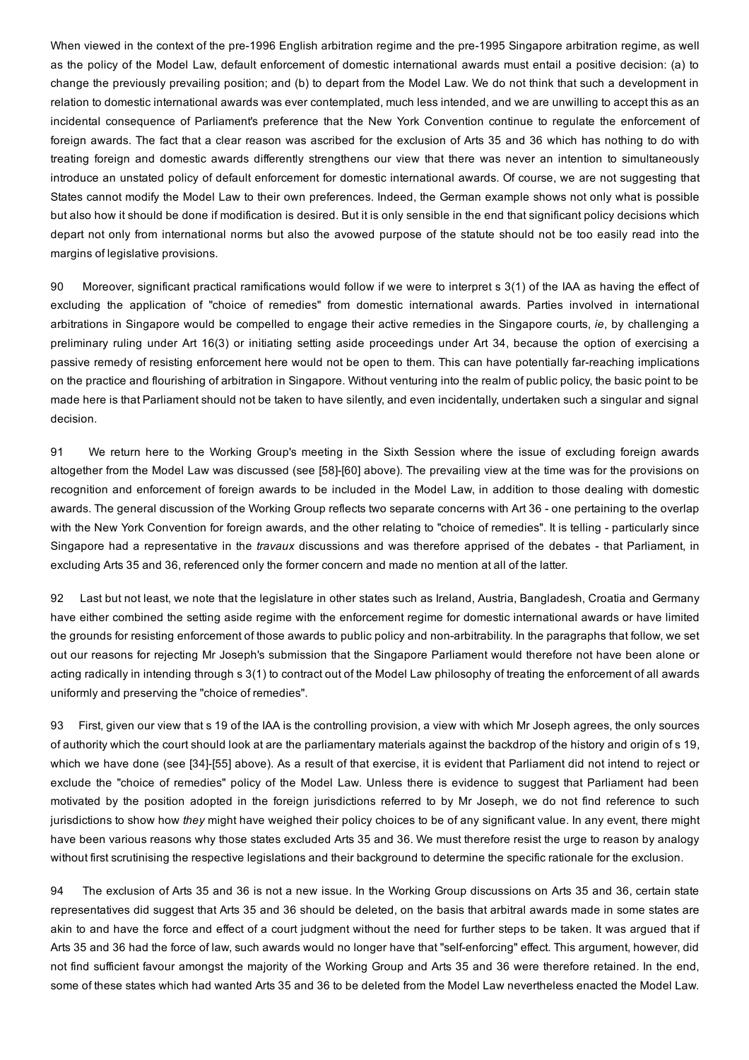When viewed in the context of the pre-1996 English arbitration regime and the pre-1995 Singapore arbitration regime, as well as the policy of the Model Law, default enforcement of domestic international awards must entail a positive decision: (a) to change the previously prevailing position; and (b) to depart from the Model Law. We do not think that such a development in relation to domestic international awards was ever contemplated, much less intended, and we are unwilling to accept this as an incidental consequence of Parliament's preference that the New York Convention continue to regulate the enforcement of foreign awards. The fact that a clear reason was ascribed for the exclusion of Arts 35 and 36 which has nothing to do with treating foreign and domestic awards differently strengthens our view that there was never an intention to simultaneously introduce an unstated policy of default enforcement for domestic international awards. Of course, we are not suggesting that States cannot modify the Model Law to their own preferences. Indeed, the German example shows not only what is possible but also how it should be done if modification is desired. But it is only sensible in the end that significant policy decisions which depart not only from international norms but also the avowed purpose of the statute should not be too easily read into the margins of legislative provisions.

90 Moreover, significant practical ramifications would follow if we were to interpret s 3(1) of the IAA as having the effect of excluding the application of "choice of remedies" from domestic international awards. Parties involved in international arbitrations in Singapore would be compelled to engage their active remedies in the Singapore courts, *ie*, by challenging a preliminary ruling under Art 16(3) or initiating setting aside proceedings under Art 34, because the option of exercising a passive remedy of resisting enforcement here would not be open to them. This can have potentially far-reaching implications on the practice and flourishing of arbitration in Singapore. Without venturing into the realm of public policy, the basic point to be made here is that Parliament should not be taken to have silently, and even incidentally, undertaken such a singular and signal decision.

91 We return here to the Working Group's meeting in the Sixth Session where the issue of excluding foreign awards altogether from the Model Law was discussed (see [58]-[60] above). The prevailing view at the time was for the provisions on recognition and enforcement of foreign awards to be included in the Model Law, in addition to those dealing with domestic awards. The general discussion of the Working Group reflects two separate concerns with Art 36 - one pertaining to the overlap with the New York Convention for foreign awards, and the other relating to "choice of remedies". It is telling - particularly since Singapore had a representative in the *travaux* discussions and was therefore apprised of the debates - that Parliament, in excluding Arts 35 and 36, referenced only the former concern and made no mention at all of the latter.

92 Last but not least, we note that the legislature in other states such as Ireland, Austria, Bangladesh, Croatia and Germany have either combined the setting aside regime with the enforcement regime for domestic international awards or have limited the grounds for resisting enforcement of those awards to public policy and non-arbitrability. In the paragraphs that follow, we set out our reasons for rejecting Mr Joseph's submission that the Singapore Parliament would therefore not have been alone or acting radically in intending through s 3(1) to contract out of the Model Law philosophy of treating the enforcement of all awards uniformly and preserving the "choice of remedies".

93 First, given our view that s 19 of the IAA is the controlling provision, a view with which Mr Joseph agrees, the only sources of authority which the court should look at are the parliamentary materials against the backdrop of the history and origin of s 19, which we have done (see [34]-[55] above). As a result of that exercise, it is evident that Parliament did not intend to reject or exclude the "choice of remedies" policy of the Model Law. Unless there is evidence to suggest that Parliament had been motivated by the position adopted in the foreign jurisdictions referred to by Mr Joseph, we do not find reference to such jurisdictions to show how *they* might have weighed their policy choices to be of any significant value. In any event, there might have been various reasons why those states excluded Arts 35 and 36. We must therefore resist the urge to reason by analogy without first scrutinising the respective legislations and their background to determine the specific rationale for the exclusion.

94 The exclusion of Arts 35 and 36 is not a new issue. In the Working Group discussions on Arts 35 and 36, certain state representatives did suggest that Arts 35 and 36 should be deleted, on the basis that arbitral awards made in some states are akin to and have the force and effect of a court judgment without the need for further steps to be taken. It was argued that if Arts 35 and 36 had the force of law, such awards would no longer have that "self-enforcing" effect. This argument, however, did not find sufficient favour amongst the majority of the Working Group and Arts 35 and 36 were therefore retained. In the end, some of these states which had wanted Arts 35 and 36 to be deleted from the Model Law nevertheless enacted the Model Law.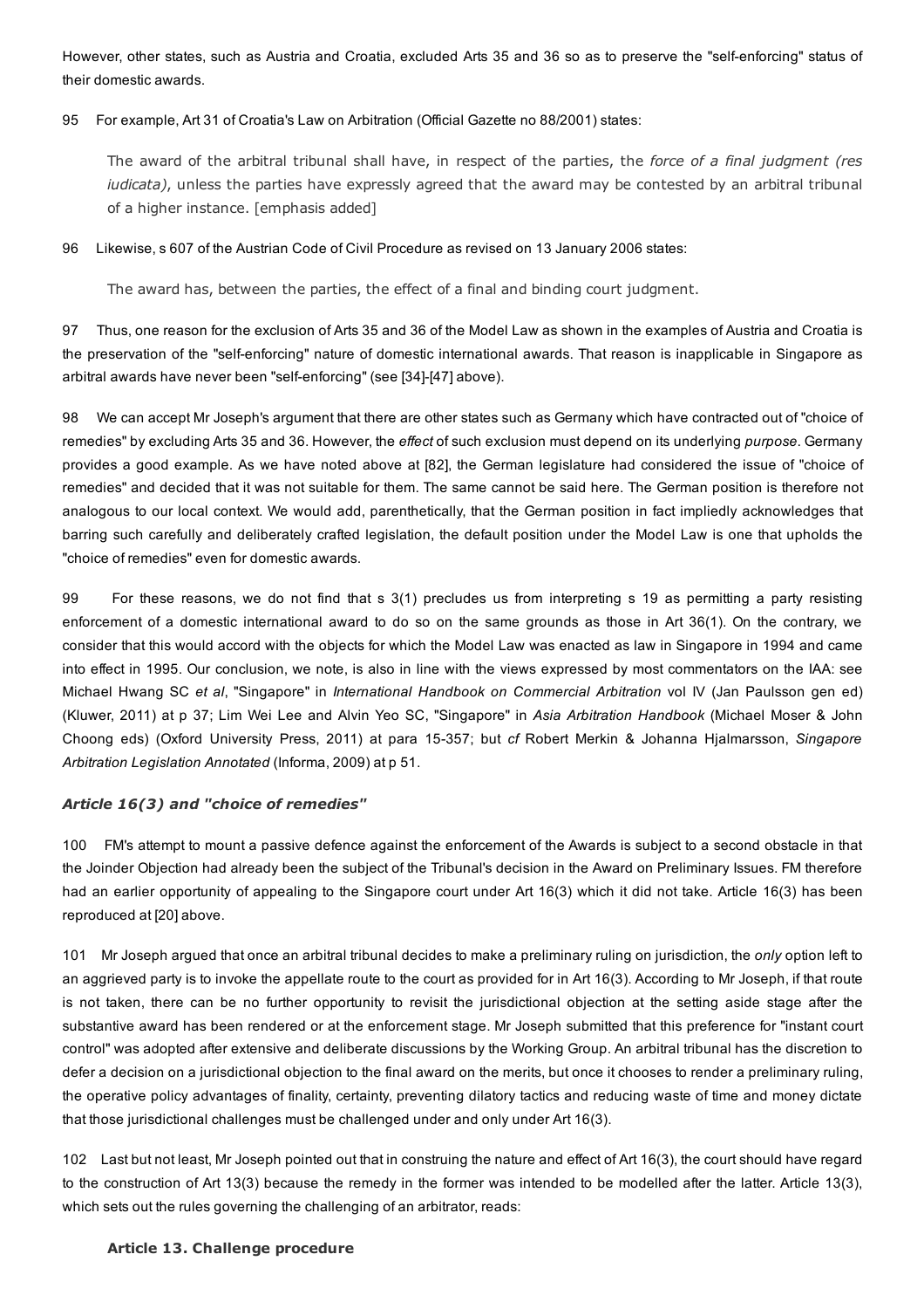However, other states, such as Austria and Croatia, excluded Arts 35 and 36 so as to preserve the "self-enforcing" status of their domestic awards.

95 For example, Art 31 of Croatia's Law on Arbitration (Official Gazette no 88/2001) states:

> The award of the arbitral tribunal shall have, in respect of the parties, the *force of a final judgment (res iudicata)*, unless the parties have expressly agreed that the award may be contested by an arbitral tribunal of a higher instance. [emphasis added]

96 Likewise, s 607 of the Austrian Code of Civil Procedure as revised on 13 January 2006 states:

> The award has, between the parties, the effect of a final and binding court judgment.

97 Thus, one reason for the exclusion of Arts 35 and 36 of the Model Law as shown in the examples of Austria and Croatia is the preservation of the "self-enforcing" nature of domestic international awards. That reason is inapplicable in Singapore as arbitral awards have never been "self-enforcing" (see [34]-[47] above).

98 We can accept Mr Joseph's argument that there are other states such as Germany which have contracted out of "choice of remedies" by excluding Arts 35 and 36. However, the *effect* of such exclusion must depend on its underlying *purpose*. Germany provides a good example. As we have noted above at [82], the German legislature had considered the issue of "choice of remedies" and decided that it was not suitable for them. The same cannot be said here. The German position is therefore not analogous to our local context. We would add, parenthetically, that the German position in fact impliedly acknowledges that barring such carefully and deliberately crafted legislation, the default position under the Model Law is one that upholds the "choice of remedies" even for domestic awards.

99 For these reasons, we do not find that s 3(1) precludes us from interpreting s 19 as permitting a party resisting enforcement of a domestic international award to do so on the same grounds as those in Art 36(1). On the contrary, we consider that this would accord with the objects for which the Model Law was enacted as law in Singapore in 1994 and came into effect in 1995. Our conclusion, we note, is also in line with the views expressed by most commentators on the IAA: see Michael Hwang SC *et al*, "Singapore" in *International Handbook on Commercial Arbitration* vol IV (Jan Paulsson gen ed) (Kluwer, 2011) at p 37; Lim Wei Lee and Alvin Yeo SC, "Singapore" in *Asia Arbitration Handbook* (Michael Moser & John Choong eds) (Oxford University Press, 2011) at para 15-357; but *cf* Robert Merkin & Johanna Hjalmarsson, *Singapore Arbitration Legislation Annotated* (Informa, 2009) at p 51.

### *Article 16(3) and "choice of remedies"*

100 FM's attempt to mount a passive defence against the enforcement of the Awards is subject to a second obstacle in that the Joinder Objection had already been the subject of the Tribunal's decision in the Award on Preliminary Issues. FM therefore had an earlier opportunity of appealing to the Singapore court under Art 16(3) which it did not take. Article 16(3) has been reproduced at [20] above.

101 Mr Joseph argued that once an arbitral tribunal decides to make a preliminary ruling on jurisdiction, the *only* option left to an aggrieved party is to invoke the appellate route to the court as provided for in Art 16(3). According to Mr Joseph, if that route is not taken, there can be no further opportunity to revisit the jurisdictional objection at the setting aside stage after the substantive award has been rendered or at the enforcement stage. Mr Joseph submitted that this preference for "instant court control" was adopted after extensive and deliberate discussions by the Working Group. An arbitral tribunal has the discretion to defer a decision on a jurisdictional objection to the final award on the merits, but once it chooses to render a preliminary ruling, the operative policy advantages of finality, certainty, preventing dilatory tactics and reducing waste of time and money dictate that those jurisdictional challenges must be challenged under and only under Art 16(3).

102 Last but not least, Mr Joseph pointed out that in construing the nature and effect of Art 16(3), the court should have regard to the construction of Art 13(3) because the remedy in the former was intended to be modelled after the latter. Article 13(3), which sets out the rules governing the challenging of an arbitrator, reads:

> **Article 13. Challenge procedure**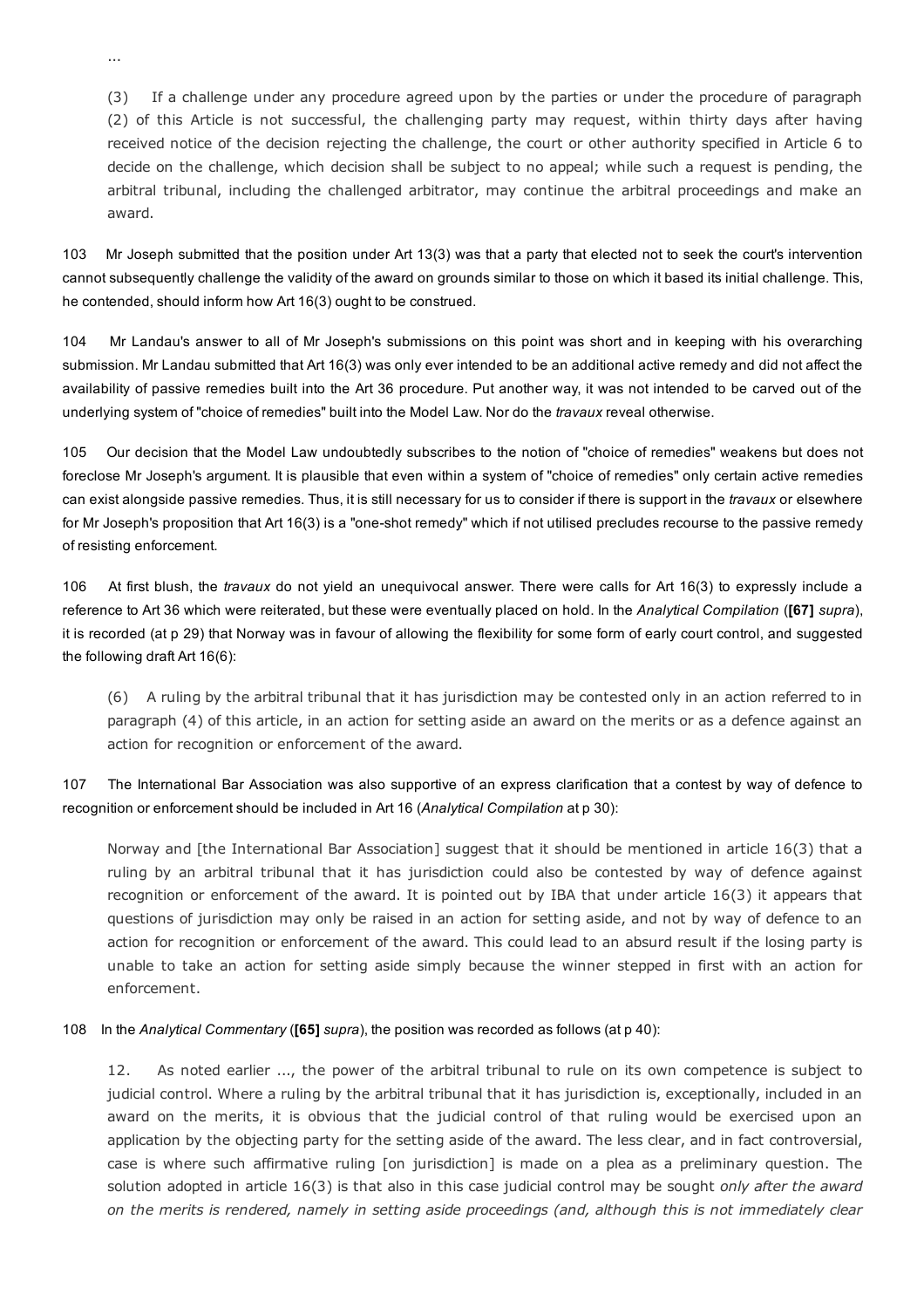...

> (3) If a challenge under any procedure agreed upon by the parties or under the procedure of paragraph (2) of this Article is not successful, the challenging party may request, within thirty days after having received notice of the decision rejecting the challenge, the court or other authority specified in Article 6 to decide on the challenge, which decision shall be subject to no appeal; while such a request is pending, the arbitral tribunal, including the challenged arbitrator, may continue the arbitral proceedings and make an award.

103 Mr Joseph submitted that the position under Art 13(3) was that a party that elected not to seek the court's intervention cannot subsequently challenge the validity of the award on grounds similar to those on which it based its initial challenge. This, he contended, should inform how Art 16(3) ought to be construed.

104 Mr Landau's answer to all of Mr Joseph's submissions on this point was short and in keeping with his overarching submission. Mr Landau submitted that Art 16(3) was only ever intended to be an additional active remedy and did not affect the availability of passive remedies built into the Art 36 procedure. Put another way, it was not intended to be carved out of the underlying system of "choice of remedies" built into the Model Law. Nor do the *travaux* reveal otherwise.

105 Our decision that the Model Law undoubtedly subscribes to the notion of "choice of remedies" weakens but does not foreclose Mr Joseph's argument. It is plausible that even within a system of "choice of remedies" only certain active remedies can exist alongside passive remedies. Thus, it is still necessary for us to consider if there is support in the *travaux* or elsewhere for Mr Joseph's proposition that Art 16(3) is a "one-shot remedy" which if not utilised precludes recourse to the passive remedy of resisting enforcement.

106 At first blush, the *travaux* do not yield an unequivocal answer. There were calls for Art 16(3) to expressly include a reference to Art 36 which were reiterated, but these were eventually placed on hold. In the *Analytical Compilation* (**[67]** *supra*), it is recorded (at p 29) that Norway was in favour of allowing the flexibility for some form of early court control, and suggested the following draft Art 16(6):

> (6) A ruling by the arbitral tribunal that it has jurisdiction may be contested only in an action referred to in paragraph (4) of this article, in an action for setting aside an award on the merits or as a defence against an action for recognition or enforcement of the award.

107 The International Bar Association was also supportive of an express clarification that a contest by way of defence to recognition or enforcement should be included in Art 16 (*Analytical Compilation* at p 30):

> Norway and [the International Bar Association] suggest that it should be mentioned in article 16(3) that a ruling by an arbitral tribunal that it has jurisdiction could also be contested by way of defence against recognition or enforcement of the award. It is pointed out by IBA that under article 16(3) it appears that questions of jurisdiction may only be raised in an action for setting aside, and not by way of defence to an action for recognition or enforcement of the award. This could lead to an absurd result if the losing party is unable to take an action for setting aside simply because the winner stepped in first with an action for enforcement.

108 In the *Analytical Commentary* (**[65]** *supra*), the position was recorded as follows (at p 40):

> 12. As noted earlier ..., the power of the arbitral tribunal to rule on its own competence is subject to judicial control. Where a ruling by the arbitral tribunal that it has jurisdiction is, exceptionally, included in an award on the merits, it is obvious that the judicial control of that ruling would be exercised upon an application by the objecting party for the setting aside of the award. The less clear, and in fact controversial, case is where such affirmative ruling [on jurisdiction] is made on a plea as a preliminary question. The solution adopted in article 16(3) is that also in this case judicial control may be sought *only after the award on the merits is rendered, namely in setting aside proceedings (and, although this is not immediately clear*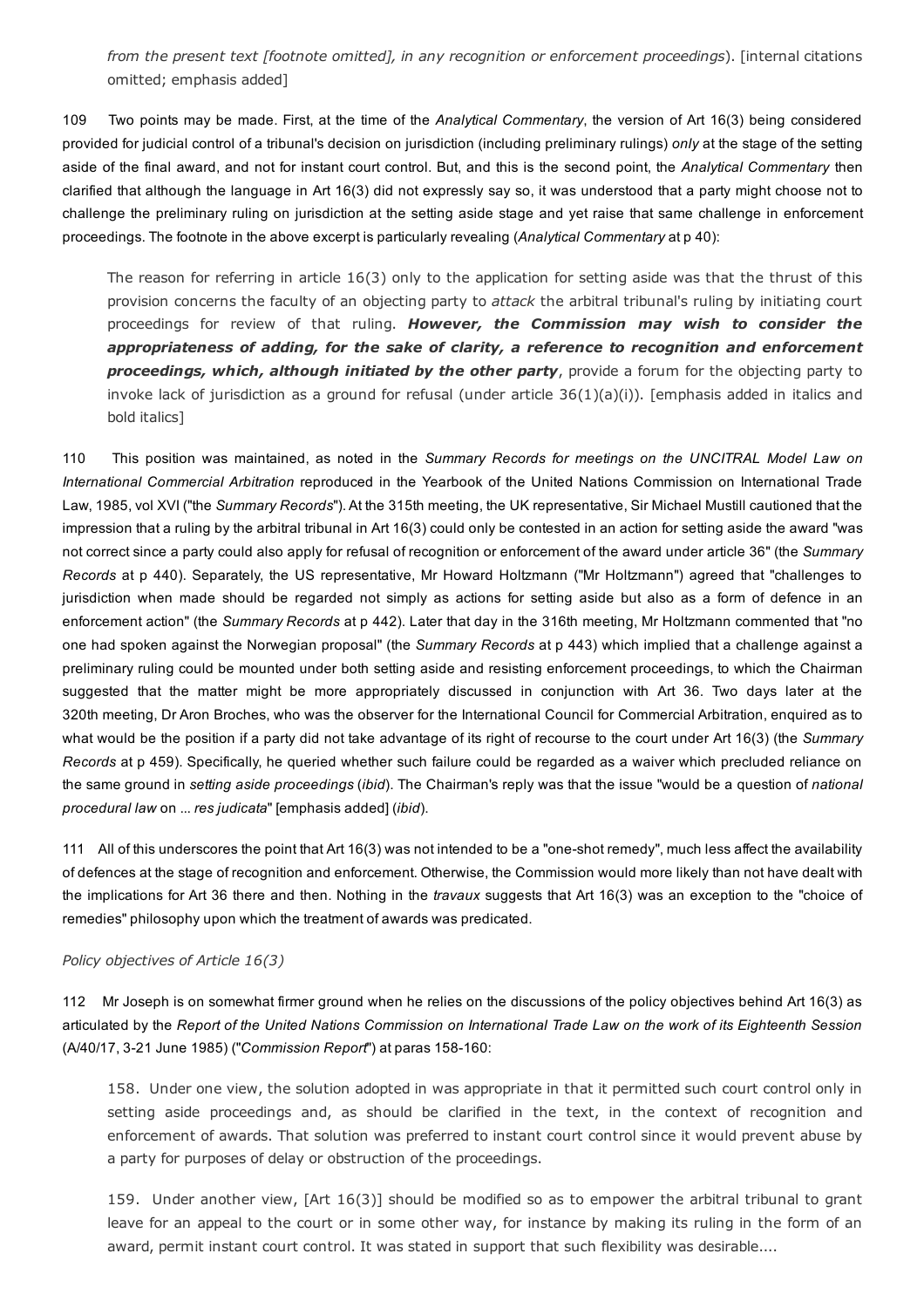*from the present text [footnote omitted], in any recognition or enforcement proceedings*). [internal citations omitted; emphasis added]

109 Two points may be made. First, at the time of the *Analytical Commentary*, the version of Art 16(3) being considered provided for judicial control of a tribunal's decision on jurisdiction (including preliminary rulings) *only* at the stage of the setting aside of the final award, and not for instant court control. But, and this is the second point, the *Analytical Commentary* then clarified that although the language in Art 16(3) did not expressly say so, it was understood that a party might choose not to challenge the preliminary ruling on jurisdiction at the setting aside stage and yet raise that same challenge in enforcement proceedings. The footnote in the above excerpt is particularly revealing (*Analytical Commentary* at p 40):

> The reason for referring in article 16(3) only to the application for setting aside was that the thrust of this provision concerns the faculty of an objecting party to *attack* the arbitral tribunal's ruling by initiating court proceedings for review of that ruling. ***However, the Commission may wish to consider the appropriateness of adding, for the sake of clarity, a reference to recognition and enforcement proceedings, which, although initiated by the other party***, provide a forum for the objecting party to invoke lack of jurisdiction as a ground for refusal (under article 36(1)(a)(i)). [emphasis added in italics and bold italics]

110 This position was maintained, as noted in the *Summary Records for meetings on the UNCITRAL Model Law on International Commercial Arbitration* reproduced in the Yearbook of the United Nations Commission on International Trade Law, 1985, vol XVI ("the *Summary Records*"). At the 315th meeting, the UK representative, Sir Michael Mustill cautioned that the impression that a ruling by the arbitral tribunal in Art 16(3) could only be contested in an action for setting aside the award "was not correct since a party could also apply for refusal of recognition or enforcement of the award under article 36" (the *Summary Records* at p 440). Separately, the US representative, Mr Howard Holtzmann ("Mr Holtzmann") agreed that "challenges to jurisdiction when made should be regarded not simply as actions for setting aside but also as a form of defence in an enforcement action" (the *Summary Records* at p 442). Later that day in the 316th meeting, Mr Holtzmann commented that "no one had spoken against the Norwegian proposal" (the *Summary Records* at p 443) which implied that a challenge against a preliminary ruling could be mounted under both setting aside and resisting enforcement proceedings, to which the Chairman suggested that the matter might be more appropriately discussed in conjunction with Art 36. Two days later at the 320th meeting, Dr Aron Broches, who was the observer for the International Council for Commercial Arbitration, enquired as to what would be the position if a party did not take advantage of its right of recourse to the court under Art 16(3) (the *Summary Records* at p 459). Specifically, he queried whether such failure could be regarded as a waiver which precluded reliance on the same ground in *setting aside proceedings* (*ibid*). The Chairman's reply was that the issue "would be a question of *national procedural law* on ... *res judicata*" [emphasis added] (*ibid*).

111 All of this underscores the point that Art 16(3) was not intended to be a "one-shot remedy", much less affect the availability of defences at the stage of recognition and enforcement. Otherwise, the Commission would more likely than not have dealt with the implications for Art 36 there and then. Nothing in the *travaux* suggests that Art 16(3) was an exception to the "choice of remedies" philosophy upon which the treatment of awards was predicated.

*Policy objectives of Article 16(3)*

112 Mr Joseph is on somewhat firmer ground when he relies on the discussions of the policy objectives behind Art 16(3) as articulated by the *Report of the United Nations Commission on International Trade Law on the work of its Eighteenth Session* (A/40/17, 3-21 June 1985) ("*Commission Report*") at paras 158-160:

> 158. Under one view, the solution adopted in was appropriate in that it permitted such court control only in setting aside proceedings and, as should be clarified in the text, in the context of recognition and enforcement of awards. That solution was preferred to instant court control since it would prevent abuse by a party for purposes of delay or obstruction of the proceedings.
>
> 159. Under another view, [Art 16(3)] should be modified so as to empower the arbitral tribunal to grant leave for an appeal to the court or in some other way, for instance by making its ruling in the form of an award, permit instant court control. It was stated in support that such flexibility was desirable....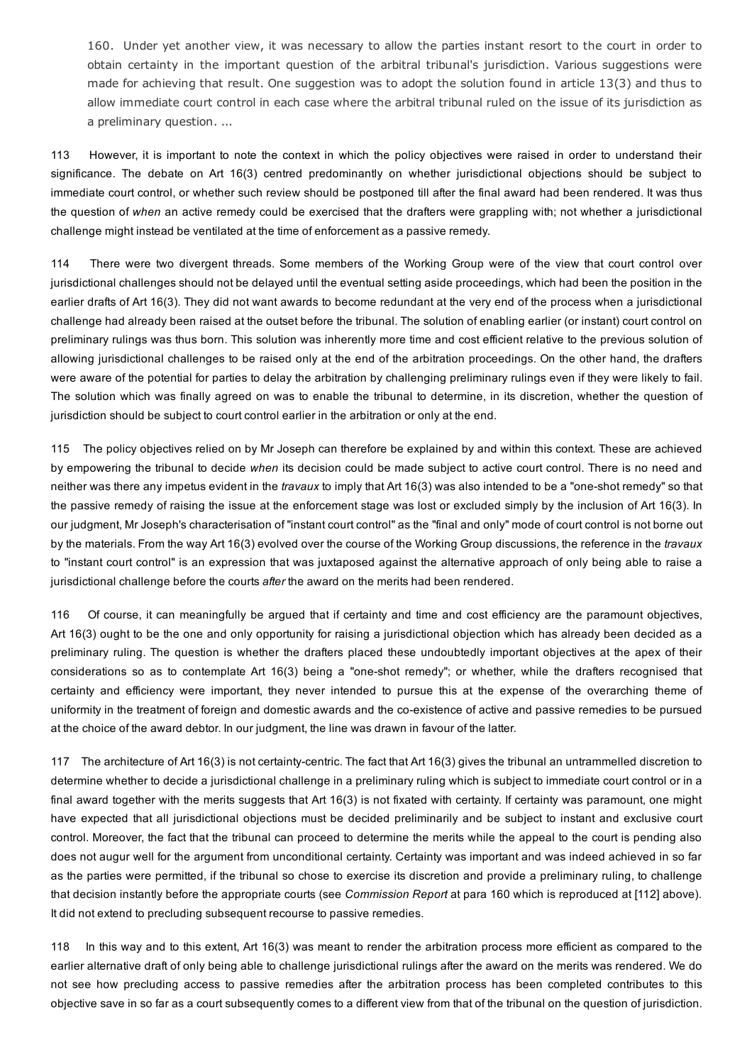> 160. Under yet another view, it was necessary to allow the parties instant resort to the court in order to obtain certainty in the important question of the arbitral tribunal's jurisdiction. Various suggestions were made for achieving that result. One suggestion was to adopt the solution found in article 13(3) and thus to allow immediate court control in each case where the arbitral tribunal ruled on the issue of its jurisdiction as a preliminary question. ...

113 However, it is important to note the context in which the policy objectives were raised in order to understand their significance. The debate on Art 16(3) centred predominantly on whether jurisdictional objections should be subject to immediate court control, or whether such review should be postponed till after the final award had been rendered. It was thus the question of *when* an active remedy could be exercised that the drafters were grappling with; not whether a jurisdictional challenge might instead be ventilated at the time of enforcement as a passive remedy.

114 There were two divergent threads. Some members of the Working Group were of the view that court control over jurisdictional challenges should not be delayed until the eventual setting aside proceedings, which had been the position in the earlier drafts of Art 16(3). They did not want awards to become redundant at the very end of the process when a jurisdictional challenge had already been raised at the outset before the tribunal. The solution of enabling earlier (or instant) court control on preliminary rulings was thus born. This solution was inherently more time and cost efficient relative to the previous solution of allowing jurisdictional challenges to be raised only at the end of the arbitration proceedings. On the other hand, the drafters were aware of the potential for parties to delay the arbitration by challenging preliminary rulings even if they were likely to fail. The solution which was finally agreed on was to enable the tribunal to determine, in its discretion, whether the question of jurisdiction should be subject to court control earlier in the arbitration or only at the end.

115 The policy objectives relied on by Mr Joseph can therefore be explained by and within this context. These are achieved by empowering the tribunal to decide *when* its decision could be made subject to active court control. There is no need and neither was there any impetus evident in the *travaux* to imply that Art 16(3) was also intended to be a "one-shot remedy" so that the passive remedy of raising the issue at the enforcement stage was lost or excluded simply by the inclusion of Art 16(3). In our judgment, Mr Joseph's characterisation of "instant court control" as the "final and only" mode of court control is not borne out by the materials. From the way Art 16(3) evolved over the course of the Working Group discussions, the reference in the *travaux* to "instant court control" is an expression that was juxtaposed against the alternative approach of only being able to raise a jurisdictional challenge before the courts *after* the award on the merits had been rendered.

116 Of course, it can meaningfully be argued that if certainty and time and cost efficiency are the paramount objectives, Art 16(3) ought to be the one and only opportunity for raising a jurisdictional objection which has already been decided as a preliminary ruling. The question is whether the drafters placed these undoubtedly important objectives at the apex of their considerations so as to contemplate Art 16(3) being a "one-shot remedy"; or whether, while the drafters recognised that certainty and efficiency were important, they never intended to pursue this at the expense of the overarching theme of uniformity in the treatment of foreign and domestic awards and the co-existence of active and passive remedies to be pursued at the choice of the award debtor. In our judgment, the line was drawn in favour of the latter.

117 The architecture of Art 16(3) is not certainty-centric. The fact that Art 16(3) gives the tribunal an untrammelled discretion to determine whether to decide a jurisdictional challenge in a preliminary ruling which is subject to immediate court control or in a final award together with the merits suggests that Art 16(3) is not fixated with certainty. If certainty was paramount, one might have expected that all jurisdictional objections must be decided preliminarily and be subject to instant and exclusive court control. Moreover, the fact that the tribunal can proceed to determine the merits while the appeal to the court is pending also does not augur well for the argument from unconditional certainty. Certainty was important and was indeed achieved in so far as the parties were permitted, if the tribunal so chose to exercise its discretion and provide a preliminary ruling, to challenge that decision instantly before the appropriate courts (see *Commission Report* at para 160 which is reproduced at [112] above). It did not extend to precluding subsequent recourse to passive remedies.

118 In this way and to this extent, Art 16(3) was meant to render the arbitration process more efficient as compared to the earlier alternative draft of only being able to challenge jurisdictional rulings after the award on the merits was rendered. We do not see how precluding access to passive remedies after the arbitration process has been completed contributes to this objective save in so far as a court subsequently comes to a different view from that of the tribunal on the question of jurisdiction.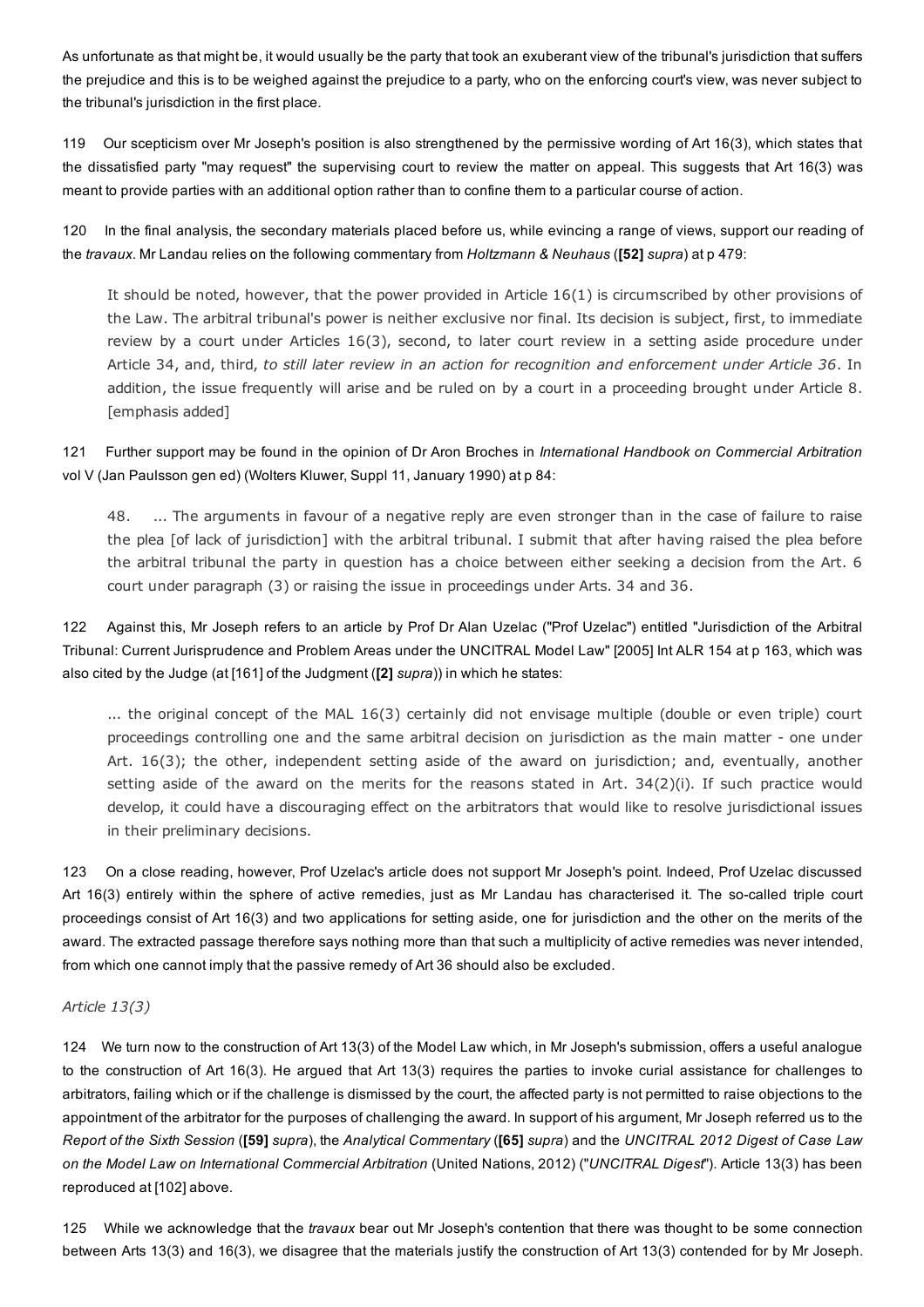As unfortunate as that might be, it would usually be the party that took an exuberant view of the tribunal's jurisdiction that suffers the prejudice and this is to be weighed against the prejudice to a party, who on the enforcing court's view, was never subject to the tribunal's jurisdiction in the first place.

119 Our scepticism over Mr Joseph's position is also strengthened by the permissive wording of Art 16(3), which states that the dissatisfied party "may request" the supervising court to review the matter on appeal. This suggests that Art 16(3) was meant to provide parties with an additional option rather than to confine them to a particular course of action.

120 In the final analysis, the secondary materials placed before us, while evincing a range of views, support our reading of the *travaux*. Mr Landau relies on the following commentary from *Holtzmann & Neuhaus* (**[52]** *supra*) at p 479:

> It should be noted, however, that the power provided in Article 16(1) is circumscribed by other provisions of the Law. The arbitral tribunal's power is neither exclusive nor final. Its decision is subject, first, to immediate review by a court under Articles 16(3), second, to later court review in a setting aside procedure under Article 34, and, third, *to still later review in an action for recognition and enforcement under Article 36*. In addition, the issue frequently will arise and be ruled on by a court in a proceeding brought under Article 8. [emphasis added]

121 Further support may be found in the opinion of Dr Aron Broches in *International Handbook on Commercial Arbitration* vol V (Jan Paulsson gen ed) (Wolters Kluwer, Suppl 11, January 1990) at p 84:

> 48. ... The arguments in favour of a negative reply are even stronger than in the case of failure to raise the plea [of lack of jurisdiction] with the arbitral tribunal. I submit that after having raised the plea before the arbitral tribunal the party in question has a choice between either seeking a decision from the Art. 6 court under paragraph (3) or raising the issue in proceedings under Arts. 34 and 36.

122 Against this, Mr Joseph refers to an article by Prof Dr Alan Uzelac ("Prof Uzelac") entitled "Jurisdiction of the Arbitral Tribunal: Current Jurisprudence and Problem Areas under the UNCITRAL Model Law" [2005] Int ALR 154 at p 163, which was also cited by the Judge (at [161] of the Judgment (**[2]** *supra*)) in which he states:

> ... the original concept of the MAL 16(3) certainly did not envisage multiple (double or even triple) court proceedings controlling one and the same arbitral decision on jurisdiction as the main matter - one under Art. 16(3); the other, independent setting aside of the award on jurisdiction; and, eventually, another setting aside of the award on the merits for the reasons stated in Art. 34(2)(i). If such practice would develop, it could have a discouraging effect on the arbitrators that would like to resolve jurisdictional issues in their preliminary decisions.

123 On a close reading, however, Prof Uzelac's article does not support Mr Joseph's point. Indeed, Prof Uzelac discussed Art 16(3) entirely within the sphere of active remedies, just as Mr Landau has characterised it. The so-called triple court proceedings consist of Art 16(3) and two applications for setting aside, one for jurisdiction and the other on the merits of the award. The extracted passage therefore says nothing more than that such a multiplicity of active remedies was never intended, from which one cannot imply that the passive remedy of Art 36 should also be excluded.

*Article 13(3)*

124 We turn now to the construction of Art 13(3) of the Model Law which, in Mr Joseph's submission, offers a useful analogue to the construction of Art 16(3). He argued that Art 13(3) requires the parties to invoke curial assistance for challenges to arbitrators, failing which or if the challenge is dismissed by the court, the affected party is not permitted to raise objections to the appointment of the arbitrator for the purposes of challenging the award. In support of his argument, Mr Joseph referred us to the *Report of the Sixth Session* (**[59]** *supra*), the *Analytical Commentary* (**[65]** *supra*) and the *UNCITRAL 2012 Digest of Case Law on the Model Law on International Commercial Arbitration* (United Nations, 2012) ("*UNCITRAL Digest*"). Article 13(3) has been reproduced at [102] above.

125 While we acknowledge that the *travaux* bear out Mr Joseph's contention that there was thought to be some connection between Arts 13(3) and 16(3), we disagree that the materials justify the construction of Art 13(3) contended for by Mr Joseph.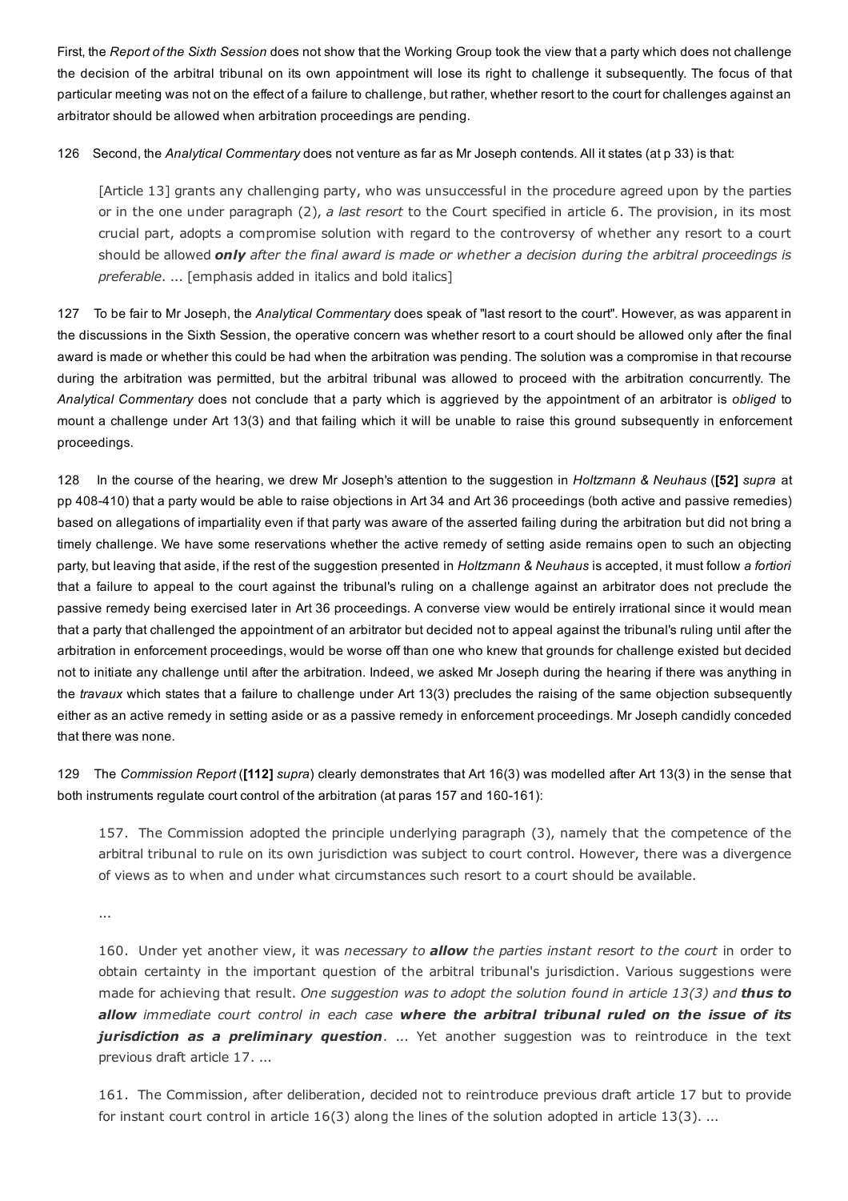First, the *Report of the Sixth Session* does not show that the Working Group took the view that a party which does not challenge the decision of the arbitral tribunal on its own appointment will lose its right to challenge it subsequently. The focus of that particular meeting was not on the effect of a failure to challenge, but rather, whether resort to the court for challenges against an arbitrator should be allowed when arbitration proceedings are pending.

126 Second, the *Analytical Commentary* does not venture as far as Mr Joseph contends. All it states (at p 33) is that:

> [Article 13] grants any challenging party, who was unsuccessful in the procedure agreed upon by the parties or in the one under paragraph (2), *a last resort* to the Court specified in article 6. The provision, in its most crucial part, adopts a compromise solution with regard to the controversy of whether any resort to a court should be allowed ***only*** *after the final award is made or whether a decision during the arbitral proceedings is preferable*. ... [emphasis added in italics and bold italics]

127 To be fair to Mr Joseph, the *Analytical Commentary* does speak of "last resort to the court". However, as was apparent in the discussions in the Sixth Session, the operative concern was whether resort to a court should be allowed only after the final award is made or whether this could be had when the arbitration was pending. The solution was a compromise in that recourse during the arbitration was permitted, but the arbitral tribunal was allowed to proceed with the arbitration concurrently. The *Analytical Commentary* does not conclude that a party which is aggrieved by the appointment of an arbitrator is *obliged* to mount a challenge under Art 13(3) and that failing which it will be unable to raise this ground subsequently in enforcement proceedings.

128 In the course of the hearing, we drew Mr Joseph's attention to the suggestion in *Holtzmann & Neuhaus* (**[52]** *supra* at pp 408-410) that a party would be able to raise objections in Art 34 and Art 36 proceedings (both active and passive remedies) based on allegations of impartiality even if that party was aware of the asserted failing during the arbitration but did not bring a timely challenge. We have some reservations whether the active remedy of setting aside remains open to such an objecting party, but leaving that aside, if the rest of the suggestion presented in *Holtzmann & Neuhaus* is accepted, it must follow *a fortiori* that a failure to appeal to the court against the tribunal's ruling on a challenge against an arbitrator does not preclude the passive remedy being exercised later in Art 36 proceedings. A converse view would be entirely irrational since it would mean that a party that challenged the appointment of an arbitrator but decided not to appeal against the tribunal's ruling until after the arbitration in enforcement proceedings, would be worse off than one who knew that grounds for challenge existed but decided not to initiate any challenge until after the arbitration. Indeed, we asked Mr Joseph during the hearing if there was anything in the *travaux* which states that a failure to challenge under Art 13(3) precludes the raising of the same objection subsequently either as an active remedy in setting aside or as a passive remedy in enforcement proceedings. Mr Joseph candidly conceded that there was none.

129 The *Commission Report* (**[112]** *supra*) clearly demonstrates that Art 16(3) was modelled after Art 13(3) in the sense that both instruments regulate court control of the arbitration (at paras 157 and 160-161):

> 157. The Commission adopted the principle underlying paragraph (3), namely that the competence of the arbitral tribunal to rule on its own jurisdiction was subject to court control. However, there was a divergence of views as to when and under what circumstances such resort to a court should be available.
>
> ...
>
> 160. Under yet another view, it was *necessary to* ***allow*** *the parties instant resort to the court* in order to obtain certainty in the important question of the arbitral tribunal's jurisdiction. Various suggestions were made for achieving that result. *One suggestion was to adopt the solution found in article 13(3) and* ***thus to allow*** *immediate court control in each case* ***where the arbitral tribunal ruled on the issue of its jurisdiction as a preliminary question***. ... Yet another suggestion was to reintroduce in the text previous draft article 17. ...
>
> 161. The Commission, after deliberation, decided not to reintroduce previous draft article 17 but to provide for instant court control in article 16(3) along the lines of the solution adopted in article 13(3). ...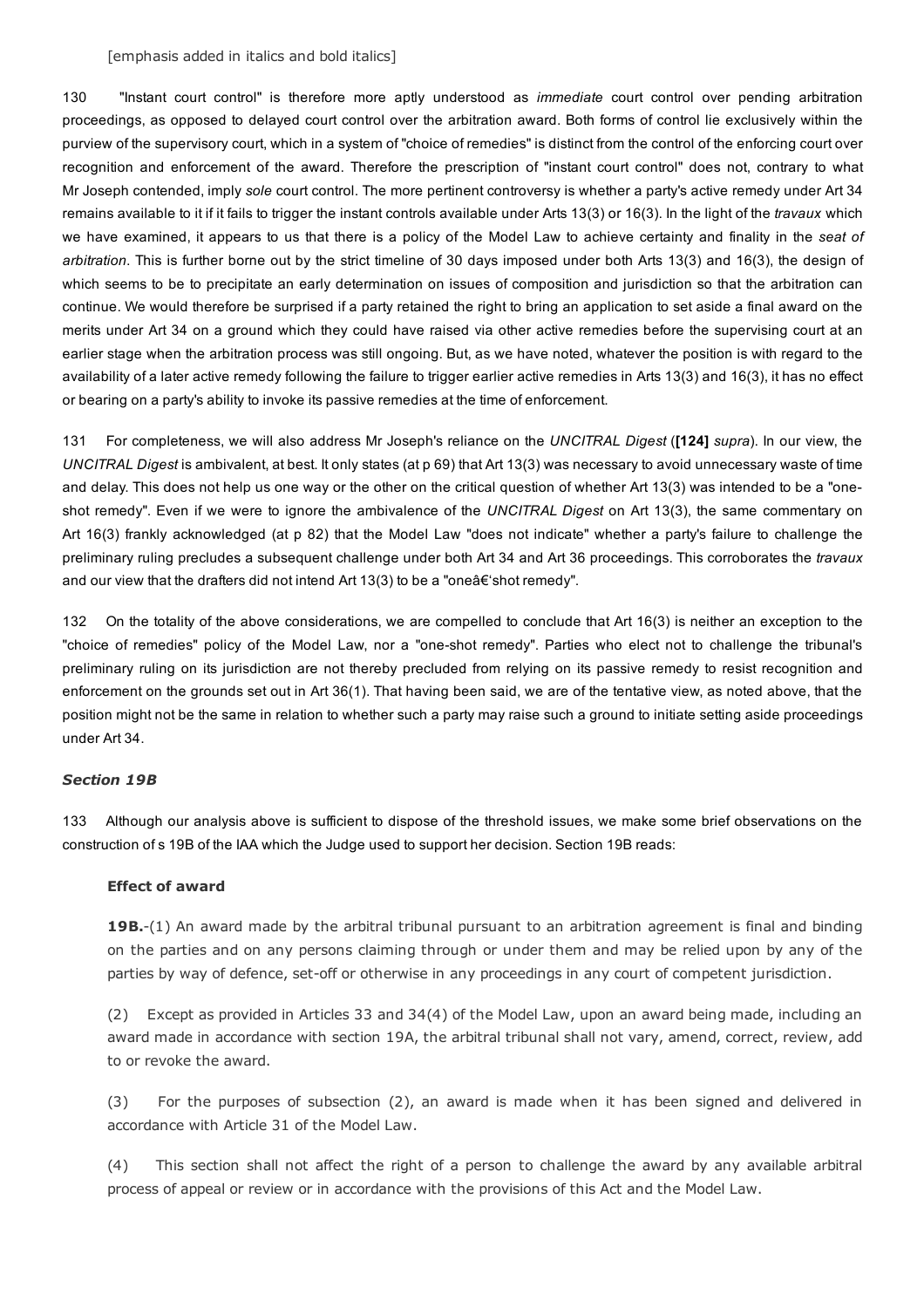[emphasis added in italics and bold italics]

130 "Instant court control" is therefore more aptly understood as *immediate* court control over pending arbitration proceedings, as opposed to delayed court control over the arbitration award. Both forms of control lie exclusively within the purview of the supervisory court, which in a system of "choice of remedies" is distinct from the control of the enforcing court over recognition and enforcement of the award. Therefore the prescription of "instant court control" does not, contrary to what Mr Joseph contended, imply *sole* court control. The more pertinent controversy is whether a party's active remedy under Art 34 remains available to it if it fails to trigger the instant controls available under Arts 13(3) or 16(3). In the light of the *travaux* which we have examined, it appears to us that there is a policy of the Model Law to achieve certainty and finality in the *seat of arbitration*. This is further borne out by the strict timeline of 30 days imposed under both Arts 13(3) and 16(3), the design of which seems to be to precipitate an early determination on issues of composition and jurisdiction so that the arbitration can continue. We would therefore be surprised if a party retained the right to bring an application to set aside a final award on the merits under Art 34 on a ground which they could have raised via other active remedies before the supervising court at an earlier stage when the arbitration process was still ongoing. But, as we have noted, whatever the position is with regard to the availability of a later active remedy following the failure to trigger earlier active remedies in Arts 13(3) and 16(3), it has no effect or bearing on a party's ability to invoke its passive remedies at the time of enforcement.

131 For completeness, we will also address Mr Joseph's reliance on the *UNCITRAL Digest* (**[124]** *supra*). In our view, the *UNCITRAL Digest* is ambivalent, at best. It only states (at p 69) that Art 13(3) was necessary to avoid unnecessary waste of time and delay. This does not help us one way or the other on the critical question of whether Art 13(3) was intended to be a "one-shot remedy". Even if we were to ignore the ambivalence of the *UNCITRAL Digest* on Art 13(3), the same commentary on Art 16(3) frankly acknowledged (at p 82) that the Model Law "does not indicate" whether a party's failure to challenge the preliminary ruling precludes a subsequent challenge under both Art 34 and Art 36 proceedings. This corroborates the *travaux* and our view that the drafters did not intend Art 13(3) to be a "oneâ€'shot remedy".

132 On the totality of the above considerations, we are compelled to conclude that Art 16(3) is neither an exception to the "choice of remedies" policy of the Model Law, nor a "one-shot remedy". Parties who elect not to challenge the tribunal's preliminary ruling on its jurisdiction are not thereby precluded from relying on its passive remedy to resist recognition and enforcement on the grounds set out in Art 36(1). That having been said, we are of the tentative view, as noted above, that the position might not be the same in relation to whether such a party may raise such a ground to initiate setting aside proceedings under Art 34.

### *Section 19B*

133 Although our analysis above is sufficient to dispose of the threshold issues, we make some brief observations on the construction of s 19B of the IAA which the Judge used to support her decision. Section 19B reads:

> **Effect of award**
>
> **19B.**-(1) An award made by the arbitral tribunal pursuant to an arbitration agreement is final and binding on the parties and on any persons claiming through or under them and may be relied upon by any of the parties by way of defence, set-off or otherwise in any proceedings in any court of competent jurisdiction.
>
> (2) Except as provided in Articles 33 and 34(4) of the Model Law, upon an award being made, including an award made in accordance with section 19A, the arbitral tribunal shall not vary, amend, correct, review, add to or revoke the award.
>
> (3) For the purposes of subsection (2), an award is made when it has been signed and delivered in accordance with Article 31 of the Model Law.
>
> (4) This section shall not affect the right of a person to challenge the award by any available arbitral process of appeal or review or in accordance with the provisions of this Act and the Model Law.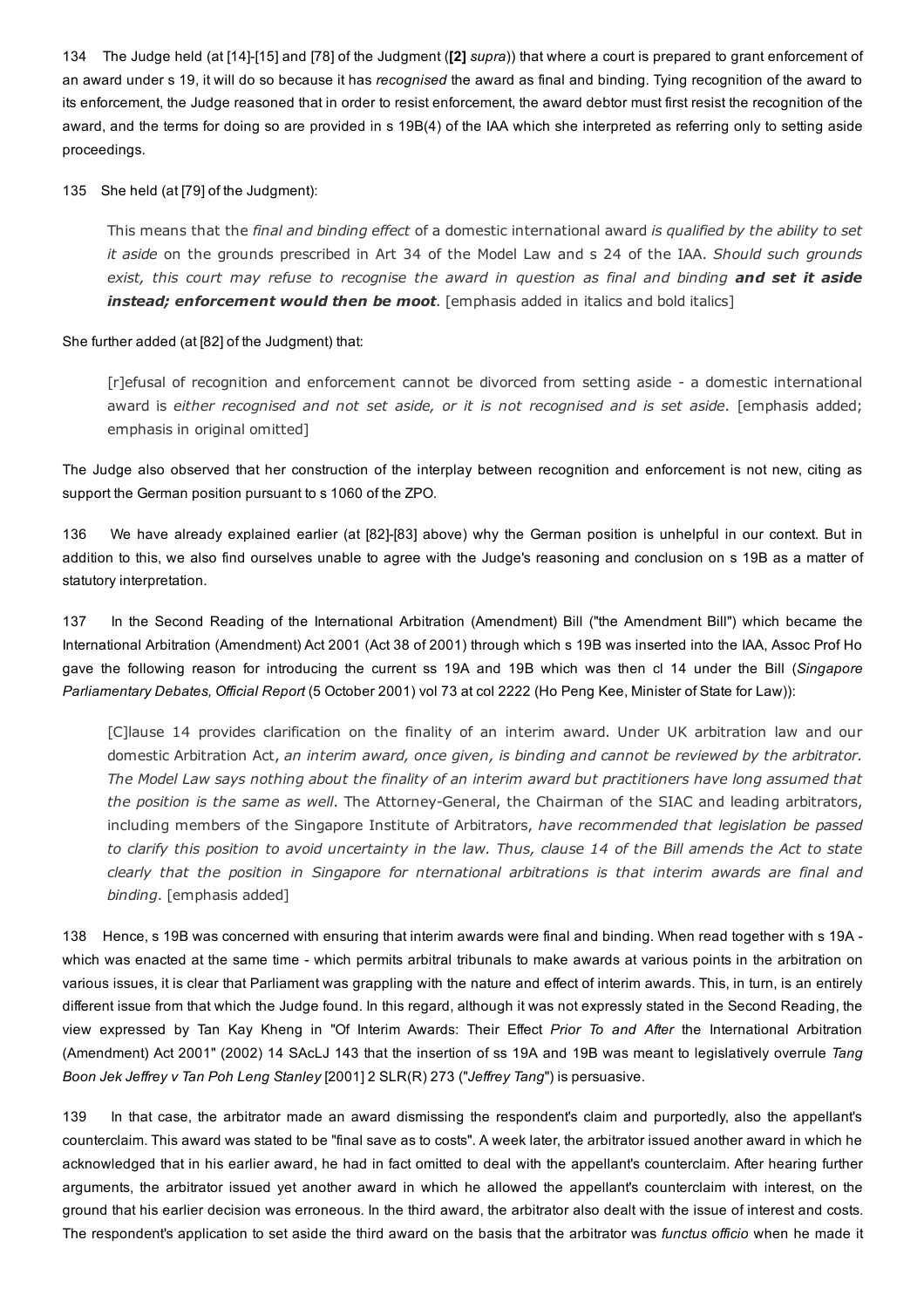134 The Judge held (at [14]-[15] and [78] of the Judgment (**[2]** *supra*)) that where a court is prepared to grant enforcement of an award under s 19, it will do so because it has *recognised* the award as final and binding. Tying recognition of the award to its enforcement, the Judge reasoned that in order to resist enforcement, the award debtor must first resist the recognition of the award, and the terms for doing so are provided in s 19B(4) of the IAA which she interpreted as referring only to setting aside proceedings.

135 She held (at [79] of the Judgment):

> This means that the *final and binding effect* of a domestic international award *is qualified by the ability to set it aside* on the grounds prescribed in Art 34 of the Model Law and s 24 of the IAA. *Should such grounds exist, this court may refuse to recognise the award in question as final and binding* ***and set it aside instead; enforcement would then be moot***. [emphasis added in italics and bold italics]

She further added (at [82] of the Judgment) that:

> [r]efusal of recognition and enforcement cannot be divorced from setting aside - a domestic international award is *either recognised and not set aside, or it is not recognised and is set aside*. [emphasis added; emphasis in original omitted]

The Judge also observed that her construction of the interplay between recognition and enforcement is not new, citing as support the German position pursuant to s 1060 of the ZPO.

136 We have already explained earlier (at [82]-[83] above) why the German position is unhelpful in our context. But in addition to this, we also find ourselves unable to agree with the Judge's reasoning and conclusion on s 19B as a matter of statutory interpretation.

137 In the Second Reading of the International Arbitration (Amendment) Bill ("the Amendment Bill") which became the International Arbitration (Amendment) Act 2001 (Act 38 of 2001) through which s 19B was inserted into the IAA, Assoc Prof Ho gave the following reason for introducing the current ss 19A and 19B which was then cl 14 under the Bill (*Singapore Parliamentary Debates, Official Report* (5 October 2001) vol 73 at col 2222 (Ho Peng Kee, Minister of State for Law)):

> [C]lause 14 provides clarification on the finality of an interim award. Under UK arbitration law and our domestic Arbitration Act, *an interim award, once given, is binding and cannot be reviewed by the arbitrator. The Model Law says nothing about the finality of an interim award but practitioners have long assumed that the position is the same as well*. The Attorney-General, the Chairman of the SIAC and leading arbitrators, including members of the Singapore Institute of Arbitrators, *have recommended that legislation be passed to clarify this position to avoid uncertainty in the law. Thus, clause 14 of the Bill amends the Act to state clearly that the position in Singapore for nternational arbitrations is that interim awards are final and binding*. [emphasis added]

138 Hence, s 19B was concerned with ensuring that interim awards were final and binding. When read together with s 19A - which was enacted at the same time - which permits arbitral tribunals to make awards at various points in the arbitration on various issues, it is clear that Parliament was grappling with the nature and effect of interim awards. This, in turn, is an entirely different issue from that which the Judge found. In this regard, although it was not expressly stated in the Second Reading, the view expressed by Tan Kay Kheng in "Of Interim Awards: Their Effect *Prior To and After* the International Arbitration (Amendment) Act 2001" (2002) 14 SAcLJ 143 that the insertion of ss 19A and 19B was meant to legislatively overrule *Tang Boon Jek Jeffrey v Tan Poh Leng Stanley* [2001] 2 SLR(R) 273 ("*Jeffrey Tang*") is persuasive.

139 In that case, the arbitrator made an award dismissing the respondent's claim and purportedly, also the appellant's counterclaim. This award was stated to be "final save as to costs". A week later, the arbitrator issued another award in which he acknowledged that in his earlier award, he had in fact omitted to deal with the appellant's counterclaim. After hearing further arguments, the arbitrator issued yet another award in which he allowed the appellant's counterclaim with interest, on the ground that his earlier decision was erroneous. In the third award, the arbitrator also dealt with the issue of interest and costs. The respondent's application to set aside the third award on the basis that the arbitrator was *functus officio* when he made it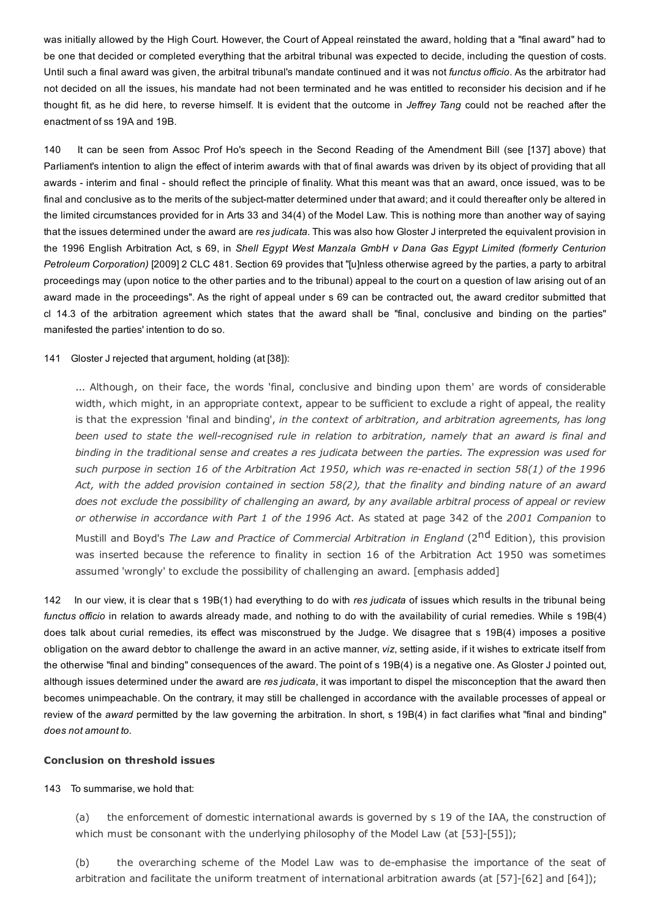was initially allowed by the High Court. However, the Court of Appeal reinstated the award, holding that a "final award" had to be one that decided or completed everything that the arbitral tribunal was expected to decide, including the question of costs. Until such a final award was given, the arbitral tribunal's mandate continued and it was not *functus officio*. As the arbitrator had not decided on all the issues, his mandate had not been terminated and he was entitled to reconsider his decision and if he thought fit, as he did here, to reverse himself. It is evident that the outcome in *Jeffrey Tang* could not be reached after the enactment of ss 19A and 19B.

140 It can be seen from Assoc Prof Ho's speech in the Second Reading of the Amendment Bill (see [137] above) that Parliament's intention to align the effect of interim awards with that of final awards was driven by its object of providing that all awards - interim and final - should reflect the principle of finality. What this meant was that an award, once issued, was to be final and conclusive as to the merits of the subject-matter determined under that award; and it could thereafter only be altered in the limited circumstances provided for in Arts 33 and 34(4) of the Model Law. This is nothing more than another way of saying that the issues determined under the award are *res judicata*. This was also how Gloster J interpreted the equivalent provision in the 1996 English Arbitration Act, s 69, in *Shell Egypt West Manzala GmbH v Dana Gas Egypt Limited (formerly Centurion Petroleum Corporation)* [2009] 2 CLC 481. Section 69 provides that "[u]nless otherwise agreed by the parties, a party to arbitral proceedings may (upon notice to the other parties and to the tribunal) appeal to the court on a question of law arising out of an award made in the proceedings". As the right of appeal under s 69 can be contracted out, the award creditor submitted that cl 14.3 of the arbitration agreement which states that the award shall be "final, conclusive and binding on the parties" manifested the parties' intention to do so.

141 Gloster J rejected that argument, holding (at [38]):

> ... Although, on their face, the words 'final, conclusive and binding upon them' are words of considerable width, which might, in an appropriate context, appear to be sufficient to exclude a right of appeal, the reality is that the expression 'final and binding', *in the context of arbitration, and arbitration agreements, has long been used to state the well-recognised rule in relation to arbitration, namely that an award is final and binding in the traditional sense and creates a res judicata between the parties. The expression was used for such purpose in section 16 of the Arbitration Act 1950, which was re-enacted in section 58(1) of the 1996 Act, with the added provision contained in section 58(2), that the finality and binding nature of an award does not exclude the possibility of challenging an award, by any available arbitral process of appeal or review or otherwise in accordance with Part 1 of the 1996 Act.* As stated at page 342 of the *2001 Companion* to Mustill and Boyd's *The Law and Practice of Commercial Arbitration in England* (2nd Edition), this provision was inserted because the reference to finality in section 16 of the Arbitration Act 1950 was sometimes assumed 'wrongly' to exclude the possibility of challenging an award. [emphasis added]

142 In our view, it is clear that s 19B(1) had everything to do with *res judicata* of issues which results in the tribunal being *functus officio* in relation to awards already made, and nothing to do with the availability of curial remedies. While s 19B(4) does talk about curial remedies, its effect was misconstrued by the Judge. We disagree that s 19B(4) imposes a positive obligation on the award debtor to challenge the award in an active manner, *viz*, setting aside, if it wishes to extricate itself from the otherwise "final and binding" consequences of the award. The point of s 19B(4) is a negative one. As Gloster J pointed out, although issues determined under the award are *res judicata*, it was important to dispel the misconception that the award then becomes unimpeachable. On the contrary, it may still be challenged in accordance with the available processes of appeal or review of the *award* permitted by the law governing the arbitration. In short, s 19B(4) in fact clarifies what "final and binding" *does not amount to*.

**Conclusion on threshold issues**

143 To summarise, we hold that:

> (a) the enforcement of domestic international awards is governed by s 19 of the IAA, the construction of which must be consonant with the underlying philosophy of the Model Law (at [53]-[55]);
>
> (b) the overarching scheme of the Model Law was to de-emphasise the importance of the seat of arbitration and facilitate the uniform treatment of international arbitration awards (at [57]-[62] and [64]);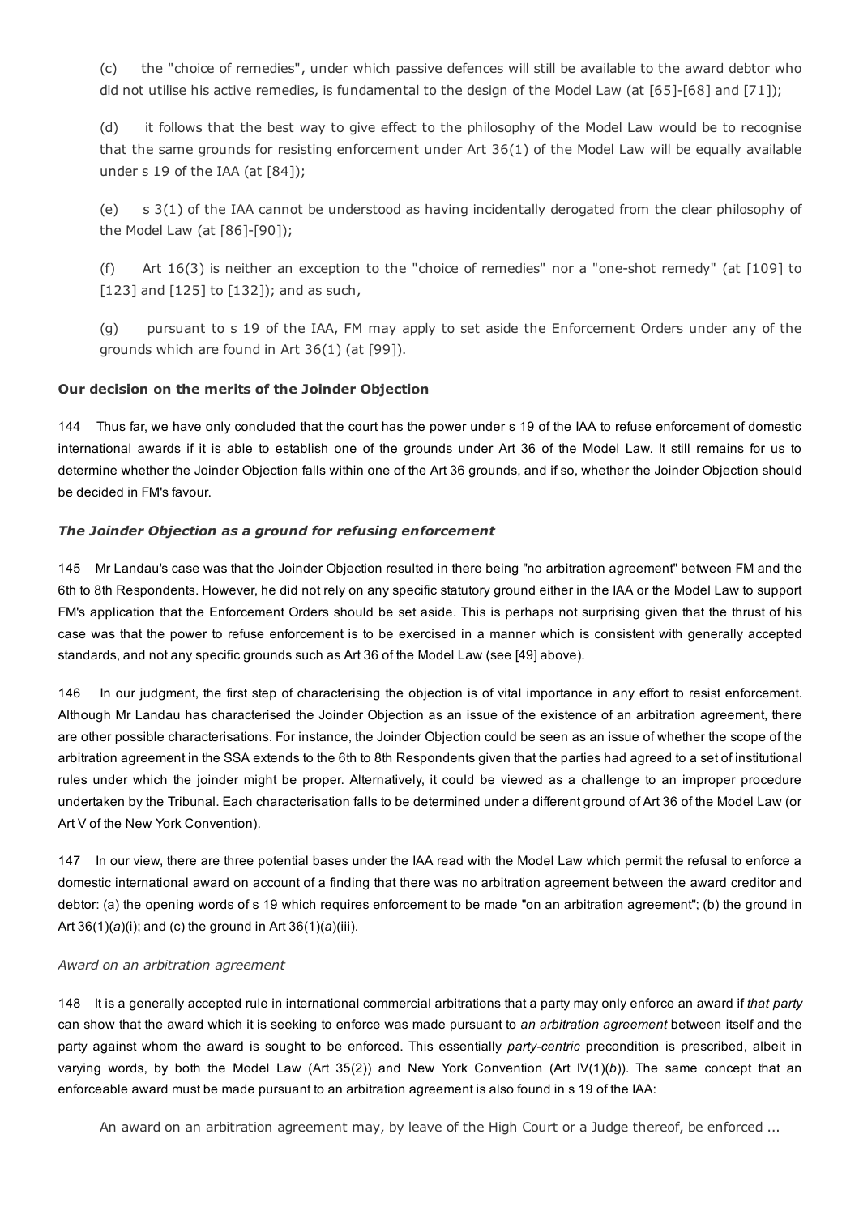(c) the "choice of remedies", under which passive defences will still be available to the award debtor who did not utilise his active remedies, is fundamental to the design of the Model Law (at [65]-[68] and [71]);

(d) it follows that the best way to give effect to the philosophy of the Model Law would be to recognise that the same grounds for resisting enforcement under Art 36(1) of the Model Law will be equally available under s 19 of the IAA (at [84]);

(e) s 3(1) of the IAA cannot be understood as having incidentally derogated from the clear philosophy of the Model Law (at [86]-[90]);

(f) Art 16(3) is neither an exception to the "choice of remedies" nor a "one-shot remedy" (at [109] to [123] and [125] to [132]); and as such,

(g) pursuant to s 19 of the IAA, FM may apply to set aside the Enforcement Orders under any of the grounds which are found in Art 36(1) (at [99]).

**Our decision on the merits of the Joinder Objection**

144 Thus far, we have only concluded that the court has the power under s 19 of the IAA to refuse enforcement of domestic international awards if it is able to establish one of the grounds under Art 36 of the Model Law. It still remains for us to determine whether the Joinder Objection falls within one of the Art 36 grounds, and if so, whether the Joinder Objection should be decided in FM's favour.

***The Joinder Objection as a ground for refusing enforcement***

145 Mr Landau's case was that the Joinder Objection resulted in there being "no arbitration agreement" between FM and the 6th to 8th Respondents. However, he did not rely on any specific statutory ground either in the IAA or the Model Law to support FM's application that the Enforcement Orders should be set aside. This is perhaps not surprising given that the thrust of his case was that the power to refuse enforcement is to be exercised in a manner which is consistent with generally accepted standards, and not any specific grounds such as Art 36 of the Model Law (see [49] above).

146 In our judgment, the first step of characterising the objection is of vital importance in any effort to resist enforcement. Although Mr Landau has characterised the Joinder Objection as an issue of the existence of an arbitration agreement, there are other possible characterisations. For instance, the Joinder Objection could be seen as an issue of whether the scope of the arbitration agreement in the SSA extends to the 6th to 8th Respondents given that the parties had agreed to a set of institutional rules under which the joinder might be proper. Alternatively, it could be viewed as a challenge to an improper procedure undertaken by the Tribunal. Each characterisation falls to be determined under a different ground of Art 36 of the Model Law (or Art V of the New York Convention).

147 In our view, there are three potential bases under the IAA read with the Model Law which permit the refusal to enforce a domestic international award on account of a finding that there was no arbitration agreement between the award creditor and debtor: (a) the opening words of s 19 which requires enforcement to be made "on an arbitration agreement"; (b) the ground in Art 36(1)(*a*)(i); and (c) the ground in Art 36(1)(*a*)(iii).

*Award on an arbitration agreement*

148 It is a generally accepted rule in international commercial arbitrations that a party may only enforce an award if *that party* can show that the award which it is seeking to enforce was made pursuant to *an arbitration agreement* between itself and the party against whom the award is sought to be enforced. This essentially *party-centric* precondition is prescribed, albeit in varying words, by both the Model Law (Art 35(2)) and New York Convention (Art IV(1)(*b*)). The same concept that an enforceable award must be made pursuant to an arbitration agreement is also found in s 19 of the IAA:

> An award on an arbitration agreement may, by leave of the High Court or a Judge thereof, be enforced ...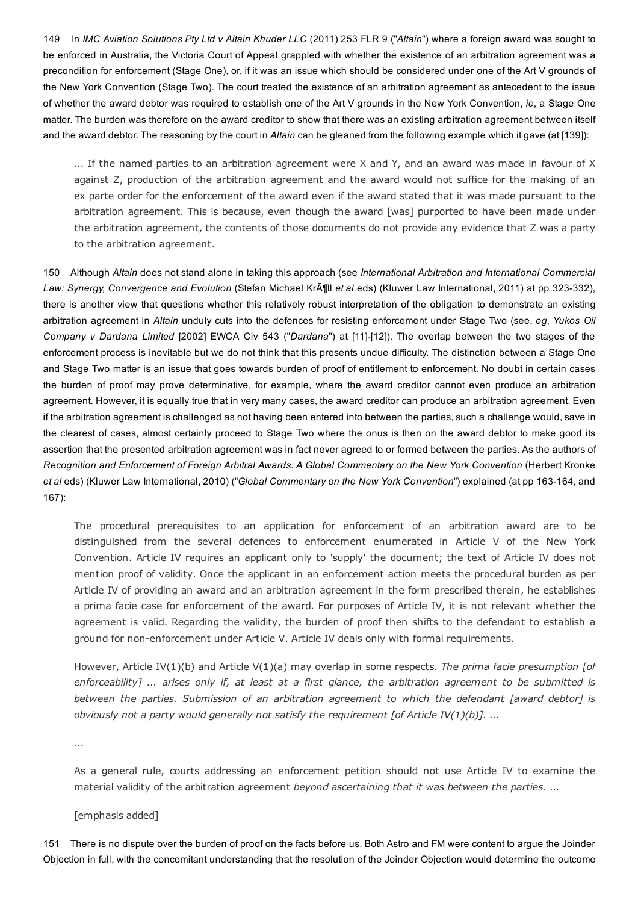149 In *IMC Aviation Solutions Pty Ltd v Altain Khuder LLC* (2011) 253 FLR 9 ("*Altain*") where a foreign award was sought to be enforced in Australia, the Victoria Court of Appeal grappled with whether the existence of an arbitration agreement was a precondition for enforcement (Stage One), or, if it was an issue which should be considered under one of the Art V grounds of the New York Convention (Stage Two). The court treated the existence of an arbitration agreement as antecedent to the issue of whether the award debtor was required to establish one of the Art V grounds in the New York Convention, *ie*, a Stage One matter. The burden was therefore on the award creditor to show that there was an existing arbitration agreement between itself and the award debtor. The reasoning by the court in *Altain* can be gleaned from the following example which it gave (at [139]):

> ... If the named parties to an arbitration agreement were X and Y, and an award was made in favour of X against Z, production of the arbitration agreement and the award would not suffice for the making of an ex parte order for the enforcement of the award even if the award stated that it was made pursuant to the arbitration agreement. This is because, even though the award [was] purported to have been made under the arbitration agreement, the contents of those documents do not provide any evidence that Z was a party to the arbitration agreement.

150 Although *Altain* does not stand alone in taking this approach (see *International Arbitration and International Commercial Law: Synergy, Convergence and Evolution* (Stefan Michael KrÃ¶ll *et al* eds) (Kluwer Law International, 2011) at pp 323-332), there is another view that questions whether this relatively robust interpretation of the obligation to demonstrate an existing arbitration agreement in *Altain* unduly cuts into the defences for resisting enforcement under Stage Two (see, *eg*, *Yukos Oil Company v Dardana Limited* [2002] EWCA Civ 543 ("*Dardana*") at [11]-[12]). The overlap between the two stages of the enforcement process is inevitable but we do not think that this presents undue difficulty. The distinction between a Stage One and Stage Two matter is an issue that goes towards burden of proof of entitlement to enforcement. No doubt in certain cases the burden of proof may prove determinative, for example, where the award creditor cannot even produce an arbitration agreement. However, it is equally true that in very many cases, the award creditor can produce an arbitration agreement. Even if the arbitration agreement is challenged as not having been entered into between the parties, such a challenge would, save in the clearest of cases, almost certainly proceed to Stage Two where the onus is then on the award debtor to make good its assertion that the presented arbitration agreement was in fact never agreed to or formed between the parties. As the authors of *Recognition and Enforcement of Foreign Arbitral Awards: A Global Commentary on the New York Convention* (Herbert Kronke *et al* eds) (Kluwer Law International, 2010) ("*Global Commentary on the New York Convention*") explained (at pp 163-164, and 167):

> The procedural prerequisites to an application for enforcement of an arbitration award are to be distinguished from the several defences to enforcement enumerated in Article V of the New York Convention. Article IV requires an applicant only to 'supply' the document; the text of Article IV does not mention proof of validity. Once the applicant in an enforcement action meets the procedural burden as per Article IV of providing an award and an arbitration agreement in the form prescribed therein, he establishes a prima facie case for enforcement of the award. For purposes of Article IV, it is not relevant whether the agreement is valid. Regarding the validity, the burden of proof then shifts to the defendant to establish a ground for non-enforcement under Article V. Article IV deals only with formal requirements.
>
> However, Article IV(1)(b) and Article V(1)(a) may overlap in some respects. *The prima facie presumption [of enforceability] ... arises only if, at least at a first glance, the arbitration agreement to be submitted is between the parties. Submission of an arbitration agreement to which the defendant [award debtor] is obviously not a party would generally not satisfy the requirement [of Article IV(1)(b)]*. ...
>
> ...
>
> As a general rule, courts addressing an enforcement petition should not use Article IV to examine the material validity of the arbitration agreement *beyond ascertaining that it was between the parties*. ...
>
> [emphasis added]

151 There is no dispute over the burden of proof on the facts before us. Both Astro and FM were content to argue the Joinder Objection in full, with the concomitant understanding that the resolution of the Joinder Objection would determine the outcome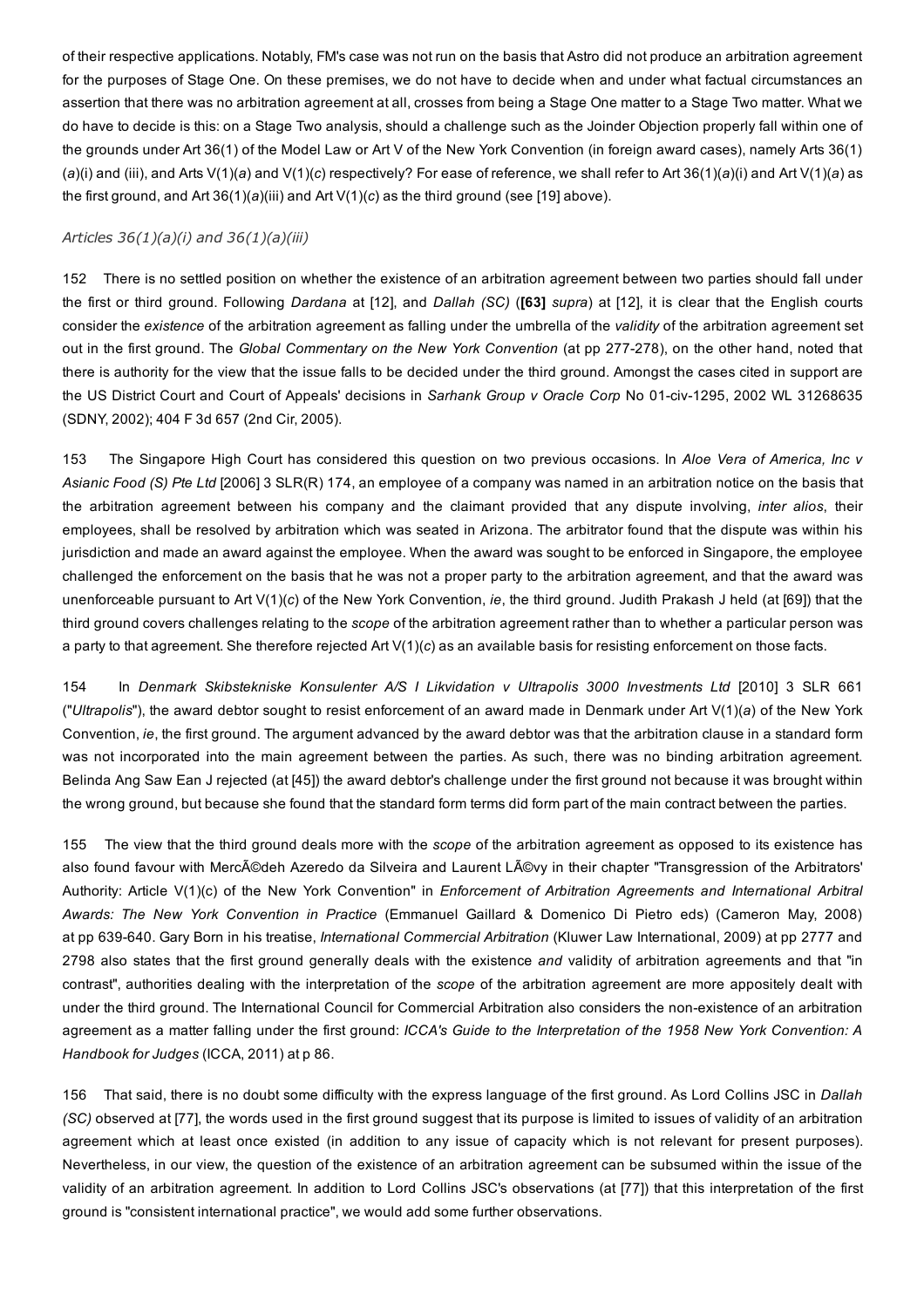of their respective applications. Notably, FM's case was not run on the basis that Astro did not produce an arbitration agreement for the purposes of Stage One. On these premises, we do not have to decide when and under what factual circumstances an assertion that there was no arbitration agreement at all, crosses from being a Stage One matter to a Stage Two matter. What we do have to decide is this: on a Stage Two analysis, should a challenge such as the Joinder Objection properly fall within one of the grounds under Art 36(1) of the Model Law or Art V of the New York Convention (in foreign award cases), namely Arts 36(1)(*a*)(i) and (iii), and Arts V(1)(*a*) and V(1)(*c*) respectively? For ease of reference, we shall refer to Art 36(1)(*a*)(i) and Art V(1)(*a*) as the first ground, and Art 36(1)(*a*)(iii) and Art V(1)(*c*) as the third ground (see [19] above).

*Articles 36(1)(a)(i) and 36(1)(a)(iii)*

152 There is no settled position on whether the existence of an arbitration agreement between two parties should fall under the first or third ground. Following *Dardana* at [12], and *Dallah (SC)* (**[63]** *supra*) at [12], it is clear that the English courts consider the *existence* of the arbitration agreement as falling under the umbrella of the *validity* of the arbitration agreement set out in the first ground. The *Global Commentary on the New York Convention* (at pp 277-278), on the other hand, noted that there is authority for the view that the issue falls to be decided under the third ground. Amongst the cases cited in support are the US District Court and Court of Appeals' decisions in *Sarhank Group v Oracle Corp* No 01-civ-1295, 2002 WL 31268635 (SDNY, 2002); 404 F 3d 657 (2nd Cir, 2005).

153 The Singapore High Court has considered this question on two previous occasions. In *Aloe Vera of America, Inc v Asianic Food (S) Pte Ltd* [2006] 3 SLR(R) 174, an employee of a company was named in an arbitration notice on the basis that the arbitration agreement between his company and the claimant provided that any dispute involving, *inter alios*, their employees, shall be resolved by arbitration which was seated in Arizona. The arbitrator found that the dispute was within his jurisdiction and made an award against the employee. When the award was sought to be enforced in Singapore, the employee challenged the enforcement on the basis that he was not a proper party to the arbitration agreement, and that the award was unenforceable pursuant to Art V(1)(*c*) of the New York Convention, *ie*, the third ground. Judith Prakash J held (at [69]) that the third ground covers challenges relating to the *scope* of the arbitration agreement rather than to whether a particular person was a party to that agreement. She therefore rejected Art V(1)(*c*) as an available basis for resisting enforcement on those facts.

154 In *Denmark Skibstekniske Konsulenter A/S I Likvidation v Ultrapolis 3000 Investments Ltd* [2010] 3 SLR 661 ("*Ultrapolis*"), the award debtor sought to resist enforcement of an award made in Denmark under Art V(1)(*a*) of the New York Convention, *ie*, the first ground. The argument advanced by the award debtor was that the arbitration clause in a standard form was not incorporated into the main agreement between the parties. As such, there was no binding arbitration agreement. Belinda Ang Saw Ean J rejected (at [45]) the award debtor's challenge under the first ground not because it was brought within the wrong ground, but because she found that the standard form terms did form part of the main contract between the parties.

155 The view that the third ground deals more with the *scope* of the arbitration agreement as opposed to its existence has also found favour with MercÃ©deh Azeredo da Silveira and Laurent LÃ©vy in their chapter "Transgression of the Arbitrators' Authority: Article V(1)(c) of the New York Convention" in *Enforcement of Arbitration Agreements and International Arbitral Awards: The New York Convention in Practice* (Emmanuel Gaillard & Domenico Di Pietro eds) (Cameron May, 2008) at pp 639-640. Gary Born in his treatise, *International Commercial Arbitration* (Kluwer Law International, 2009) at pp 2777 and 2798 also states that the first ground generally deals with the existence *and* validity of arbitration agreements and that "in contrast", authorities dealing with the interpretation of the *scope* of the arbitration agreement are more appositely dealt with under the third ground. The International Council for Commercial Arbitration also considers the non-existence of an arbitration agreement as a matter falling under the first ground: *ICCA's Guide to the Interpretation of the 1958 New York Convention: A Handbook for Judges* (ICCA, 2011) at p 86.

156 That said, there is no doubt some difficulty with the express language of the first ground. As Lord Collins JSC in *Dallah (SC)* observed at [77], the words used in the first ground suggest that its purpose is limited to issues of validity of an arbitration agreement which at least once existed (in addition to any issue of capacity which is not relevant for present purposes). Nevertheless, in our view, the question of the existence of an arbitration agreement can be subsumed within the issue of the validity of an arbitration agreement. In addition to Lord Collins JSC's observations (at [77]) that this interpretation of the first ground is "consistent international practice", we would add some further observations.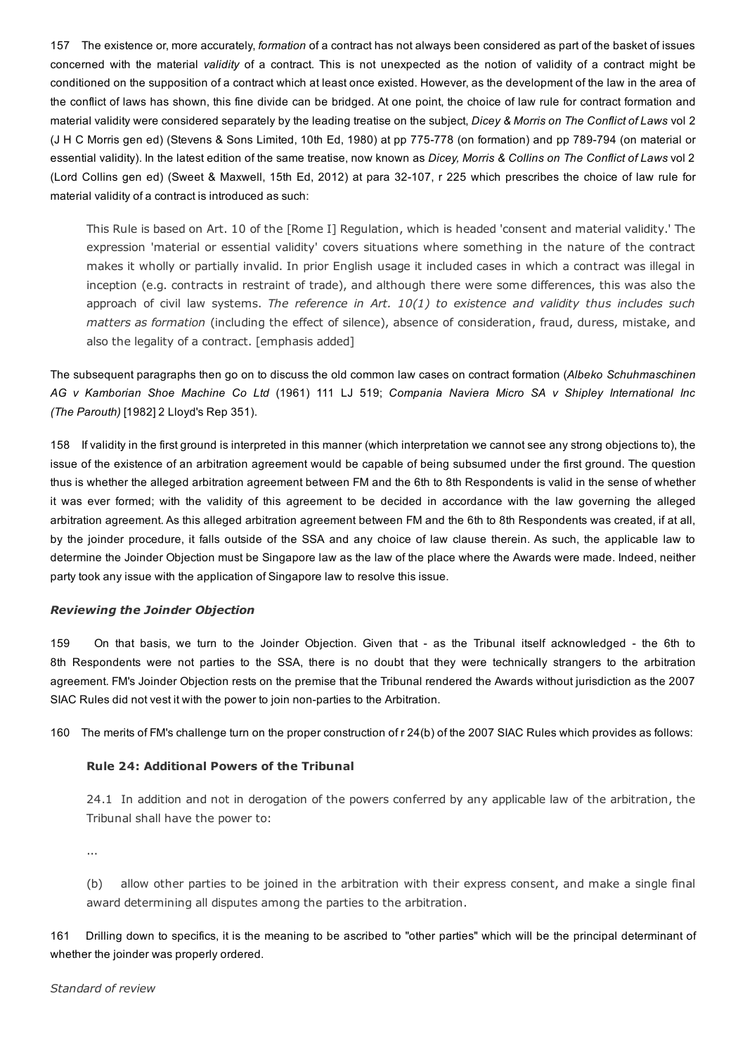157 The existence or, more accurately, *formation* of a contract has not always been considered as part of the basket of issues concerned with the material *validity* of a contract. This is not unexpected as the notion of validity of a contract might be conditioned on the supposition of a contract which at least once existed. However, as the development of the law in the area of the conflict of laws has shown, this fine divide can be bridged. At one point, the choice of law rule for contract formation and material validity were considered separately by the leading treatise on the subject, *Dicey & Morris on The Conflict of Laws* vol 2 (J H C Morris gen ed) (Stevens & Sons Limited, 10th Ed, 1980) at pp 775-778 (on formation) and pp 789-794 (on material or essential validity). In the latest edition of the same treatise, now known as *Dicey, Morris & Collins on The Conflict of Laws* vol 2 (Lord Collins gen ed) (Sweet & Maxwell, 15th Ed, 2012) at para 32-107, r 225 which prescribes the choice of law rule for material validity of a contract is introduced as such:

> This Rule is based on Art. 10 of the [Rome I] Regulation, which is headed 'consent and material validity.' The expression 'material or essential validity' covers situations where something in the nature of the contract makes it wholly or partially invalid. In prior English usage it included cases in which a contract was illegal in inception (e.g. contracts in restraint of trade), and although there were some differences, this was also the approach of civil law systems. *The reference in Art. 10(1) to existence and validity thus includes such matters as formation* (including the effect of silence), absence of consideration, fraud, duress, mistake, and also the legality of a contract. [emphasis added]

The subsequent paragraphs then go on to discuss the old common law cases on contract formation (*Albeko Schuhmaschinen AG v Kamborian Shoe Machine Co Ltd* (1961) 111 LJ 519; *Compania Naviera Micro SA v Shipley International Inc (The Parouth)* [1982] 2 Lloyd's Rep 351).

158 If validity in the first ground is interpreted in this manner (which interpretation we cannot see any strong objections to), the issue of the existence of an arbitration agreement would be capable of being subsumed under the first ground. The question thus is whether the alleged arbitration agreement between FM and the 6th to 8th Respondents is valid in the sense of whether it was ever formed; with the validity of this agreement to be decided in accordance with the law governing the alleged arbitration agreement. As this alleged arbitration agreement between FM and the 6th to 8th Respondents was created, if at all, by the joinder procedure, it falls outside of the SSA and any choice of law clause therein. As such, the applicable law to determine the Joinder Objection must be Singapore law as the law of the place where the Awards were made. Indeed, neither party took any issue with the application of Singapore law to resolve this issue.

### *Reviewing the Joinder Objection*

159 On that basis, we turn to the Joinder Objection. Given that - as the Tribunal itself acknowledged - the 6th to 8th Respondents were not parties to the SSA, there is no doubt that they were technically strangers to the arbitration agreement. FM's Joinder Objection rests on the premise that the Tribunal rendered the Awards without jurisdiction as the 2007 SIAC Rules did not vest it with the power to join non-parties to the Arbitration.

160 The merits of FM's challenge turn on the proper construction of r 24(b) of the 2007 SIAC Rules which provides as follows:

> **Rule 24: Additional Powers of the Tribunal**
>
> 24.1 In addition and not in derogation of the powers conferred by any applicable law of the arbitration, the Tribunal shall have the power to:
>
> ...
>
> (b) allow other parties to be joined in the arbitration with their express consent, and make a single final award determining all disputes among the parties to the arbitration.

161 Drilling down to specifics, it is the meaning to be ascribed to "other parties" which will be the principal determinant of whether the joinder was properly ordered.

*Standard of review*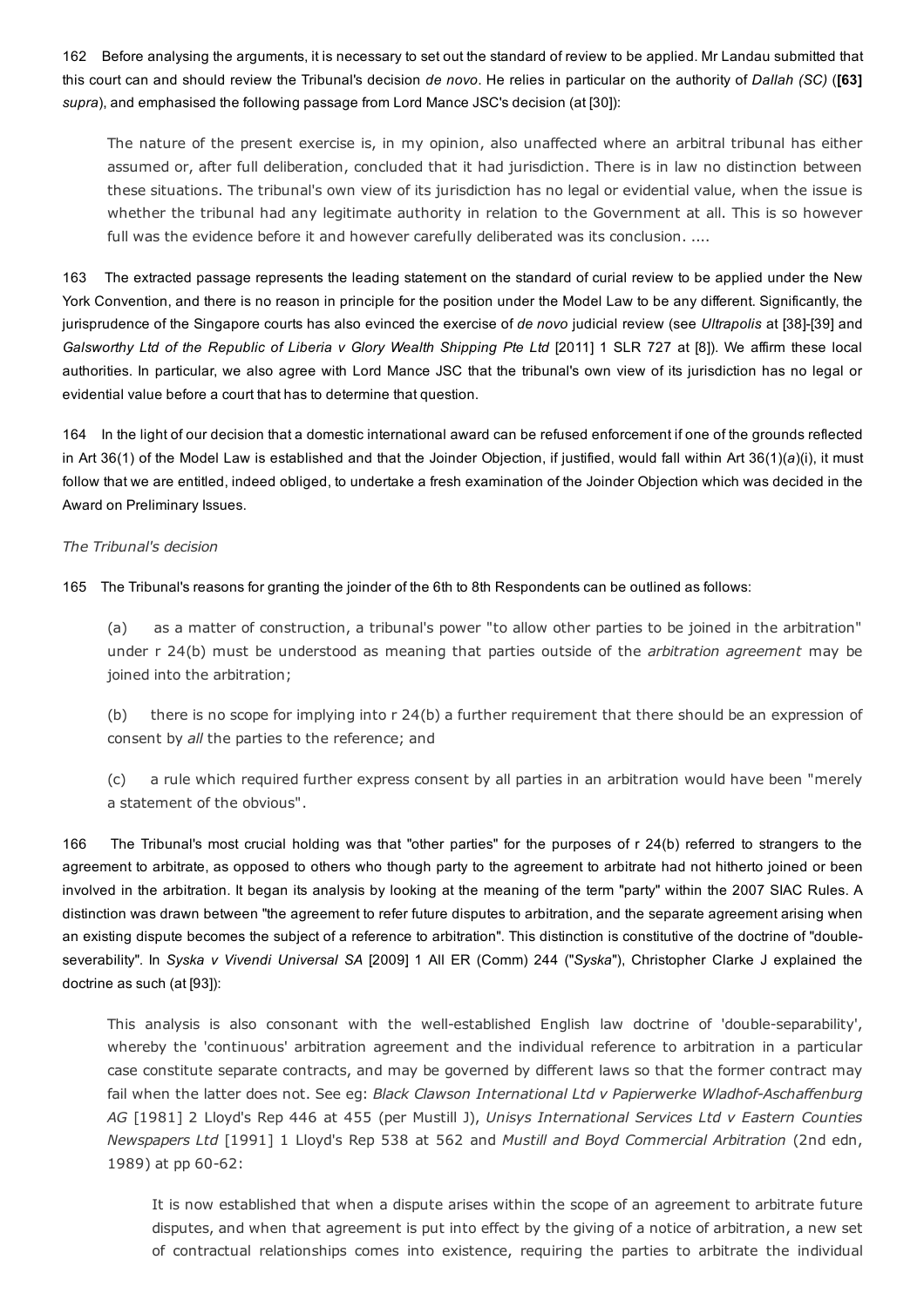162 Before analysing the arguments, it is necessary to set out the standard of review to be applied. Mr Landau submitted that this court can and should review the Tribunal's decision *de novo*. He relies in particular on the authority of *Dallah (SC)* (**[63]** *supra*), and emphasised the following passage from Lord Mance JSC's decision (at [30]):

> The nature of the present exercise is, in my opinion, also unaffected where an arbitral tribunal has either assumed or, after full deliberation, concluded that it had jurisdiction. There is in law no distinction between these situations. The tribunal's own view of its jurisdiction has no legal or evidential value, when the issue is whether the tribunal had any legitimate authority in relation to the Government at all. This is so however full was the evidence before it and however carefully deliberated was its conclusion. ....

163 The extracted passage represents the leading statement on the standard of curial review to be applied under the New York Convention, and there is no reason in principle for the position under the Model Law to be any different. Significantly, the jurisprudence of the Singapore courts has also evinced the exercise of *de novo* judicial review (see *Ultrapolis* at [38]-[39] and *Galsworthy Ltd of the Republic of Liberia v Glory Wealth Shipping Pte Ltd* [2011] 1 SLR 727 at [8]). We affirm these local authorities. In particular, we also agree with Lord Mance JSC that the tribunal's own view of its jurisdiction has no legal or evidential value before a court that has to determine that question.

164 In the light of our decision that a domestic international award can be refused enforcement if one of the grounds reflected in Art 36(1) of the Model Law is established and that the Joinder Objection, if justified, would fall within Art 36(1)(*a*)(i), it must follow that we are entitled, indeed obliged, to undertake a fresh examination of the Joinder Objection which was decided in the Award on Preliminary Issues.

*The Tribunal's decision*

165 The Tribunal's reasons for granting the joinder of the 6th to 8th Respondents can be outlined as follows:

> (a) as a matter of construction, a tribunal's power "to allow other parties to be joined in the arbitration" under r 24(b) must be understood as meaning that parties outside of the *arbitration agreement* may be joined into the arbitration;
>
> (b) there is no scope for implying into r 24(b) a further requirement that there should be an expression of consent by *all* the parties to the reference; and
>
> (c) a rule which required further express consent by all parties in an arbitration would have been "merely a statement of the obvious".

166 The Tribunal's most crucial holding was that "other parties" for the purposes of r 24(b) referred to strangers to the agreement to arbitrate, as opposed to others who though party to the agreement to arbitrate had not hitherto joined or been involved in the arbitration. It began its analysis by looking at the meaning of the term "party" within the 2007 SIAC Rules. A distinction was drawn between "the agreement to refer future disputes to arbitration, and the separate agreement arising when an existing dispute becomes the subject of a reference to arbitration". This distinction is constitutive of the doctrine of "double-severability". In *Syska v Vivendi Universal SA* [2009] 1 All ER (Comm) 244 ("*Syska*"), Christopher Clarke J explained the doctrine as such (at [93]):

> This analysis is also consonant with the well-established English law doctrine of 'double-separability', whereby the 'continuous' arbitration agreement and the individual reference to arbitration in a particular case constitute separate contracts, and may be governed by different laws so that the former contract may fail when the latter does not. See eg: *Black Clawson International Ltd v Papierwerke Wladhof-Aschaffenburg AG* [1981] 2 Lloyd's Rep 446 at 455 (per Mustill J), *Unisys International Services Ltd v Eastern Counties Newspapers Ltd* [1991] 1 Lloyd's Rep 538 at 562 and *Mustill and Boyd Commercial Arbitration* (2nd edn, 1989) at pp 60-62:
>
> > It is now established that when a dispute arises within the scope of an agreement to arbitrate future disputes, and when that agreement is put into effect by the giving of a notice of arbitration, a new set of contractual relationships comes into existence, requiring the parties to arbitrate the individual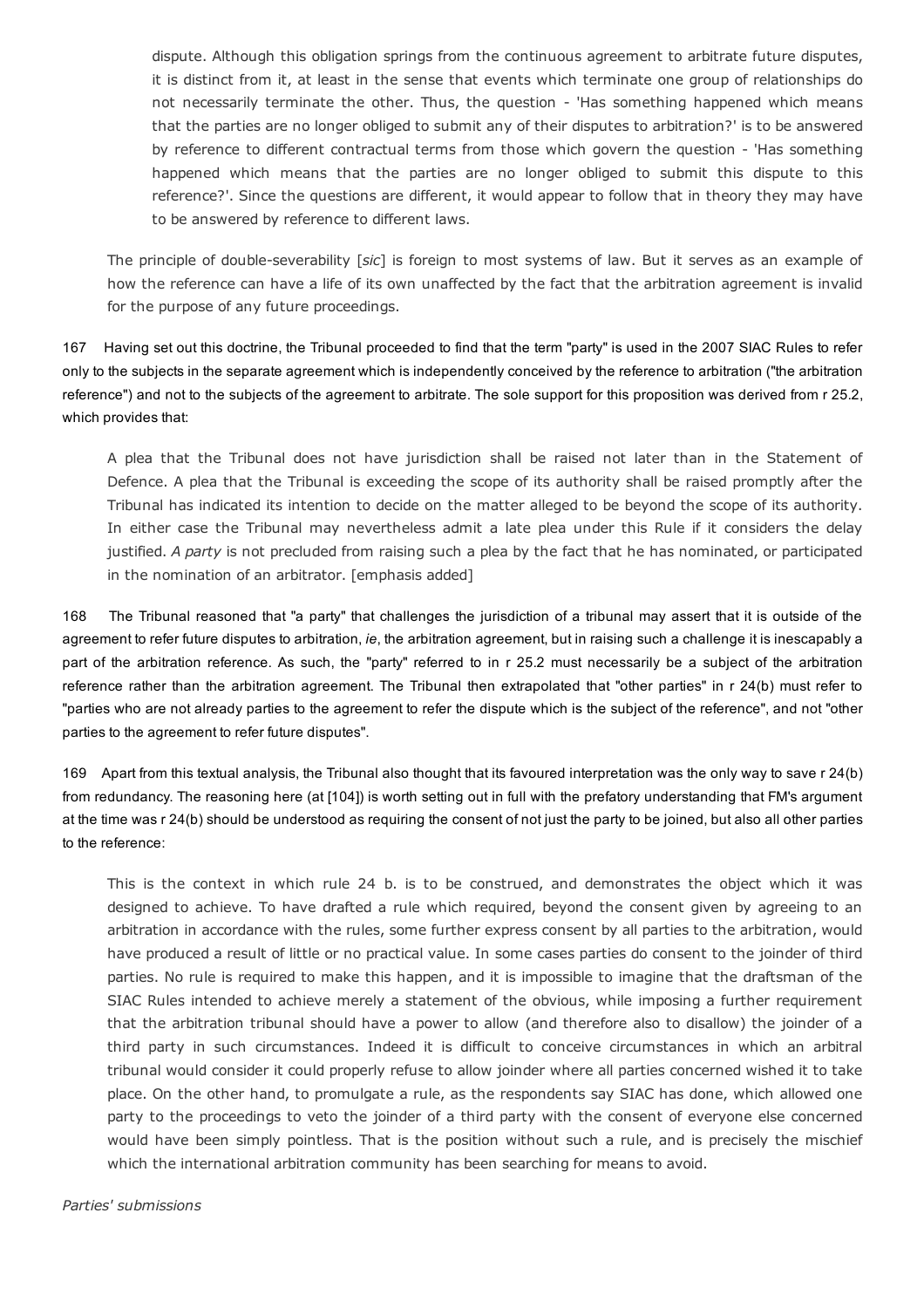> dispute. Although this obligation springs from the continuous agreement to arbitrate future disputes, it is distinct from it, at least in the sense that events which terminate one group of relationships do not necessarily terminate the other. Thus, the question - 'Has something happened which means that the parties are no longer obliged to submit any of their disputes to arbitration?' is to be answered by reference to different contractual terms from those which govern the question - 'Has something happened which means that the parties are no longer obliged to submit this dispute to this reference?'. Since the questions are different, it would appear to follow that in theory they may have to be answered by reference to different laws.

> The principle of double-severability [*sic*] is foreign to most systems of law. But it serves as an example of how the reference can have a life of its own unaffected by the fact that the arbitration agreement is invalid for the purpose of any future proceedings.

167 Having set out this doctrine, the Tribunal proceeded to find that the term "party" is used in the 2007 SIAC Rules to refer only to the subjects in the separate agreement which is independently conceived by the reference to arbitration ("the arbitration reference") and not to the subjects of the agreement to arbitrate. The sole support for this proposition was derived from r 25.2, which provides that:

> A plea that the Tribunal does not have jurisdiction shall be raised not later than in the Statement of Defence. A plea that the Tribunal is exceeding the scope of its authority shall be raised promptly after the Tribunal has indicated its intention to decide on the matter alleged to be beyond the scope of its authority. In either case the Tribunal may nevertheless admit a late plea under this Rule if it considers the delay justified. *A party* is not precluded from raising such a plea by the fact that he has nominated, or participated in the nomination of an arbitrator. [emphasis added]

168 The Tribunal reasoned that "a party" that challenges the jurisdiction of a tribunal may assert that it is outside of the agreement to refer future disputes to arbitration, *ie*, the arbitration agreement, but in raising such a challenge it is inescapably a part of the arbitration reference. As such, the "party" referred to in r 25.2 must necessarily be a subject of the arbitration reference rather than the arbitration agreement. The Tribunal then extrapolated that "other parties" in r 24(b) must refer to "parties who are not already parties to the agreement to refer the dispute which is the subject of the reference", and not "other parties to the agreement to refer future disputes".

169 Apart from this textual analysis, the Tribunal also thought that its favoured interpretation was the only way to save r 24(b) from redundancy. The reasoning here (at [104]) is worth setting out in full with the prefatory understanding that FM's argument at the time was r 24(b) should be understood as requiring the consent of not just the party to be joined, but also all other parties to the reference:

> This is the context in which rule 24 b. is to be construed, and demonstrates the object which it was designed to achieve. To have drafted a rule which required, beyond the consent given by agreeing to an arbitration in accordance with the rules, some further express consent by all parties to the arbitration, would have produced a result of little or no practical value. In some cases parties do consent to the joinder of third parties. No rule is required to make this happen, and it is impossible to imagine that the draftsman of the SIAC Rules intended to achieve merely a statement of the obvious, while imposing a further requirement that the arbitration tribunal should have a power to allow (and therefore also to disallow) the joinder of a third party in such circumstances. Indeed it is difficult to conceive circumstances in which an arbitral tribunal would consider it could properly refuse to allow joinder where all parties concerned wished it to take place. On the other hand, to promulgate a rule, as the respondents say SIAC has done, which allowed one party to the proceedings to veto the joinder of a third party with the consent of everyone else concerned would have been simply pointless. That is the position without such a rule, and is precisely the mischief which the international arbitration community has been searching for means to avoid.

*Parties' submissions*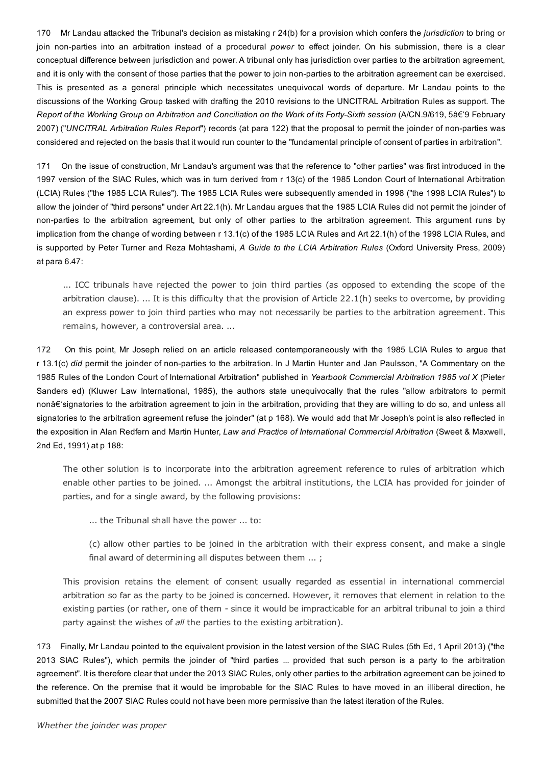170 Mr Landau attacked the Tribunal's decision as mistaking r 24(b) for a provision which confers the *jurisdiction* to bring or join non-parties into an arbitration instead of a procedural *power* to effect joinder. On his submission, there is a clear conceptual difference between jurisdiction and power. A tribunal only has jurisdiction over parties to the arbitration agreement, and it is only with the consent of those parties that the power to join non-parties to the arbitration agreement can be exercised. This is presented as a general principle which necessitates unequivocal words of departure. Mr Landau points to the discussions of the Working Group tasked with drafting the 2010 revisions to the UNCITRAL Arbitration Rules as support. The *Report of the Working Group on Arbitration and Conciliation on the Work of its Forty-Sixth session* (A/CN.9/619, 5â€'9 February 2007) ("*UNCITRAL Arbitration Rules Report*") records (at para 122) that the proposal to permit the joinder of non-parties was considered and rejected on the basis that it would run counter to the "fundamental principle of consent of parties in arbitration".

171 On the issue of construction, Mr Landau's argument was that the reference to "other parties" was first introduced in the 1997 version of the SIAC Rules, which was in turn derived from r 13(c) of the 1985 London Court of International Arbitration (LCIA) Rules ("the 1985 LCIA Rules"). The 1985 LCIA Rules were subsequently amended in 1998 ("the 1998 LCIA Rules") to allow the joinder of "third persons" under Art 22.1(h). Mr Landau argues that the 1985 LCIA Rules did not permit the joinder of non-parties to the arbitration agreement, but only of other parties to the arbitration agreement. This argument runs by implication from the change of wording between r 13.1(c) of the 1985 LCIA Rules and Art 22.1(h) of the 1998 LCIA Rules, and is supported by Peter Turner and Reza Mohtashami, *A Guide to the LCIA Arbitration Rules* (Oxford University Press, 2009) at para 6.47:

> ... ICC tribunals have rejected the power to join third parties (as opposed to extending the scope of the arbitration clause). ... It is this difficulty that the provision of Article 22.1(h) seeks to overcome, by providing an express power to join third parties who may not necessarily be parties to the arbitration agreement. This remains, however, a controversial area. ...

172 On this point, Mr Joseph relied on an article released contemporaneously with the 1985 LCIA Rules to argue that r 13.1(c) *did* permit the joinder of non-parties to the arbitration. In J Martin Hunter and Jan Paulsson, "A Commentary on the 1985 Rules of the London Court of International Arbitration" published in *Yearbook Commercial Arbitration 1985 vol X* (Pieter Sanders ed) (Kluwer Law International, 1985), the authors state unequivocally that the rules "allow arbitrators to permit nonâ€'signatories to the arbitration agreement to join in the arbitration, providing that they are willing to do so, and unless all signatories to the arbitration agreement refuse the joinder" (at p 168). We would add that Mr Joseph's point is also reflected in the exposition in Alan Redfern and Martin Hunter, *Law and Practice of International Commercial Arbitration* (Sweet & Maxwell, 2nd Ed, 1991) at p 188:

> The other solution is to incorporate into the arbitration agreement reference to rules of arbitration which enable other parties to be joined. ... Amongst the arbitral institutions, the LCIA has provided for joinder of parties, and for a single award, by the following provisions:
>
> > ... the Tribunal shall have the power ... to:
> >
> > (c) allow other parties to be joined in the arbitration with their express consent, and make a single final award of determining all disputes between them ... ;
>
> This provision retains the element of consent usually regarded as essential in international commercial arbitration so far as the party to be joined is concerned. However, it removes that element in relation to the existing parties (or rather, one of them - since it would be impracticable for an arbitral tribunal to join a third party against the wishes of *all* the parties to the existing arbitration).

173 Finally, Mr Landau pointed to the equivalent provision in the latest version of the SIAC Rules (5th Ed, 1 April 2013) ("the 2013 SIAC Rules"), which permits the joinder of "third parties ... provided that such person is a party to the arbitration agreement". It is therefore clear that under the 2013 SIAC Rules, only other parties to the arbitration agreement can be joined to the reference. On the premise that it would be improbable for the SIAC Rules to have moved in an illiberal direction, he submitted that the 2007 SIAC Rules could not have been more permissive than the latest iteration of the Rules.

*Whether the joinder was proper*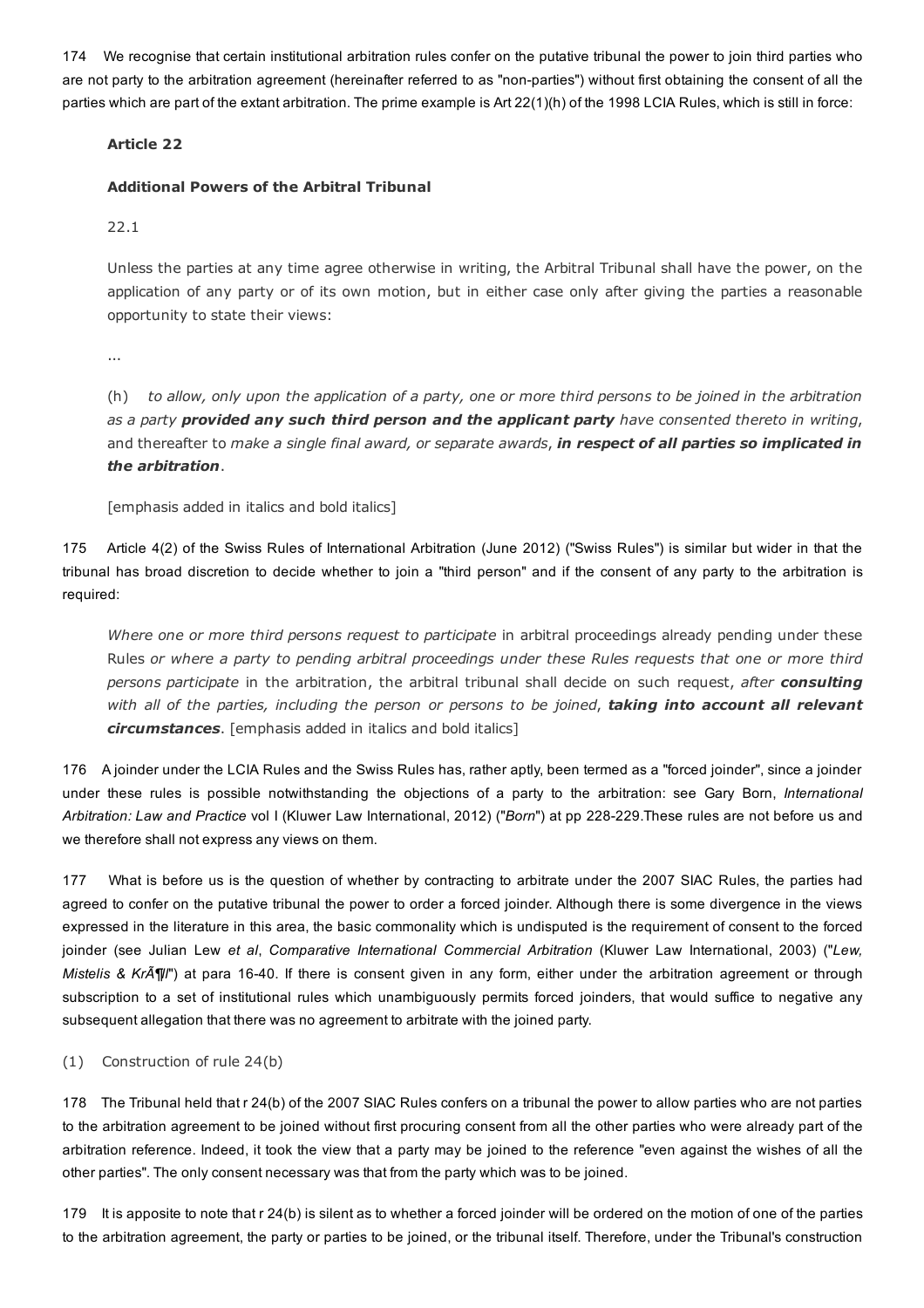174 We recognise that certain institutional arbitration rules confer on the putative tribunal the power to join third parties who are not party to the arbitration agreement (hereinafter referred to as "non-parties") without first obtaining the consent of all the parties which are part of the extant arbitration. The prime example is Art 22(1)(h) of the 1998 LCIA Rules, which is still in force:

> **Article 22**
>
> **Additional Powers of the Arbitral Tribunal**
>
> 22.1
>
> Unless the parties at any time agree otherwise in writing, the Arbitral Tribunal shall have the power, on the application of any party or of its own motion, but in either case only after giving the parties a reasonable opportunity to state their views:
>
> ...
>
> (h) *to allow, only upon the application of a party, one or more third persons to be joined in the arbitration as a party* ***provided any such third person and the applicant party*** *have consented thereto in writing*, and thereafter to *make a single final award, or separate awards*, ***in respect of all parties so implicated in the arbitration***.
>
> [emphasis added in italics and bold italics]

175 Article 4(2) of the Swiss Rules of International Arbitration (June 2012) ("Swiss Rules") is similar but wider in that the tribunal has broad discretion to decide whether to join a "third person" and if the consent of any party to the arbitration is required:

> *Where one or more third persons request to participate* in arbitral proceedings already pending under these Rules *or where a party to pending arbitral proceedings under these Rules requests that one or more third persons participate* in the arbitration, the arbitral tribunal shall decide on such request, *after* ***consulting*** *with all of the parties, including the person or persons to be joined*, ***taking into account all relevant circumstances***. [emphasis added in italics and bold italics]

176 A joinder under the LCIA Rules and the Swiss Rules has, rather aptly, been termed as a "forced joinder", since a joinder under these rules is possible notwithstanding the objections of a party to the arbitration: see Gary Born, *International Arbitration: Law and Practice* vol I (Kluwer Law International, 2012) ("*Born*") at pp 228-229.These rules are not before us and we therefore shall not express any views on them.

177 What is before us is the question of whether by contracting to arbitrate under the 2007 SIAC Rules, the parties had agreed to confer on the putative tribunal the power to order a forced joinder. Although there is some divergence in the views expressed in the literature in this area, the basic commonality which is undisputed is the requirement of consent to the forced joinder (see Julian Lew *et al*, *Comparative International Commercial Arbitration* (Kluwer Law International, 2003) ("*Lew, Mistelis & KrÃ¶ll*") at para 16-40. If there is consent given in any form, either under the arbitration agreement or through subscription to a set of institutional rules which unambiguously permits forced joinders, that would suffice to negative any subsequent allegation that there was no agreement to arbitrate with the joined party.

(1) Construction of rule 24(b)

178 The Tribunal held that r 24(b) of the 2007 SIAC Rules confers on a tribunal the power to allow parties who are not parties to the arbitration agreement to be joined without first procuring consent from all the other parties who were already part of the arbitration reference. Indeed, it took the view that a party may be joined to the reference "even against the wishes of all the other parties". The only consent necessary was that from the party which was to be joined.

179 It is apposite to note that r 24(b) is silent as to whether a forced joinder will be ordered on the motion of one of the parties to the arbitration agreement, the party or parties to be joined, or the tribunal itself. Therefore, under the Tribunal's construction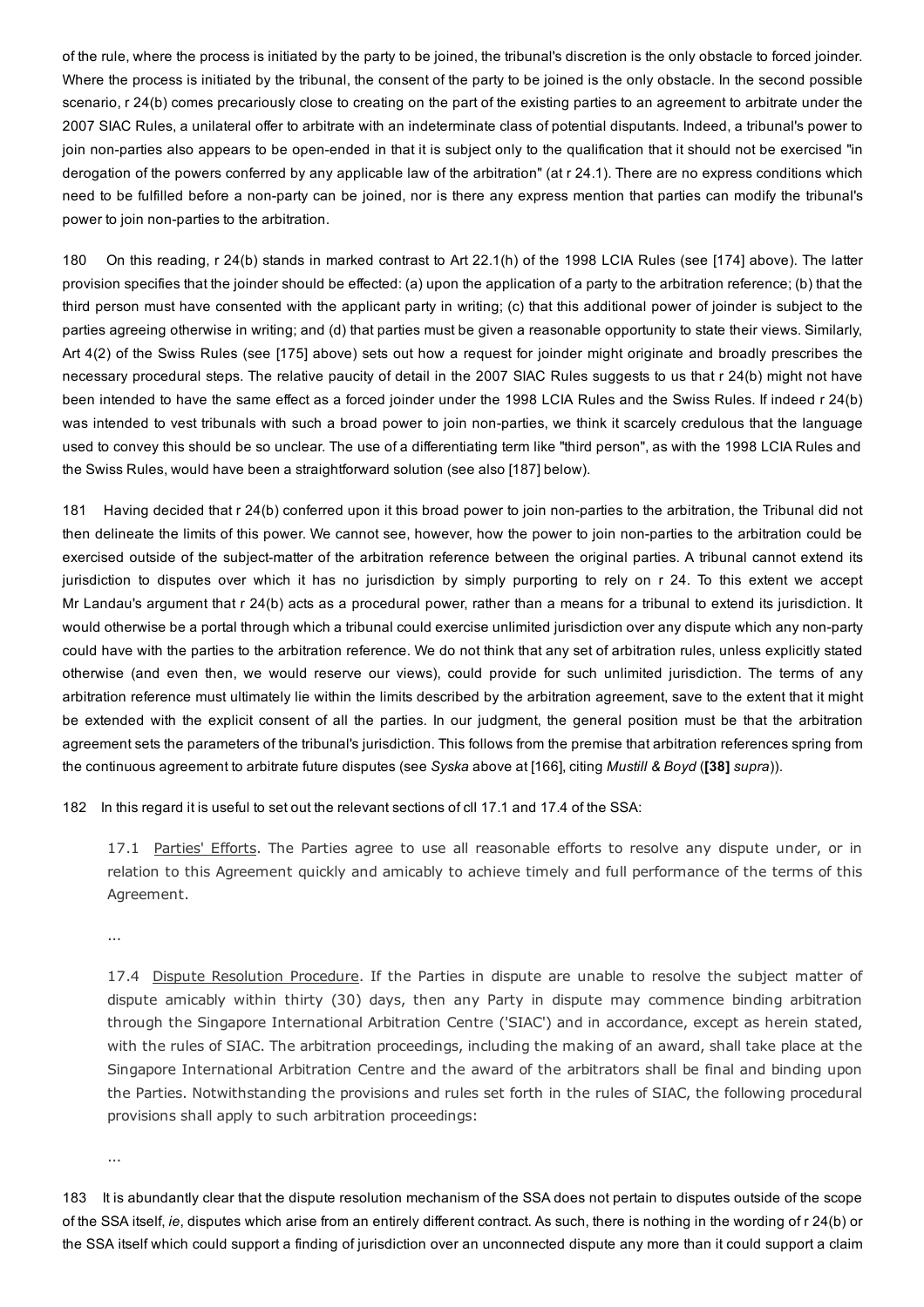of the rule, where the process is initiated by the party to be joined, the tribunal's discretion is the only obstacle to forced joinder. Where the process is initiated by the tribunal, the consent of the party to be joined is the only obstacle. In the second possible scenario, r 24(b) comes precariously close to creating on the part of the existing parties to an agreement to arbitrate under the 2007 SIAC Rules, a unilateral offer to arbitrate with an indeterminate class of potential disputants. Indeed, a tribunal's power to join non-parties also appears to be open-ended in that it is subject only to the qualification that it should not be exercised "in derogation of the powers conferred by any applicable law of the arbitration" (at r 24.1). There are no express conditions which need to be fulfilled before a non-party can be joined, nor is there any express mention that parties can modify the tribunal's power to join non-parties to the arbitration.

180 On this reading, r 24(b) stands in marked contrast to Art 22.1(h) of the 1998 LCIA Rules (see [174] above). The latter provision specifies that the joinder should be effected: (a) upon the application of a party to the arbitration reference; (b) that the third person must have consented with the applicant party in writing; (c) that this additional power of joinder is subject to the parties agreeing otherwise in writing; and (d) that parties must be given a reasonable opportunity to state their views. Similarly, Art 4(2) of the Swiss Rules (see [175] above) sets out how a request for joinder might originate and broadly prescribes the necessary procedural steps. The relative paucity of detail in the 2007 SIAC Rules suggests to us that r 24(b) might not have been intended to have the same effect as a forced joinder under the 1998 LCIA Rules and the Swiss Rules. If indeed r 24(b) was intended to vest tribunals with such a broad power to join non-parties, we think it scarcely credulous that the language used to convey this should be so unclear. The use of a differentiating term like "third person", as with the 1998 LCIA Rules and the Swiss Rules, would have been a straightforward solution (see also [187] below).

181 Having decided that r 24(b) conferred upon it this broad power to join non-parties to the arbitration, the Tribunal did not then delineate the limits of this power. We cannot see, however, how the power to join non-parties to the arbitration could be exercised outside of the subject-matter of the arbitration reference between the original parties. A tribunal cannot extend its jurisdiction to disputes over which it has no jurisdiction by simply purporting to rely on r 24. To this extent we accept Mr Landau's argument that r 24(b) acts as a procedural power, rather than a means for a tribunal to extend its jurisdiction. It would otherwise be a portal through which a tribunal could exercise unlimited jurisdiction over any dispute which any non-party could have with the parties to the arbitration reference. We do not think that any set of arbitration rules, unless explicitly stated otherwise (and even then, we would reserve our views), could provide for such unlimited jurisdiction. The terms of any arbitration reference must ultimately lie within the limits described by the arbitration agreement, save to the extent that it might be extended with the explicit consent of all the parties. In our judgment, the general position must be that the arbitration agreement sets the parameters of the tribunal's jurisdiction. This follows from the premise that arbitration references spring from the continuous agreement to arbitrate future disputes (see *Syska* above at [166], citing *Mustill & Boyd* (**[38]** *supra*)).

182 In this regard it is useful to set out the relevant sections of cll 17.1 and 17.4 of the SSA:

> 17.1 Parties' Efforts. The Parties agree to use all reasonable efforts to resolve any dispute under, or in relation to this Agreement quickly and amicably to achieve timely and full performance of the terms of this Agreement.
>
> ...
>
> 17.4 Dispute Resolution Procedure. If the Parties in dispute are unable to resolve the subject matter of dispute amicably within thirty (30) days, then any Party in dispute may commence binding arbitration through the Singapore International Arbitration Centre ('SIAC') and in accordance, except as herein stated, with the rules of SIAC. The arbitration proceedings, including the making of an award, shall take place at the Singapore International Arbitration Centre and the award of the arbitrators shall be final and binding upon the Parties. Notwithstanding the provisions and rules set forth in the rules of SIAC, the following procedural provisions shall apply to such arbitration proceedings:
>
> ...

183 It is abundantly clear that the dispute resolution mechanism of the SSA does not pertain to disputes outside of the scope of the SSA itself, *ie*, disputes which arise from an entirely different contract. As such, there is nothing in the wording of r 24(b) or the SSA itself which could support a finding of jurisdiction over an unconnected dispute any more than it could support a claim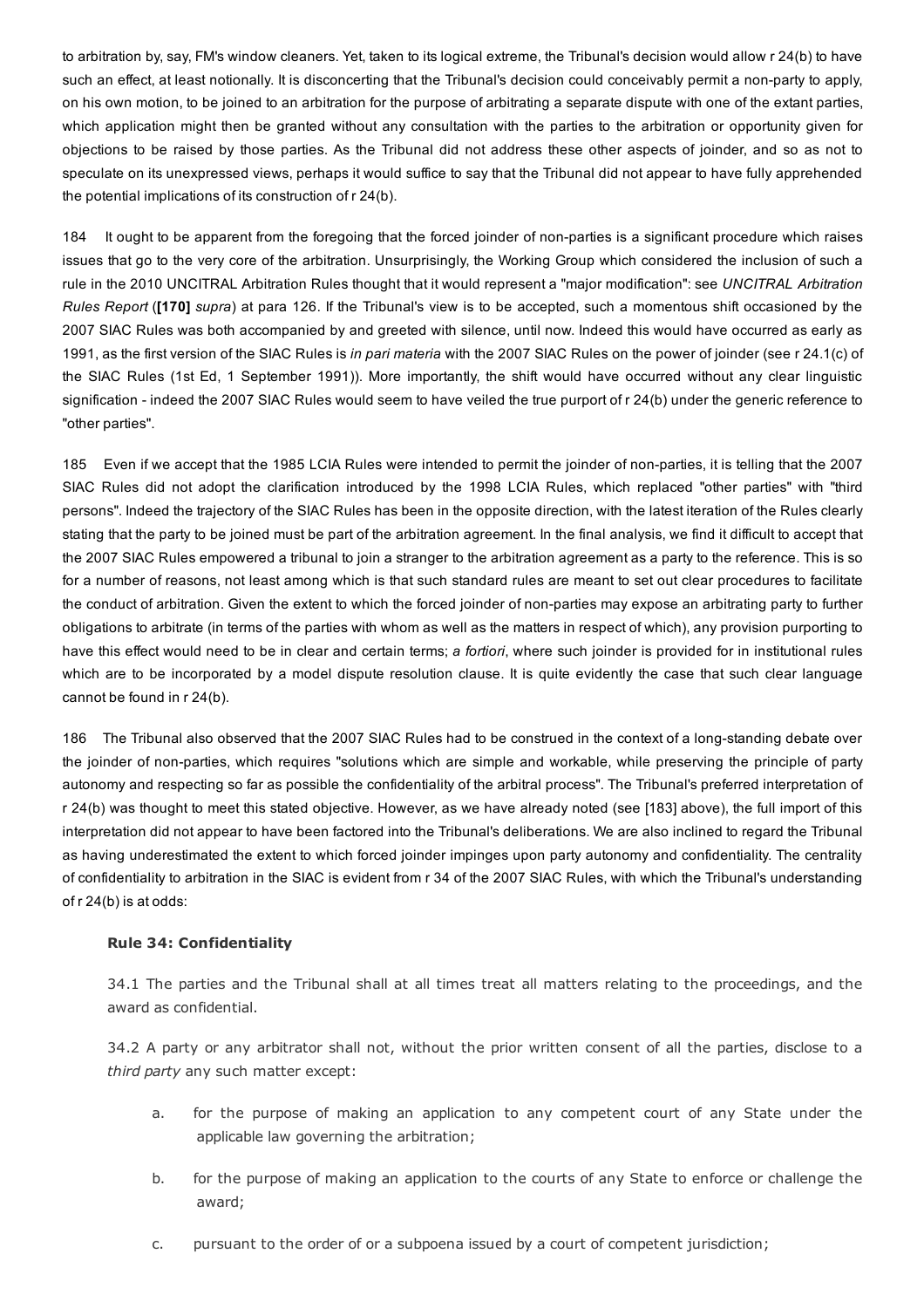to arbitration by, say, FM's window cleaners. Yet, taken to its logical extreme, the Tribunal's decision would allow r 24(b) to have such an effect, at least notionally. It is disconcerting that the Tribunal's decision could conceivably permit a non-party to apply, on his own motion, to be joined to an arbitration for the purpose of arbitrating a separate dispute with one of the extant parties, which application might then be granted without any consultation with the parties to the arbitration or opportunity given for objections to be raised by those parties. As the Tribunal did not address these other aspects of joinder, and so as not to speculate on its unexpressed views, perhaps it would suffice to say that the Tribunal did not appear to have fully apprehended the potential implications of its construction of r 24(b).

184 It ought to be apparent from the foregoing that the forced joinder of non-parties is a significant procedure which raises issues that go to the very core of the arbitration. Unsurprisingly, the Working Group which considered the inclusion of such a rule in the 2010 UNCITRAL Arbitration Rules thought that it would represent a "major modification": see *UNCITRAL Arbitration Rules Report* (**[170]** *supra*) at para 126. If the Tribunal's view is to be accepted, such a momentous shift occasioned by the 2007 SIAC Rules was both accompanied by and greeted with silence, until now. Indeed this would have occurred as early as 1991, as the first version of the SIAC Rules is *in pari materia* with the 2007 SIAC Rules on the power of joinder (see r 24.1(c) of the SIAC Rules (1st Ed, 1 September 1991)). More importantly, the shift would have occurred without any clear linguistic signification - indeed the 2007 SIAC Rules would seem to have veiled the true purport of r 24(b) under the generic reference to "other parties".

185 Even if we accept that the 1985 LCIA Rules were intended to permit the joinder of non-parties, it is telling that the 2007 SIAC Rules did not adopt the clarification introduced by the 1998 LCIA Rules, which replaced "other parties" with "third persons". Indeed the trajectory of the SIAC Rules has been in the opposite direction, with the latest iteration of the Rules clearly stating that the party to be joined must be part of the arbitration agreement. In the final analysis, we find it difficult to accept that the 2007 SIAC Rules empowered a tribunal to join a stranger to the arbitration agreement as a party to the reference. This is so for a number of reasons, not least among which is that such standard rules are meant to set out clear procedures to facilitate the conduct of arbitration. Given the extent to which the forced joinder of non-parties may expose an arbitrating party to further obligations to arbitrate (in terms of the parties with whom as well as the matters in respect of which), any provision purporting to have this effect would need to be in clear and certain terms; *a fortiori*, where such joinder is provided for in institutional rules which are to be incorporated by a model dispute resolution clause. It is quite evidently the case that such clear language cannot be found in r 24(b).

186 The Tribunal also observed that the 2007 SIAC Rules had to be construed in the context of a long-standing debate over the joinder of non-parties, which requires "solutions which are simple and workable, while preserving the principle of party autonomy and respecting so far as possible the confidentiality of the arbitral process". The Tribunal's preferred interpretation of r 24(b) was thought to meet this stated objective. However, as we have already noted (see [183] above), the full import of this interpretation did not appear to have been factored into the Tribunal's deliberations. We are also inclined to regard the Tribunal as having underestimated the extent to which forced joinder impinges upon party autonomy and confidentiality. The centrality of confidentiality to arbitration in the SIAC is evident from r 34 of the 2007 SIAC Rules, with which the Tribunal's understanding of r 24(b) is at odds:

> **Rule 34: Confidentiality**
>
> 34.1 The parties and the Tribunal shall at all times treat all matters relating to the proceedings, and the award as confidential.
>
> 34.2 A party or any arbitrator shall not, without the prior written consent of all the parties, disclose to a *third party* any such matter except:
>
> a. for the purpose of making an application to any competent court of any State under the applicable law governing the arbitration;
>
> b. for the purpose of making an application to the courts of any State to enforce or challenge the award;
>
> c. pursuant to the order of or a subpoena issued by a court of competent jurisdiction;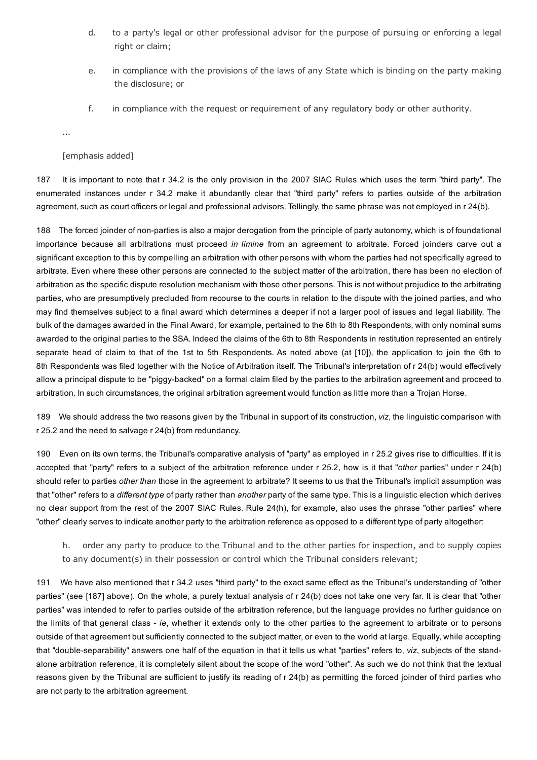d. to a party's legal or other professional advisor for the purpose of pursuing or enforcing a legal right or claim;

e. in compliance with the provisions of the laws of any State which is binding on the party making the disclosure; or

f. in compliance with the request or requirement of any regulatory body or other authority.

...

[emphasis added]

187 It is important to note that r 34.2 is the only provision in the 2007 SIAC Rules which uses the term "third party". The enumerated instances under r 34.2 make it abundantly clear that "third party" refers to parties outside of the arbitration agreement, such as court officers or legal and professional advisors. Tellingly, the same phrase was not employed in r 24(b).

188 The forced joinder of non-parties is also a major derogation from the principle of party autonomy, which is of foundational importance because all arbitrations must proceed *in limine* from an agreement to arbitrate. Forced joinders carve out a significant exception to this by compelling an arbitration with other persons with whom the parties had not specifically agreed to arbitrate. Even where these other persons are connected to the subject matter of the arbitration, there has been no election of arbitration as the specific dispute resolution mechanism with those other persons. This is not without prejudice to the arbitrating parties, who are presumptively precluded from recourse to the courts in relation to the dispute with the joined parties, and who may find themselves subject to a final award which determines a deeper if not a larger pool of issues and legal liability. The bulk of the damages awarded in the Final Award, for example, pertained to the 6th to 8th Respondents, with only nominal sums awarded to the original parties to the SSA. Indeed the claims of the 6th to 8th Respondents in restitution represented an entirely separate head of claim to that of the 1st to 5th Respondents. As noted above (at [10]), the application to join the 6th to 8th Respondents was filed together with the Notice of Arbitration itself. The Tribunal's interpretation of r 24(b) would effectively allow a principal dispute to be "piggy-backed" on a formal claim filed by the parties to the arbitration agreement and proceed to arbitration. In such circumstances, the original arbitration agreement would function as little more than a Trojan Horse.

189 We should address the two reasons given by the Tribunal in support of its construction, *viz*, the linguistic comparison with r 25.2 and the need to salvage r 24(b) from redundancy.

190 Even on its own terms, the Tribunal's comparative analysis of "party" as employed in r 25.2 gives rise to difficulties. If it is accepted that "party" refers to a subject of the arbitration reference under r 25.2, how is it that "*other* parties" under r 24(b) should refer to parties *other than* those in the agreement to arbitrate? It seems to us that the Tribunal's implicit assumption was that "other" refers to a *different type* of party rather than *another* party of the same type. This is a linguistic election which derives no clear support from the rest of the 2007 SIAC Rules. Rule 24(h), for example, also uses the phrase "other parties" where "other" clearly serves to indicate another party to the arbitration reference as opposed to a different type of party altogether:

> h. order any party to produce to the Tribunal and to the other parties for inspection, and to supply copies to any document(s) in their possession or control which the Tribunal considers relevant;

191 We have also mentioned that r 34.2 uses "third party" to the exact same effect as the Tribunal's understanding of "other parties" (see [187] above). On the whole, a purely textual analysis of r 24(b) does not take one very far. It is clear that "other parties" was intended to refer to parties outside of the arbitration reference, but the language provides no further guidance on the limits of that general class - *ie*, whether it extends only to the other parties to the agreement to arbitrate or to persons outside of that agreement but sufficiently connected to the subject matter, or even to the world at large. Equally, while accepting that "double-separability" answers one half of the equation in that it tells us what "parties" refers to, *viz*, subjects of the stand-alone arbitration reference, it is completely silent about the scope of the word "other". As such we do not think that the textual reasons given by the Tribunal are sufficient to justify its reading of r 24(b) as permitting the forced joinder of third parties who are not party to the arbitration agreement.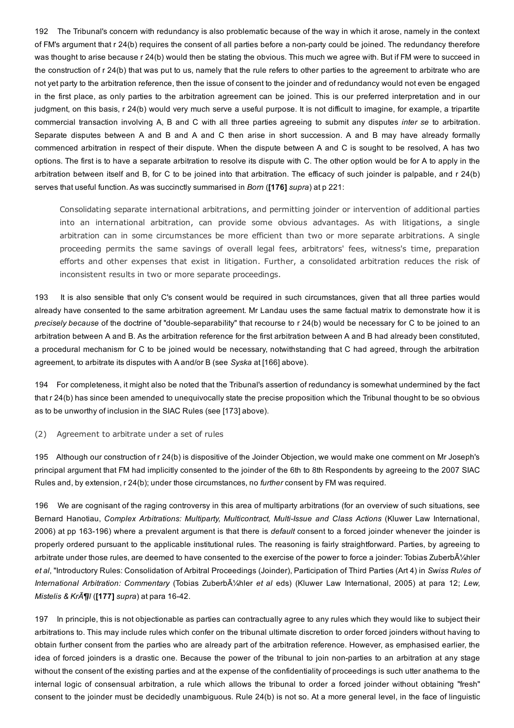192 The Tribunal's concern with redundancy is also problematic because of the way in which it arose, namely in the context of FM's argument that r 24(b) requires the consent of all parties before a non-party could be joined. The redundancy therefore was thought to arise because r 24(b) would then be stating the obvious. This much we agree with. But if FM were to succeed in the construction of r 24(b) that was put to us, namely that the rule refers to other parties to the agreement to arbitrate who are not yet party to the arbitration reference, then the issue of consent to the joinder and of redundancy would not even be engaged in the first place, as only parties to the arbitration agreement can be joined. This is our preferred interpretation and in our judgment, on this basis, r 24(b) would very much serve a useful purpose. It is not difficult to imagine, for example, a tripartite commercial transaction involving A, B and C with all three parties agreeing to submit any disputes *inter se* to arbitration. Separate disputes between A and B and A and C then arise in short succession. A and B may have already formally commenced arbitration in respect of their dispute. When the dispute between A and C is sought to be resolved, A has two options. The first is to have a separate arbitration to resolve its dispute with C. The other option would be for A to apply in the arbitration between itself and B, for C to be joined into that arbitration. The efficacy of such joinder is palpable, and r 24(b) serves that useful function. As was succinctly summarised in *Born* (**[176]** *supra*) at p 221:

> Consolidating separate international arbitrations, and permitting joinder or intervention of additional parties into an international arbitration, can provide some obvious advantages. As with litigations, a single arbitration can in some circumstances be more efficient than two or more separate arbitrations. A single proceeding permits the same savings of overall legal fees, arbitrators' fees, witness's time, preparation efforts and other expenses that exist in litigation. Further, a consolidated arbitration reduces the risk of inconsistent results in two or more separate proceedings.

193 It is also sensible that only C's consent would be required in such circumstances, given that all three parties would already have consented to the same arbitration agreement. Mr Landau uses the same factual matrix to demonstrate how it is *precisely because* of the doctrine of "double-separability" that recourse to r 24(b) would be necessary for C to be joined to an arbitration between A and B. As the arbitration reference for the first arbitration between A and B had already been constituted, a procedural mechanism for C to be joined would be necessary, notwithstanding that C had agreed, through the arbitration agreement, to arbitrate its disputes with A and/or B (see *Syska* at [166] above).

194 For completeness, it might also be noted that the Tribunal's assertion of redundancy is somewhat undermined by the fact that r 24(b) has since been amended to unequivocally state the precise proposition which the Tribunal thought to be so obvious as to be unworthy of inclusion in the SIAC Rules (see [173] above).

(2) Agreement to arbitrate under a set of rules

195 Although our construction of r 24(b) is dispositive of the Joinder Objection, we would make one comment on Mr Joseph's principal argument that FM had implicitly consented to the joinder of the 6th to 8th Respondents by agreeing to the 2007 SIAC Rules and, by extension, r 24(b); under those circumstances, no *further* consent by FM was required.

196 We are cognisant of the raging controversy in this area of multiparty arbitrations (for an overview of such situations, see Bernard Hanotiau, *Complex Arbitrations: Multiparty, Multicontract, Multi-Issue and Class Actions* (Kluwer Law International, 2006) at pp 163-196) where a prevalent argument is that there is *default* consent to a forced joinder whenever the joinder is properly ordered pursuant to the applicable institutional rules. The reasoning is fairly straightforward. Parties, by agreeing to arbitrate under those rules, are deemed to have consented to the exercise of the power to force a joinder: Tobias ZuberbÃ¼hler *et al*, "Introductory Rules: Consolidation of Arbitral Proceedings (Joinder), Participation of Third Parties (Art 4) in *Swiss Rules of International Arbitration: Commentary* (Tobias ZuberbÃ¼hler *et al* eds) (Kluwer Law International, 2005) at para 12; *Lew, Mistelis & KrÃ¶ll* (**[177]** *supra*) at para 16-42.

197 In principle, this is not objectionable as parties can contractually agree to any rules which they would like to subject their arbitrations to. This may include rules which confer on the tribunal ultimate discretion to order forced joinders without having to obtain further consent from the parties who are already part of the arbitration reference. However, as emphasised earlier, the idea of forced joinders is a drastic one. Because the power of the tribunal to join non-parties to an arbitration at any stage without the consent of the existing parties and at the expense of the confidentiality of proceedings is such utter anathema to the internal logic of consensual arbitration, a rule which allows the tribunal to order a forced joinder without obtaining "fresh" consent to the joinder must be decidedly unambiguous. Rule 24(b) is not so. At a more general level, in the face of linguistic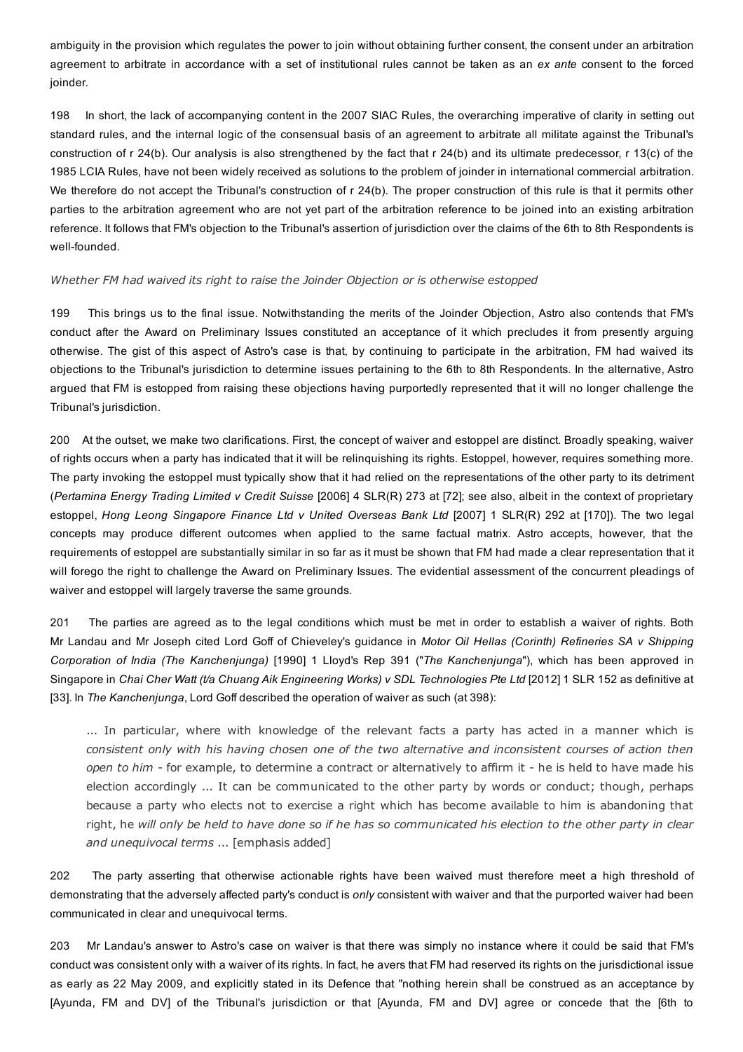ambiguity in the provision which regulates the power to join without obtaining further consent, the consent under an arbitration agreement to arbitrate in accordance with a set of institutional rules cannot be taken as an *ex ante* consent to the forced joinder.

198 In short, the lack of accompanying content in the 2007 SIAC Rules, the overarching imperative of clarity in setting out standard rules, and the internal logic of the consensual basis of an agreement to arbitrate all militate against the Tribunal's construction of r 24(b). Our analysis is also strengthened by the fact that r 24(b) and its ultimate predecessor, r 13(c) of the 1985 LCIA Rules, have not been widely received as solutions to the problem of joinder in international commercial arbitration. We therefore do not accept the Tribunal's construction of r 24(b). The proper construction of this rule is that it permits other parties to the arbitration agreement who are not yet part of the arbitration reference to be joined into an existing arbitration reference. It follows that FM's objection to the Tribunal's assertion of jurisdiction over the claims of the 6th to 8th Respondents is well-founded.

*Whether FM had waived its right to raise the Joinder Objection or is otherwise estopped*

199 This brings us to the final issue. Notwithstanding the merits of the Joinder Objection, Astro also contends that FM's conduct after the Award on Preliminary Issues constituted an acceptance of it which precludes it from presently arguing otherwise. The gist of this aspect of Astro's case is that, by continuing to participate in the arbitration, FM had waived its objections to the Tribunal's jurisdiction to determine issues pertaining to the 6th to 8th Respondents. In the alternative, Astro argued that FM is estopped from raising these objections having purportedly represented that it will no longer challenge the Tribunal's jurisdiction.

200 At the outset, we make two clarifications. First, the concept of waiver and estoppel are distinct. Broadly speaking, waiver of rights occurs when a party has indicated that it will be relinquishing its rights. Estoppel, however, requires something more. The party invoking the estoppel must typically show that it had relied on the representations of the other party to its detriment (*Pertamina Energy Trading Limited v Credit Suisse* [2006] 4 SLR(R) 273 at [72]; see also, albeit in the context of proprietary estoppel, *Hong Leong Singapore Finance Ltd v United Overseas Bank Ltd* [2007] 1 SLR(R) 292 at [170]). The two legal concepts may produce different outcomes when applied to the same factual matrix. Astro accepts, however, that the requirements of estoppel are substantially similar in so far as it must be shown that FM had made a clear representation that it will forego the right to challenge the Award on Preliminary Issues. The evidential assessment of the concurrent pleadings of waiver and estoppel will largely traverse the same grounds.

201 The parties are agreed as to the legal conditions which must be met in order to establish a waiver of rights. Both Mr Landau and Mr Joseph cited Lord Goff of Chieveley's guidance in *Motor Oil Hellas (Corinth) Refineries SA v Shipping Corporation of India (The Kanchenjunga)* [1990] 1 Lloyd's Rep 391 ("*The Kanchenjunga*"), which has been approved in Singapore in *Chai Cher Watt (t/a Chuang Aik Engineering Works) v SDL Technologies Pte Ltd* [2012] 1 SLR 152 as definitive at [33]. In *The Kanchenjunga*, Lord Goff described the operation of waiver as such (at 398):

> ... In particular, where with knowledge of the relevant facts a party has acted in a manner which is *consistent only with his having chosen one of the two alternative and inconsistent courses of action then open to him* - for example, to determine a contract or alternatively to affirm it - he is held to have made his election accordingly ... It can be communicated to the other party by words or conduct; though, perhaps because a party who elects not to exercise a right which has become available to him is abandoning that right, he *will only be held to have done so if he has so communicated his election to the other party in clear and unequivocal terms* ... [emphasis added]

202 The party asserting that otherwise actionable rights have been waived must therefore meet a high threshold of demonstrating that the adversely affected party's conduct is *only* consistent with waiver and that the purported waiver had been communicated in clear and unequivocal terms.

203 Mr Landau's answer to Astro's case on waiver is that there was simply no instance where it could be said that FM's conduct was consistent only with a waiver of its rights. In fact, he avers that FM had reserved its rights on the jurisdictional issue as early as 22 May 2009, and explicitly stated in its Defence that "nothing herein shall be construed as an acceptance by [Ayunda, FM and DV] of the Tribunal's jurisdiction or that [Ayunda, FM and DV] agree or concede that the [6th to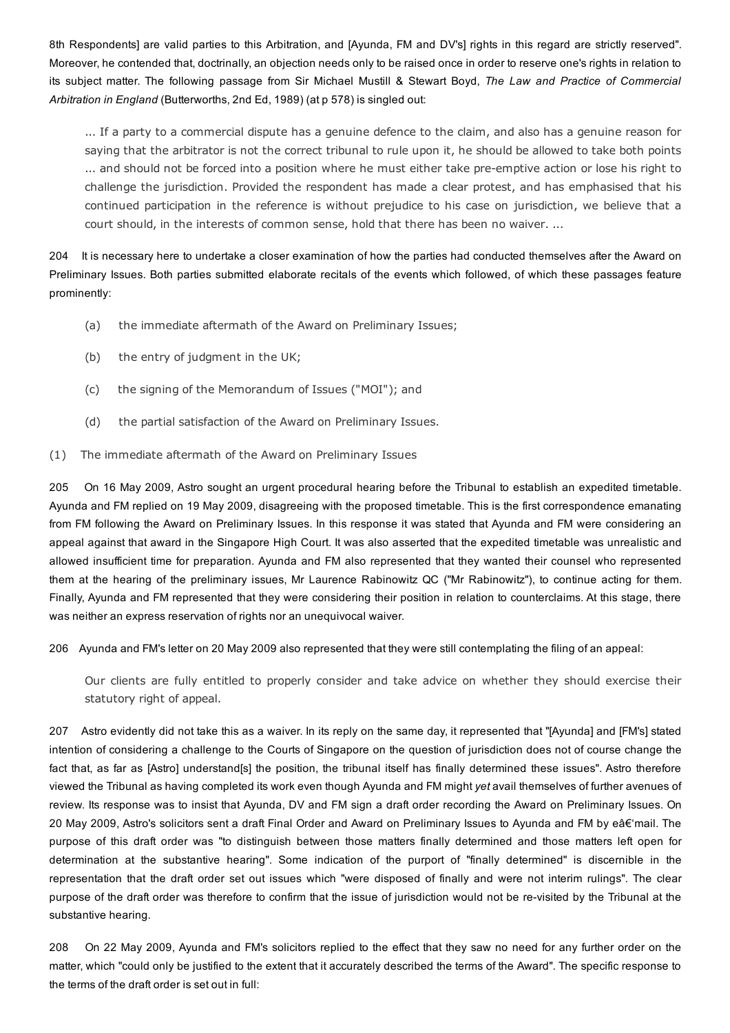8th Respondents] are valid parties to this Arbitration, and [Ayunda, FM and DV's] rights in this regard are strictly reserved". Moreover, he contended that, doctrinally, an objection needs only to be raised once in order to reserve one's rights in relation to its subject matter. The following passage from Sir Michael Mustill & Stewart Boyd, *The Law and Practice of Commercial Arbitration in England* (Butterworths, 2nd Ed, 1989) (at p 578) is singled out:

> ... If a party to a commercial dispute has a genuine defence to the claim, and also has a genuine reason for saying that the arbitrator is not the correct tribunal to rule upon it, he should be allowed to take both points ... and should not be forced into a position where he must either take pre-emptive action or lose his right to challenge the jurisdiction. Provided the respondent has made a clear protest, and has emphasised that his continued participation in the reference is without prejudice to his case on jurisdiction, we believe that a court should, in the interests of common sense, hold that there has been no waiver. ...

204 It is necessary here to undertake a closer examination of how the parties had conducted themselves after the Award on Preliminary Issues. Both parties submitted elaborate recitals of the events which followed, of which these passages feature prominently:

(a) the immediate aftermath of the Award on Preliminary Issues;

(b) the entry of judgment in the UK;

(c) the signing of the Memorandum of Issues ("MOI"); and

(d) the partial satisfaction of the Award on Preliminary Issues.

(1) The immediate aftermath of the Award on Preliminary Issues

205 On 16 May 2009, Astro sought an urgent procedural hearing before the Tribunal to establish an expedited timetable. Ayunda and FM replied on 19 May 2009, disagreeing with the proposed timetable. This is the first correspondence emanating from FM following the Award on Preliminary Issues. In this response it was stated that Ayunda and FM were considering an appeal against that award in the Singapore High Court. It was also asserted that the expedited timetable was unrealistic and allowed insufficient time for preparation. Ayunda and FM also represented that they wanted their counsel who represented them at the hearing of the preliminary issues, Mr Laurence Rabinowitz QC ("Mr Rabinowitz"), to continue acting for them. Finally, Ayunda and FM represented that they were considering their position in relation to counterclaims. At this stage, there was neither an express reservation of rights nor an unequivocal waiver.

206 Ayunda and FM's letter on 20 May 2009 also represented that they were still contemplating the filing of an appeal:

> Our clients are fully entitled to properly consider and take advice on whether they should exercise their statutory right of appeal.

207 Astro evidently did not take this as a waiver. In its reply on the same day, it represented that "[Ayunda] and [FM's] stated intention of considering a challenge to the Courts of Singapore on the question of jurisdiction does not of course change the fact that, as far as [Astro] understand[s] the position, the tribunal itself has finally determined these issues". Astro therefore viewed the Tribunal as having completed its work even though Ayunda and FM might *yet* avail themselves of further avenues of review. Its response was to insist that Ayunda, DV and FM sign a draft order recording the Award on Preliminary Issues. On 20 May 2009, Astro's solicitors sent a draft Final Order and Award on Preliminary Issues to Ayunda and FM by e‑mail. The purpose of this draft order was "to distinguish between those matters finally determined and those matters left open for determination at the substantive hearing". Some indication of the purport of "finally determined" is discernible in the representation that the draft order set out issues which "were disposed of finally and were not interim rulings". The clear purpose of the draft order was therefore to confirm that the issue of jurisdiction would not be re-visited by the Tribunal at the substantive hearing.

208 On 22 May 2009, Ayunda and FM's solicitors replied to the effect that they saw no need for any further order on the matter, which "could only be justified to the extent that it accurately described the terms of the Award". The specific response to the terms of the draft order is set out in full: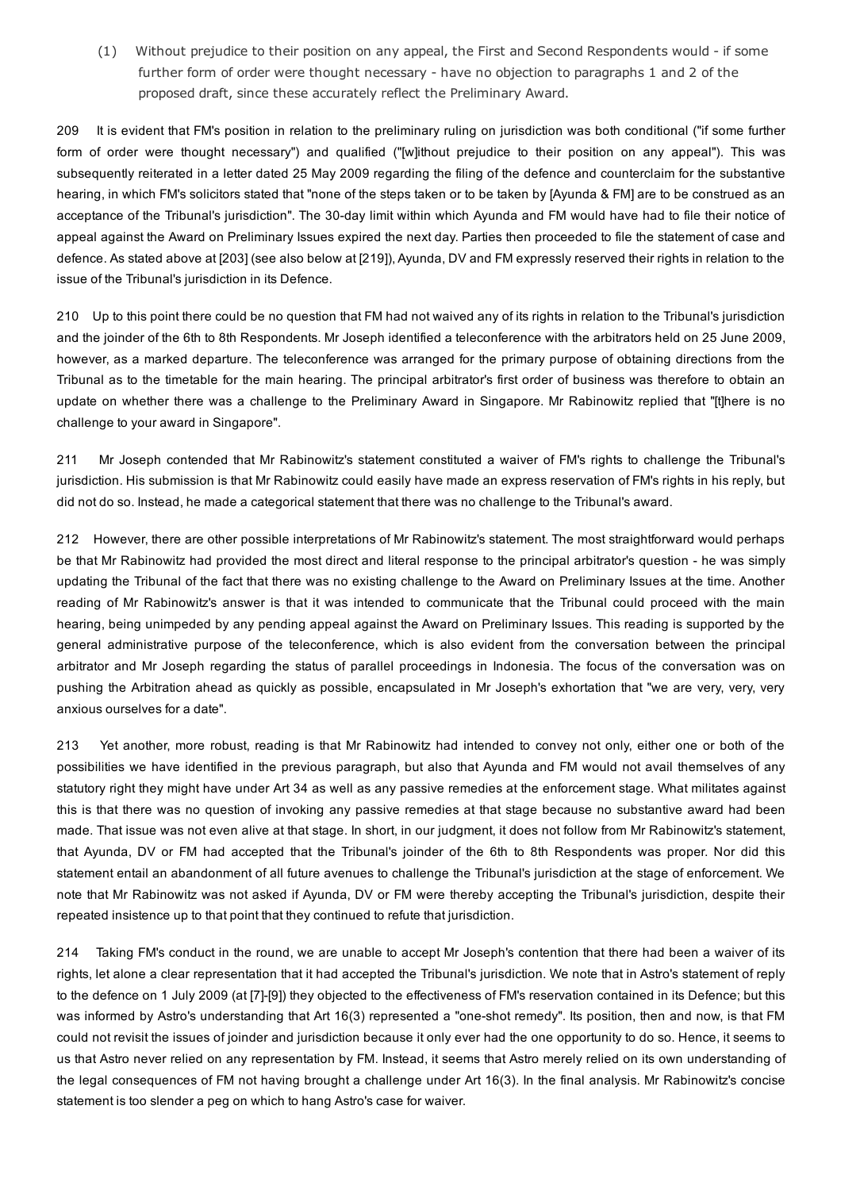(1) Without prejudice to their position on any appeal, the First and Second Respondents would - if some further form of order were thought necessary - have no objection to paragraphs 1 and 2 of the proposed draft, since these accurately reflect the Preliminary Award.

209 It is evident that FM's position in relation to the preliminary ruling on jurisdiction was both conditional ("if some further form of order were thought necessary") and qualified ("[w]ithout prejudice to their position on any appeal"). This was subsequently reiterated in a letter dated 25 May 2009 regarding the filing of the defence and counterclaim for the substantive hearing, in which FM's solicitors stated that "none of the steps taken or to be taken by [Ayunda & FM] are to be construed as an acceptance of the Tribunal's jurisdiction". The 30-day limit within which Ayunda and FM would have had to file their notice of appeal against the Award on Preliminary Issues expired the next day. Parties then proceeded to file the statement of case and defence. As stated above at [203] (see also below at [219]), Ayunda, DV and FM expressly reserved their rights in relation to the issue of the Tribunal's jurisdiction in its Defence.

210 Up to this point there could be no question that FM had not waived any of its rights in relation to the Tribunal's jurisdiction and the joinder of the 6th to 8th Respondents. Mr Joseph identified a teleconference with the arbitrators held on 25 June 2009, however, as a marked departure. The teleconference was arranged for the primary purpose of obtaining directions from the Tribunal as to the timetable for the main hearing. The principal arbitrator's first order of business was therefore to obtain an update on whether there was a challenge to the Preliminary Award in Singapore. Mr Rabinowitz replied that "[t]here is no challenge to your award in Singapore".

211 Mr Joseph contended that Mr Rabinowitz's statement constituted a waiver of FM's rights to challenge the Tribunal's jurisdiction. His submission is that Mr Rabinowitz could easily have made an express reservation of FM's rights in his reply, but did not do so. Instead, he made a categorical statement that there was no challenge to the Tribunal's award.

212 However, there are other possible interpretations of Mr Rabinowitz's statement. The most straightforward would perhaps be that Mr Rabinowitz had provided the most direct and literal response to the principal arbitrator's question - he was simply updating the Tribunal of the fact that there was no existing challenge to the Award on Preliminary Issues at the time. Another reading of Mr Rabinowitz's answer is that it was intended to communicate that the Tribunal could proceed with the main hearing, being unimpeded by any pending appeal against the Award on Preliminary Issues. This reading is supported by the general administrative purpose of the teleconference, which is also evident from the conversation between the principal arbitrator and Mr Joseph regarding the status of parallel proceedings in Indonesia. The focus of the conversation was on pushing the Arbitration ahead as quickly as possible, encapsulated in Mr Joseph's exhortation that "we are very, very, very anxious ourselves for a date".

213 Yet another, more robust, reading is that Mr Rabinowitz had intended to convey not only, either one or both of the possibilities we have identified in the previous paragraph, but also that Ayunda and FM would not avail themselves of any statutory right they might have under Art 34 as well as any passive remedies at the enforcement stage. What militates against this is that there was no question of invoking any passive remedies at that stage because no substantive award had been made. That issue was not even alive at that stage. In short, in our judgment, it does not follow from Mr Rabinowitz's statement, that Ayunda, DV or FM had accepted that the Tribunal's joinder of the 6th to 8th Respondents was proper. Nor did this statement entail an abandonment of all future avenues to challenge the Tribunal's jurisdiction at the stage of enforcement. We note that Mr Rabinowitz was not asked if Ayunda, DV or FM were thereby accepting the Tribunal's jurisdiction, despite their repeated insistence up to that point that they continued to refute that jurisdiction.

214 Taking FM's conduct in the round, we are unable to accept Mr Joseph's contention that there had been a waiver of its rights, let alone a clear representation that it had accepted the Tribunal's jurisdiction. We note that in Astro's statement of reply to the defence on 1 July 2009 (at [7]-[9]) they objected to the effectiveness of FM's reservation contained in its Defence; but this was informed by Astro's understanding that Art 16(3) represented a "one-shot remedy". Its position, then and now, is that FM could not revisit the issues of joinder and jurisdiction because it only ever had the one opportunity to do so. Hence, it seems to us that Astro never relied on any representation by FM. Instead, it seems that Astro merely relied on its own understanding of the legal consequences of FM not having brought a challenge under Art 16(3). In the final analysis. Mr Rabinowitz's concise statement is too slender a peg on which to hang Astro's case for waiver.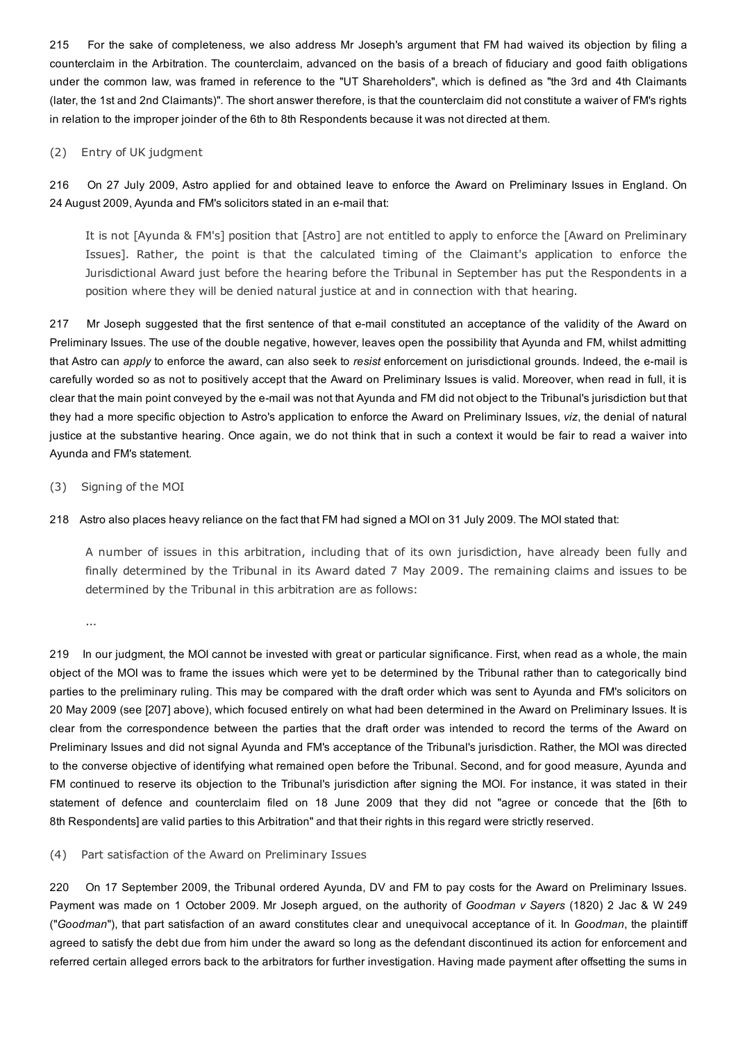215 For the sake of completeness, we also address Mr Joseph's argument that FM had waived its objection by filing a counterclaim in the Arbitration. The counterclaim, advanced on the basis of a breach of fiduciary and good faith obligations under the common law, was framed in reference to the "UT Shareholders", which is defined as "the 3rd and 4th Claimants (later, the 1st and 2nd Claimants)". The short answer therefore, is that the counterclaim did not constitute a waiver of FM's rights in relation to the improper joinder of the 6th to 8th Respondents because it was not directed at them.

(2) Entry of UK judgment

216 On 27 July 2009, Astro applied for and obtained leave to enforce the Award on Preliminary Issues in England. On 24 August 2009, Ayunda and FM's solicitors stated in an e-mail that:

> It is not [Ayunda & FM's] position that [Astro] are not entitled to apply to enforce the [Award on Preliminary Issues]. Rather, the point is that the calculated timing of the Claimant's application to enforce the Jurisdictional Award just before the hearing before the Tribunal in September has put the Respondents in a position where they will be denied natural justice at and in connection with that hearing.

217 Mr Joseph suggested that the first sentence of that e-mail constituted an acceptance of the validity of the Award on Preliminary Issues. The use of the double negative, however, leaves open the possibility that Ayunda and FM, whilst admitting that Astro can *apply* to enforce the award, can also seek to *resist* enforcement on jurisdictional grounds. Indeed, the e-mail is carefully worded so as not to positively accept that the Award on Preliminary Issues is valid. Moreover, when read in full, it is clear that the main point conveyed by the e-mail was not that Ayunda and FM did not object to the Tribunal's jurisdiction but that they had a more specific objection to Astro's application to enforce the Award on Preliminary Issues, *viz*, the denial of natural justice at the substantive hearing. Once again, we do not think that in such a context it would be fair to read a waiver into Ayunda and FM's statement.

(3) Signing of the MOI

218 Astro also places heavy reliance on the fact that FM had signed a MOI on 31 July 2009. The MOI stated that:

> A number of issues in this arbitration, including that of its own jurisdiction, have already been fully and finally determined by the Tribunal in its Award dated 7 May 2009. The remaining claims and issues to be determined by the Tribunal in this arbitration are as follows:
>
> ...

219 In our judgment, the MOI cannot be invested with great or particular significance. First, when read as a whole, the main object of the MOI was to frame the issues which were yet to be determined by the Tribunal rather than to categorically bind parties to the preliminary ruling. This may be compared with the draft order which was sent to Ayunda and FM's solicitors on 20 May 2009 (see [207] above), which focused entirely on what had been determined in the Award on Preliminary Issues. It is clear from the correspondence between the parties that the draft order was intended to record the terms of the Award on Preliminary Issues and did not signal Ayunda and FM's acceptance of the Tribunal's jurisdiction. Rather, the MOI was directed to the converse objective of identifying what remained open before the Tribunal. Second, and for good measure, Ayunda and FM continued to reserve its objection to the Tribunal's jurisdiction after signing the MOI. For instance, it was stated in their statement of defence and counterclaim filed on 18 June 2009 that they did not "agree or concede that the [6th to 8th Respondents] are valid parties to this Arbitration" and that their rights in this regard were strictly reserved.

(4) Part satisfaction of the Award on Preliminary Issues

220 On 17 September 2009, the Tribunal ordered Ayunda, DV and FM to pay costs for the Award on Preliminary Issues. Payment was made on 1 October 2009. Mr Joseph argued, on the authority of *Goodman v Sayers* (1820) 2 Jac & W 249 ("*Goodman*"), that part satisfaction of an award constitutes clear and unequivocal acceptance of it. In *Goodman*, the plaintiff agreed to satisfy the debt due from him under the award so long as the defendant discontinued its action for enforcement and referred certain alleged errors back to the arbitrators for further investigation. Having made payment after offsetting the sums in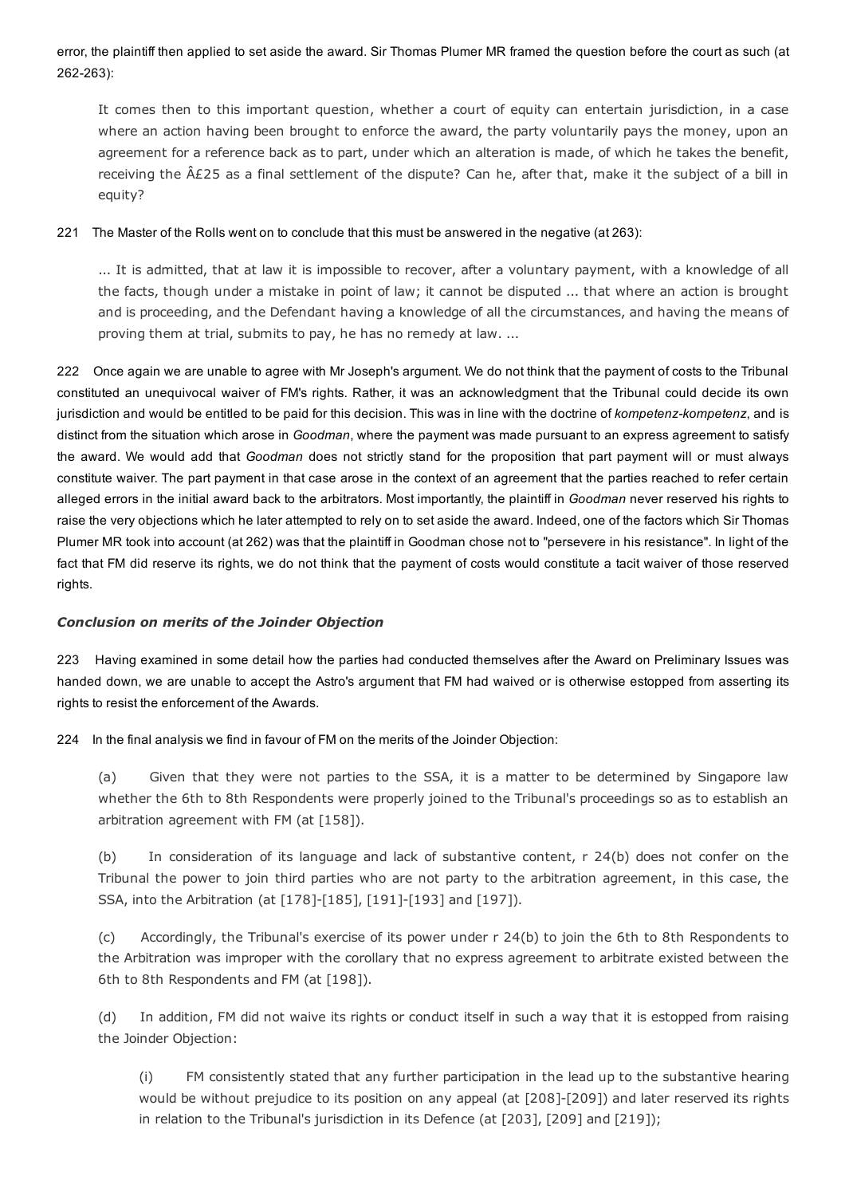error, the plaintiff then applied to set aside the award. Sir Thomas Plumer MR framed the question before the court as such (at 262-263):

> It comes then to this important question, whether a court of equity can entertain jurisdiction, in a case where an action having been brought to enforce the award, the party voluntarily pays the money, upon an agreement for a reference back as to part, under which an alteration is made, of which he takes the benefit, receiving the Â£25 as a final settlement of the dispute? Can he, after that, make it the subject of a bill in equity?

221 The Master of the Rolls went on to conclude that this must be answered in the negative (at 263):

> ... It is admitted, that at law it is impossible to recover, after a voluntary payment, with a knowledge of all the facts, though under a mistake in point of law; it cannot be disputed ... that where an action is brought and is proceeding, and the Defendant having a knowledge of all the circumstances, and having the means of proving them at trial, submits to pay, he has no remedy at law. ...

222 Once again we are unable to agree with Mr Joseph's argument. We do not think that the payment of costs to the Tribunal constituted an unequivocal waiver of FM's rights. Rather, it was an acknowledgment that the Tribunal could decide its own jurisdiction and would be entitled to be paid for this decision. This was in line with the doctrine of *kompetenz-kompetenz*, and is distinct from the situation which arose in *Goodman*, where the payment was made pursuant to an express agreement to satisfy the award. We would add that *Goodman* does not strictly stand for the proposition that part payment will or must always constitute waiver. The part payment in that case arose in the context of an agreement that the parties reached to refer certain alleged errors in the initial award back to the arbitrators. Most importantly, the plaintiff in *Goodman* never reserved his rights to raise the very objections which he later attempted to rely on to set aside the award. Indeed, one of the factors which Sir Thomas Plumer MR took into account (at 262) was that the plaintiff in Goodman chose not to "persevere in his resistance". In light of the fact that FM did reserve its rights, we do not think that the payment of costs would constitute a tacit waiver of those reserved rights.

### *Conclusion on merits of the Joinder Objection*

223 Having examined in some detail how the parties had conducted themselves after the Award on Preliminary Issues was handed down, we are unable to accept the Astro's argument that FM had waived or is otherwise estopped from asserting its rights to resist the enforcement of the Awards.

224 In the final analysis we find in favour of FM on the merits of the Joinder Objection:

> (a) Given that they were not parties to the SSA, it is a matter to be determined by Singapore law whether the 6th to 8th Respondents were properly joined to the Tribunal's proceedings so as to establish an arbitration agreement with FM (at [158]).
>
> (b) In consideration of its language and lack of substantive content, r 24(b) does not confer on the Tribunal the power to join third parties who are not party to the arbitration agreement, in this case, the SSA, into the Arbitration (at [178]-[185], [191]-[193] and [197]).
>
> (c) Accordingly, the Tribunal's exercise of its power under r 24(b) to join the 6th to 8th Respondents to the Arbitration was improper with the corollary that no express agreement to arbitrate existed between the 6th to 8th Respondents and FM (at [198]).
>
> (d) In addition, FM did not waive its rights or conduct itself in such a way that it is estopped from raising the Joinder Objection:
>
> > (i) FM consistently stated that any further participation in the lead up to the substantive hearing would be without prejudice to its position on any appeal (at [208]-[209]) and later reserved its rights in relation to the Tribunal's jurisdiction in its Defence (at [203], [209] and [219]);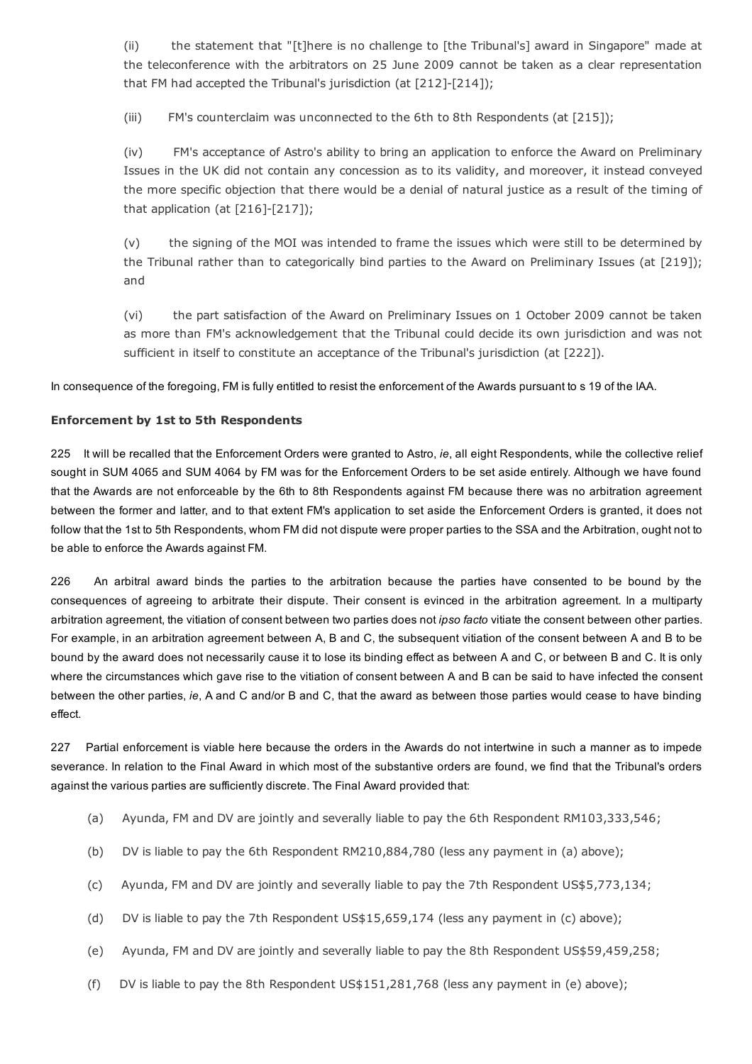(ii) the statement that "[t]here is no challenge to [the Tribunal's] award in Singapore" made at the teleconference with the arbitrators on 25 June 2009 cannot be taken as a clear representation that FM had accepted the Tribunal's jurisdiction (at [212]-[214]);

(iii) FM's counterclaim was unconnected to the 6th to 8th Respondents (at [215]);

(iv) FM's acceptance of Astro's ability to bring an application to enforce the Award on Preliminary Issues in the UK did not contain any concession as to its validity, and moreover, it instead conveyed the more specific objection that there would be a denial of natural justice as a result of the timing of that application (at [216]-[217]);

(v) the signing of the MOI was intended to frame the issues which were still to be determined by the Tribunal rather than to categorically bind parties to the Award on Preliminary Issues (at [219]); and

(vi) the part satisfaction of the Award on Preliminary Issues on 1 October 2009 cannot be taken as more than FM's acknowledgement that the Tribunal could decide its own jurisdiction and was not sufficient in itself to constitute an acceptance of the Tribunal's jurisdiction (at [222]).

In consequence of the foregoing, FM is fully entitled to resist the enforcement of the Awards pursuant to s 19 of the IAA.

**Enforcement by 1st to 5th Respondents**

225 It will be recalled that the Enforcement Orders were granted to Astro, *ie*, all eight Respondents, while the collective relief sought in SUM 4065 and SUM 4064 by FM was for the Enforcement Orders to be set aside entirely. Although we have found that the Awards are not enforceable by the 6th to 8th Respondents against FM because there was no arbitration agreement between the former and latter, and to that extent FM's application to set aside the Enforcement Orders is granted, it does not follow that the 1st to 5th Respondents, whom FM did not dispute were proper parties to the SSA and the Arbitration, ought not to be able to enforce the Awards against FM.

226 An arbitral award binds the parties to the arbitration because the parties have consented to be bound by the consequences of agreeing to arbitrate their dispute. Their consent is evinced in the arbitration agreement. In a multiparty arbitration agreement, the vitiation of consent between two parties does not *ipso facto* vitiate the consent between other parties. For example, in an arbitration agreement between A, B and C, the subsequent vitiation of the consent between A and B to be bound by the award does not necessarily cause it to lose its binding effect as between A and C, or between B and C. It is only where the circumstances which gave rise to the vitiation of consent between A and B can be said to have infected the consent between the other parties, *ie*, A and C and/or B and C, that the award as between those parties would cease to have binding effect.

227 Partial enforcement is viable here because the orders in the Awards do not intertwine in such a manner as to impede severance. In relation to the Final Award in which most of the substantive orders are found, we find that the Tribunal's orders against the various parties are sufficiently discrete. The Final Award provided that:

(a) Ayunda, FM and DV are jointly and severally liable to pay the 6th Respondent RM103,333,546;

(b) DV is liable to pay the 6th Respondent RM210,884,780 (less any payment in (a) above);

(c) Ayunda, FM and DV are jointly and severally liable to pay the 7th Respondent US$5,773,134;

(d) DV is liable to pay the 7th Respondent US$15,659,174 (less any payment in (c) above);

(e) Ayunda, FM and DV are jointly and severally liable to pay the 8th Respondent US$59,459,258;

(f) DV is liable to pay the 8th Respondent US$151,281,768 (less any payment in (e) above);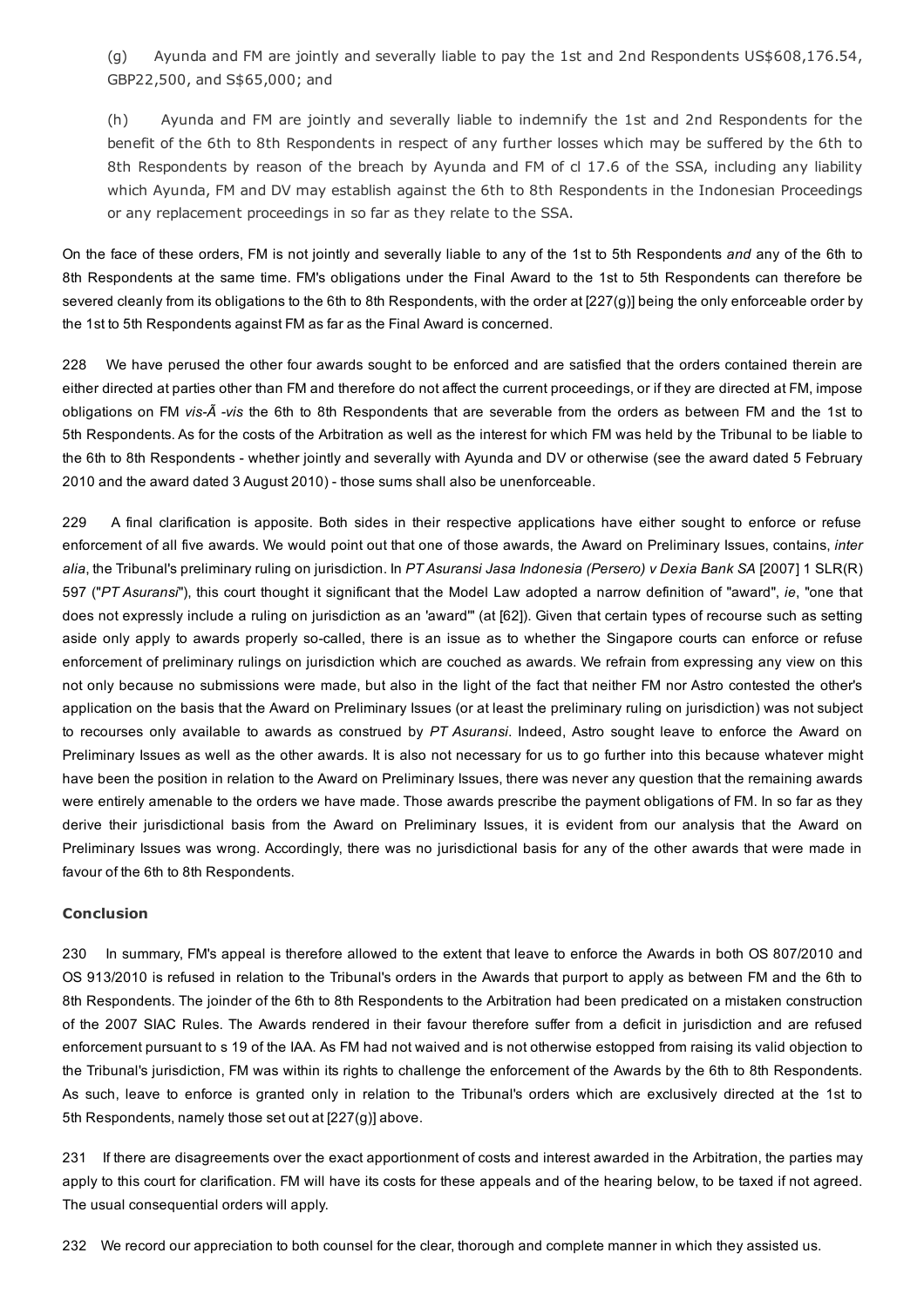(g) Ayunda and FM are jointly and severally liable to pay the 1st and 2nd Respondents US$608,176.54, GBP22,500, and S$65,000; and

(h) Ayunda and FM are jointly and severally liable to indemnify the 1st and 2nd Respondents for the benefit of the 6th to 8th Respondents in respect of any further losses which may be suffered by the 6th to 8th Respondents by reason of the breach by Ayunda and FM of cl 17.6 of the SSA, including any liability which Ayunda, FM and DV may establish against the 6th to 8th Respondents in the Indonesian Proceedings or any replacement proceedings in so far as they relate to the SSA.

On the face of these orders, FM is not jointly and severally liable to any of the 1st to 5th Respondents *and* any of the 6th to 8th Respondents at the same time. FM's obligations under the Final Award to the 1st to 5th Respondents can therefore be severed cleanly from its obligations to the 6th to 8th Respondents, with the order at [227(g)] being the only enforceable order by the 1st to 5th Respondents against FM as far as the Final Award is concerned.

228 We have perused the other four awards sought to be enforced and are satisfied that the orders contained therein are either directed at parties other than FM and therefore do not affect the current proceedings, or if they are directed at FM, impose obligations on FM *vis-Ã -vis* the 6th to 8th Respondents that are severable from the orders as between FM and the 1st to 5th Respondents. As for the costs of the Arbitration as well as the interest for which FM was held by the Tribunal to be liable to the 6th to 8th Respondents - whether jointly and severally with Ayunda and DV or otherwise (see the award dated 5 February 2010 and the award dated 3 August 2010) - those sums shall also be unenforceable.

229 A final clarification is apposite. Both sides in their respective applications have either sought to enforce or refuse enforcement of all five awards. We would point out that one of those awards, the Award on Preliminary Issues, contains, *inter alia*, the Tribunal's preliminary ruling on jurisdiction. In *PT Asuransi Jasa Indonesia (Persero) v Dexia Bank SA* [2007] 1 SLR(R) 597 ("*PT Asuransi*"), this court thought it significant that the Model Law adopted a narrow definition of "award", *ie*, "one that does not expressly include a ruling on jurisdiction as an 'award'" (at [62]). Given that certain types of recourse such as setting aside only apply to awards properly so-called, there is an issue as to whether the Singapore courts can enforce or refuse enforcement of preliminary rulings on jurisdiction which are couched as awards. We refrain from expressing any view on this not only because no submissions were made, but also in the light of the fact that neither FM nor Astro contested the other's application on the basis that the Award on Preliminary Issues (or at least the preliminary ruling on jurisdiction) was not subject to recourses only available to awards as construed by *PT Asuransi*. Indeed, Astro sought leave to enforce the Award on Preliminary Issues as well as the other awards. It is also not necessary for us to go further into this because whatever might have been the position in relation to the Award on Preliminary Issues, there was never any question that the remaining awards were entirely amenable to the orders we have made. Those awards prescribe the payment obligations of FM. In so far as they derive their jurisdictional basis from the Award on Preliminary Issues, it is evident from our analysis that the Award on Preliminary Issues was wrong. Accordingly, there was no jurisdictional basis for any of the other awards that were made in favour of the 6th to 8th Respondents.

## Conclusion

230 In summary, FM's appeal is therefore allowed to the extent that leave to enforce the Awards in both OS 807/2010 and OS 913/2010 is refused in relation to the Tribunal's orders in the Awards that purport to apply as between FM and the 6th to 8th Respondents. The joinder of the 6th to 8th Respondents to the Arbitration had been predicated on a mistaken construction of the 2007 SIAC Rules. The Awards rendered in their favour therefore suffer from a deficit in jurisdiction and are refused enforcement pursuant to s 19 of the IAA. As FM had not waived and is not otherwise estopped from raising its valid objection to the Tribunal's jurisdiction, FM was within its rights to challenge the enforcement of the Awards by the 6th to 8th Respondents. As such, leave to enforce is granted only in relation to the Tribunal's orders which are exclusively directed at the 1st to 5th Respondents, namely those set out at [227(g)] above.

231 If there are disagreements over the exact apportionment of costs and interest awarded in the Arbitration, the parties may apply to this court for clarification. FM will have its costs for these appeals and of the hearing below, to be taxed if not agreed. The usual consequential orders will apply.

232 We record our appreciation to both counsel for the clear, thorough and complete manner in which they assisted us.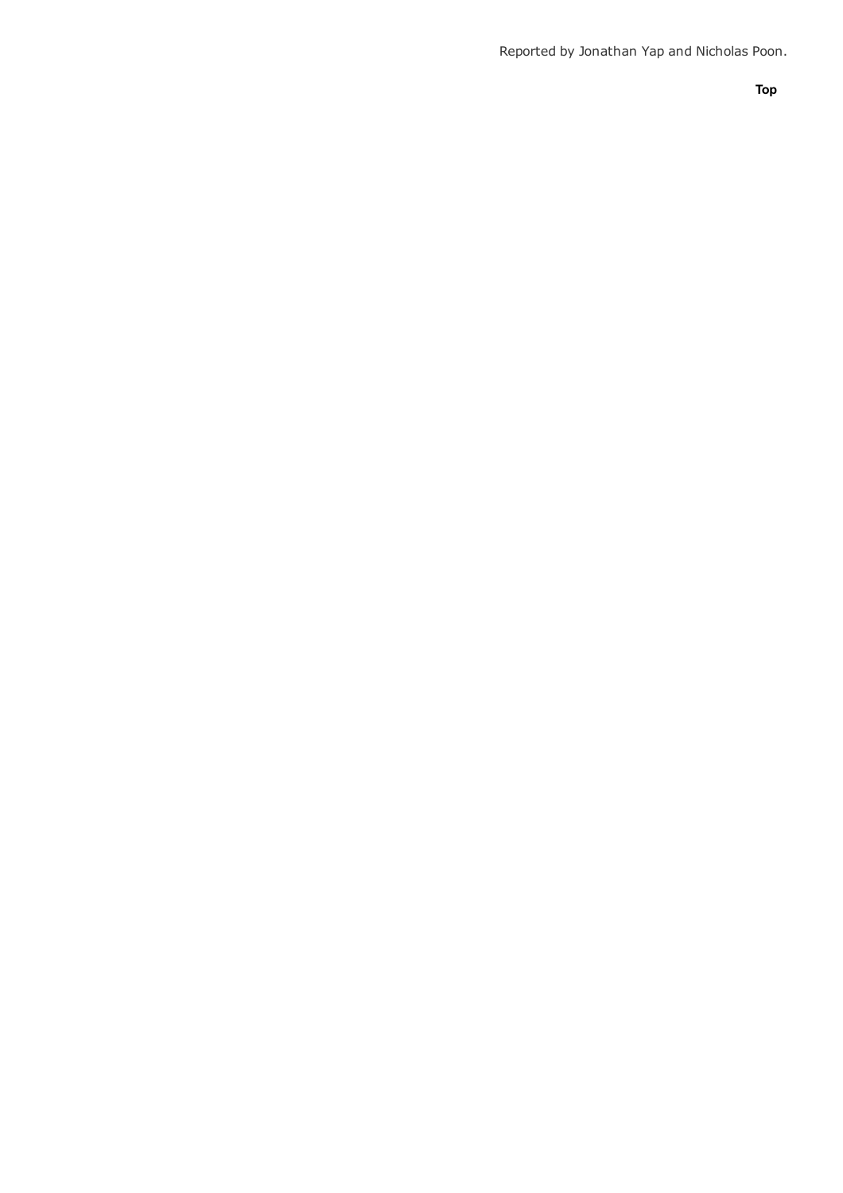Reported by Jonathan Yap and Nicholas Poon.

**Top**